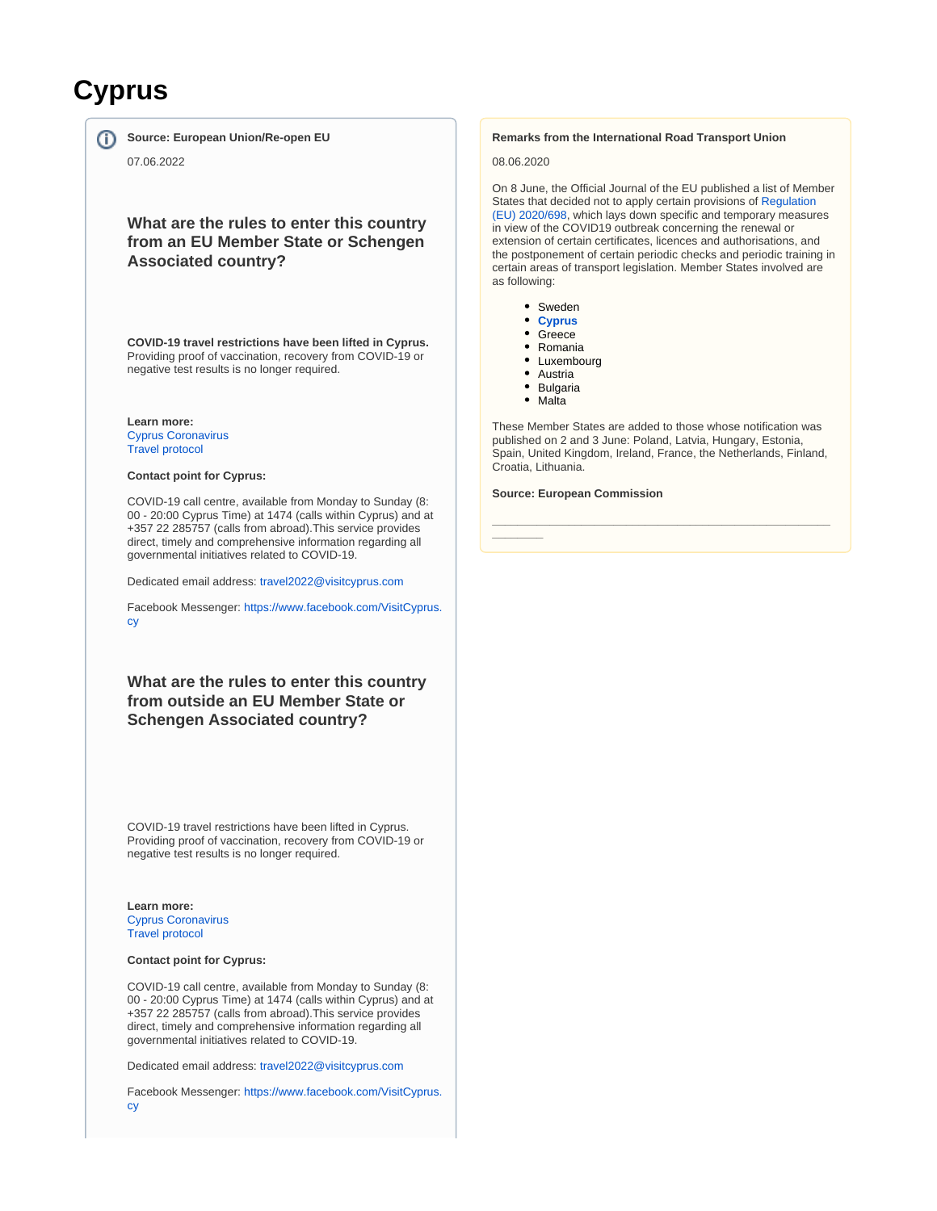# Cyprus

**Source: European Union/Re-open EU**

07.06.2022

### What are the rules to enter this country from an EU Member State or Schengen Associated country?

**COVID-19 travel restrictions have been lifted in Cyprus.** Providing proof of vaccination, recovery from COVID-19 or negative test results is no longer required.

**Learn more:**
Cyprus Coronavirus
Travel protocol

**Contact point for Cyprus:**

COVID-19 call centre, available from Monday to Sunday (8: 00 - 20:00 Cyprus Time) at 1474 (calls within Cyprus) and at +357 22 285757 (calls from abroad).This service provides direct, timely and comprehensive information regarding all governmental initiatives related to COVID-19.

Dedicated email address: travel2022@visitcyprus.com

Facebook Messenger: https://www.facebook.com/VisitCyprus.cy

### What are the rules to enter this country from outside an EU Member State or Schengen Associated country?

COVID-19 travel restrictions have been lifted in Cyprus. Providing proof of vaccination, recovery from COVID-19 or negative test results is no longer required.

**Learn more:**
Cyprus Coronavirus
Travel protocol

**Contact point for Cyprus:**

COVID-19 call centre, available from Monday to Sunday (8: 00 - 20:00 Cyprus Time) at 1474 (calls within Cyprus) and at +357 22 285757 (calls from abroad).This service provides direct, timely and comprehensive information regarding all governmental initiatives related to COVID-19.

Dedicated email address: travel2022@visitcyprus.com

Facebook Messenger: https://www.facebook.com/VisitCyprus.cy

**Remarks from the International Road Transport Union**

08.06.2020

On 8 June, the Official Journal of the EU published a list of Member States that decided not to apply certain provisions of Regulation (EU) 2020/698, which lays down specific and temporary measures in view of the COVID19 outbreak concerning the renewal or extension of certain certificates, licences and authorisations, and the postponement of certain periodic checks and periodic training in certain areas of transport legislation. Member States involved are as following:

- Sweden
- **Cyprus**
- Greece
- Romania
- Luxembourg
- Austria
- Bulgaria
- Malta

These Member States are added to those whose notification was published on 2 and 3 June: Poland, Latvia, Hungary, Estonia, Spain, United Kingdom, Ireland, France, the Netherlands, Finland, Croatia, Lithuania.

**Source: European Commission**

---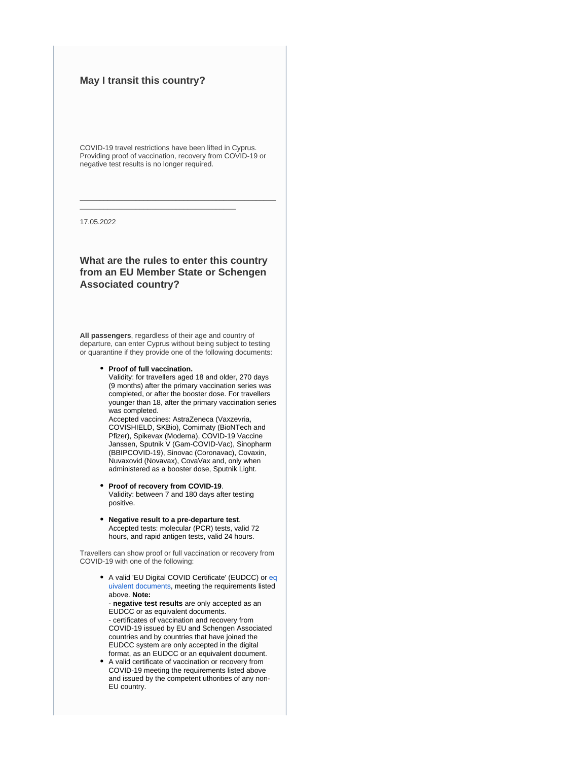### May I transit this country?

COVID-19 travel restrictions have been lifted in Cyprus. Providing proof of vaccination, recovery from COVID-19 or negative test results is no longer required.

---

17.05.2022

### What are the rules to enter this country from an EU Member State or Schengen Associated country?

**All passengers**, regardless of their age and country of departure, can enter Cyprus without being subject to testing or quarantine if they provide one of the following documents:

- **Proof of full vaccination.**
  Validity: for travellers aged 18 and older, 270 days (9 months) after the primary vaccination series was completed, or after the booster dose. For travellers younger than 18, after the primary vaccination series was completed.
  Accepted vaccines: AstraZeneca (Vaxzevria, COVISHIELD, SKBio), Comirnaty (BioNTech and Pfizer), Spikevax (Moderna), COVID-19 Vaccine Janssen, Sputnik V (Gam-COVID-Vac), Sinopharm (BBIPCOVID-19), Sinovac (Coronavac), Covaxin, Nuvaxovid (Novavax), CovaVax and, only when administered as a booster dose, Sputnik Light.
- **Proof of recovery from COVID-19**.
  Validity: between 7 and 180 days after testing positive.
- **Negative result to a pre-departure test**.
  Accepted tests: molecular (PCR) tests, valid 72 hours, and rapid antigen tests, valid 24 hours.

Travellers can show proof or full vaccination or recovery from COVID-19 with one of the following:

- A valid 'EU Digital COVID Certificate' (EUDCC) or equivalent documents, meeting the requirements listed above. **Note:**
  - **negative test results** are only accepted as an EUDCC or as equivalent documents.
  - certificates of vaccination and recovery from COVID-19 issued by EU and Schengen Associated countries and by countries that have joined the EUDCC system are only accepted in the digital format, as an EUDCC or an equivalent document.
- A valid certificate of vaccination or recovery from COVID-19 meeting the requirements listed above and issued by the competent uthorities of any non-EU country.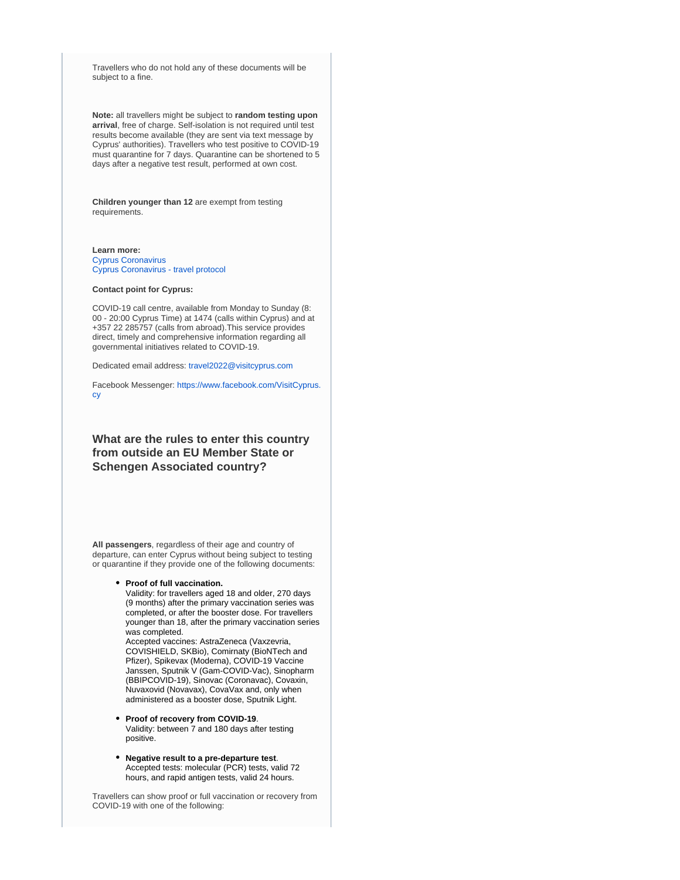Travellers who do not hold any of these documents will be subject to a fine.

**Note:** all travellers might be subject to **random testing upon arrival**, free of charge. Self-isolation is not required until test results become available (they are sent via text message by Cyprus' authorities). Travellers who test positive to COVID-19 must quarantine for 7 days. Quarantine can be shortened to 5 days after a negative test result, performed at own cost.

**Children younger than 12** are exempt from testing requirements.

**Learn more:**
Cyprus Coronavirus
Cyprus Coronavirus - travel protocol

**Contact point for Cyprus:**

COVID-19 call centre, available from Monday to Sunday (8: 00 - 20:00 Cyprus Time) at 1474 (calls within Cyprus) and at +357 22 285757 (calls from abroad).This service provides direct, timely and comprehensive information regarding all governmental initiatives related to COVID-19.

Dedicated email address: travel2022@visitcyprus.com

Facebook Messenger: https://www.facebook.com/VisitCyprus.cy

### What are the rules to enter this country from outside an EU Member State or Schengen Associated country?

**All passengers**, regardless of their age and country of departure, can enter Cyprus without being subject to testing or quarantine if they provide one of the following documents:

- **Proof of full vaccination.**
  Validity: for travellers aged 18 and older, 270 days (9 months) after the primary vaccination series was completed, or after the booster dose. For travellers younger than 18, after the primary vaccination series was completed.
  Accepted vaccines: AstraZeneca (Vaxzevria, COVISHIELD, SKBio), Comirnaty (BioNTech and Pfizer), Spikevax (Moderna), COVID-19 Vaccine Janssen, Sputnik V (Gam-COVID-Vac), Sinopharm (BBIPCOVID-19), Sinovac (Coronavac), Covaxin, Nuvaxovid (Novavax), CovaVax and, only when administered as a booster dose, Sputnik Light.
- **Proof of recovery from COVID-19**.
  Validity: between 7 and 180 days after testing positive.
- **Negative result to a pre-departure test**.
  Accepted tests: molecular (PCR) tests, valid 72 hours, and rapid antigen tests, valid 24 hours.

Travellers can show proof or full vaccination or recovery from COVID-19 with one of the following: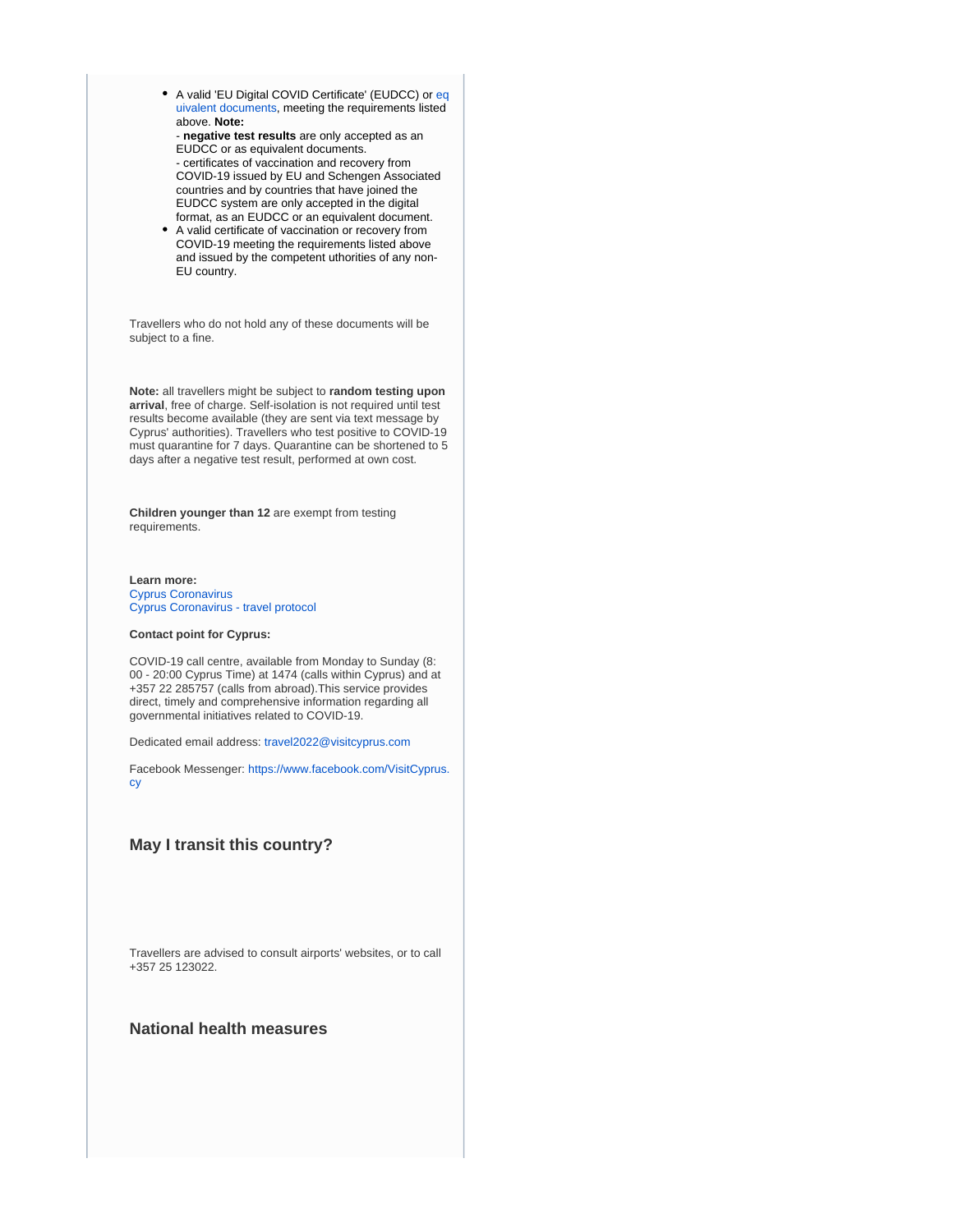- A valid 'EU Digital COVID Certificate' (EUDCC) or equivalent documents, meeting the requirements listed above. **Note:**
  - **negative test results** are only accepted as an EUDCC or as equivalent documents.
  - certificates of vaccination and recovery from COVID-19 issued by EU and Schengen Associated countries and by countries that have joined the EUDCC system are only accepted in the digital format, as an EUDCC or an equivalent document.
- A valid certificate of vaccination or recovery from COVID-19 meeting the requirements listed above and issued by the competent uthorities of any non-EU country.

Travellers who do not hold any of these documents will be subject to a fine.

**Note:** all travellers might be subject to **random testing upon arrival**, free of charge. Self-isolation is not required until test results become available (they are sent via text message by Cyprus' authorities). Travellers who test positive to COVID-19 must quarantine for 7 days. Quarantine can be shortened to 5 days after a negative test result, performed at own cost.

**Children younger than 12** are exempt from testing requirements.

**Learn more:**
Cyprus Coronavirus
Cyprus Coronavirus - travel protocol

**Contact point for Cyprus:**

COVID-19 call centre, available from Monday to Sunday (8:00 - 20:00 Cyprus Time) at 1474 (calls within Cyprus) and at +357 22 285757 (calls from abroad).This service provides direct, timely and comprehensive information regarding all governmental initiatives related to COVID-19.

Dedicated email address: travel2022@visitcyprus.com

Facebook Messenger: https://www.facebook.com/VisitCyprus.cy

## May I transit this country?

Travellers are advised to consult airports' websites, or to call +357 25 123022.

## National health measures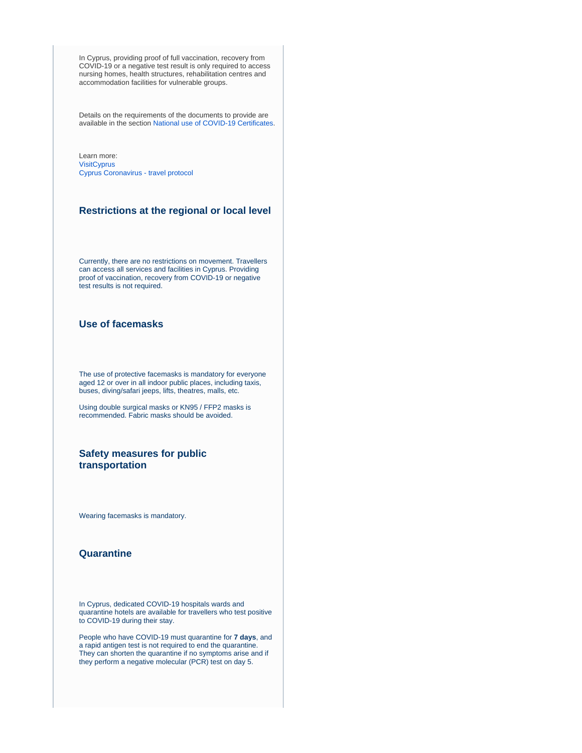In Cyprus, providing proof of full vaccination, recovery from COVID-19 or a negative test result is only required to access nursing homes, health structures, rehabilitation centres and accommodation facilities for vulnerable groups.

Details on the requirements of the documents to provide are available in the section National use of COVID-19 Certificates.

Learn more:
VisitCyprus
Cyprus Coronavirus - travel protocol

### Restrictions at the regional or local level

Currently, there are no restrictions on movement. Travellers can access all services and facilities in Cyprus. Providing proof of vaccination, recovery from COVID-19 or negative test results is not required.

### Use of facemasks

The use of protective facemasks is mandatory for everyone aged 12 or over in all indoor public places, including taxis, buses, diving/safari jeeps, lifts, theatres, malls, etc.

Using double surgical masks or KN95 / FFP2 masks is recommended. Fabric masks should be avoided.

### Safety measures for public transportation

Wearing facemasks is mandatory.

### Quarantine

In Cyprus, dedicated COVID-19 hospitals wards and quarantine hotels are available for travellers who test positive to COVID-19 during their stay.

People who have COVID-19 must quarantine for **7 days**, and a rapid antigen test is not required to end the quarantine. They can shorten the quarantine if no symptoms arise and if they perform a negative molecular (PCR) test on day 5.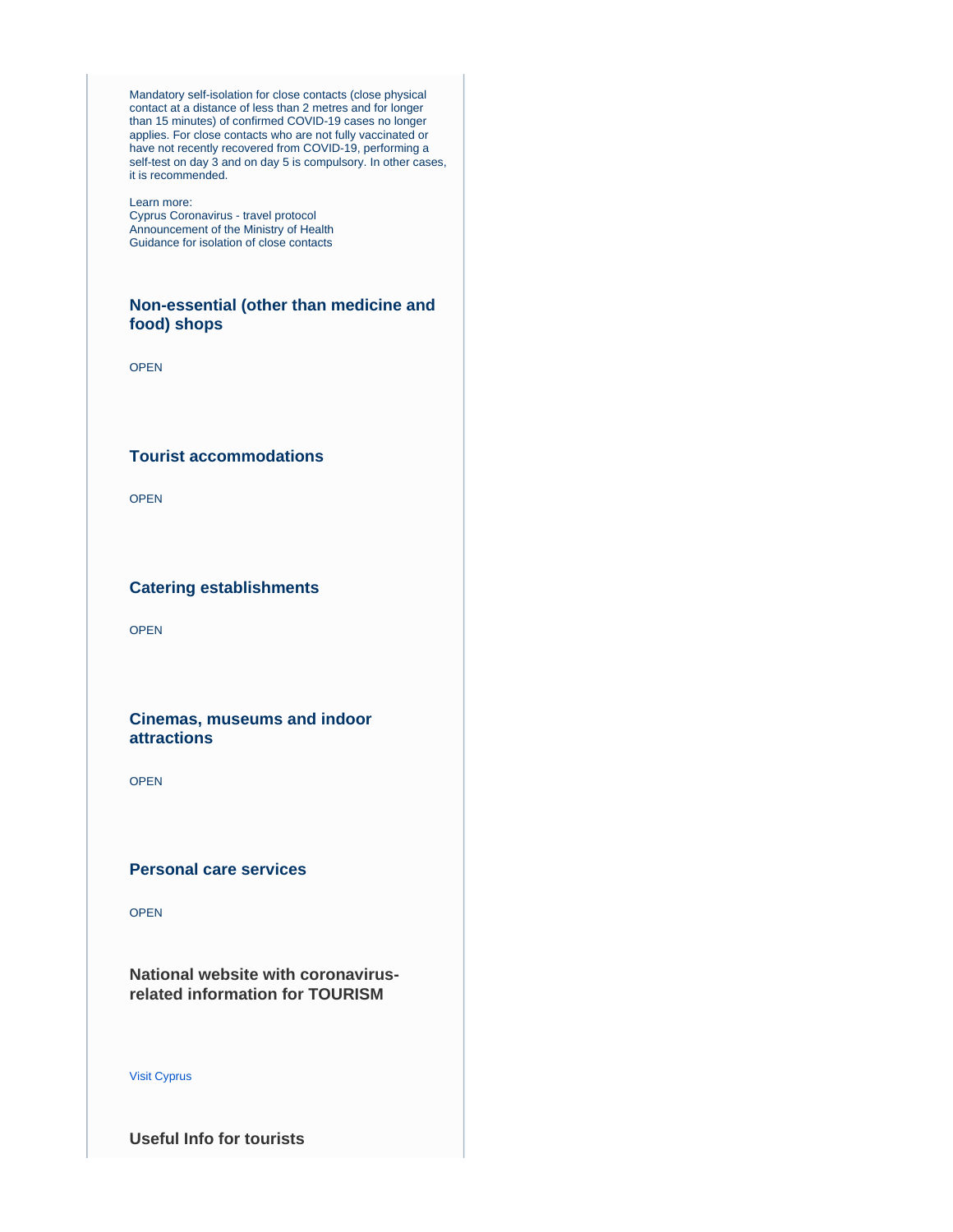Mandatory self-isolation for close contacts (close physical contact at a distance of less than 2 metres and for longer than 15 minutes) of confirmed COVID-19 cases no longer applies. For close contacts who are not fully vaccinated or have not recently recovered from COVID-19, performing a self-test on day 3 and on day 5 is compulsory. In other cases, it is recommended.

Learn more:
Cyprus Coronavirus - travel protocol
Announcement of the Ministry of Health
Guidance for isolation of close contacts

### Non-essential (other than medicine and food) shops

OPEN

### Tourist accommodations

OPEN

### Catering establishments

OPEN

### Cinemas, museums and indoor attractions

OPEN

### Personal care services

OPEN

### National website with coronavirus-related information for TOURISM

Visit Cyprus

### Useful Info for tourists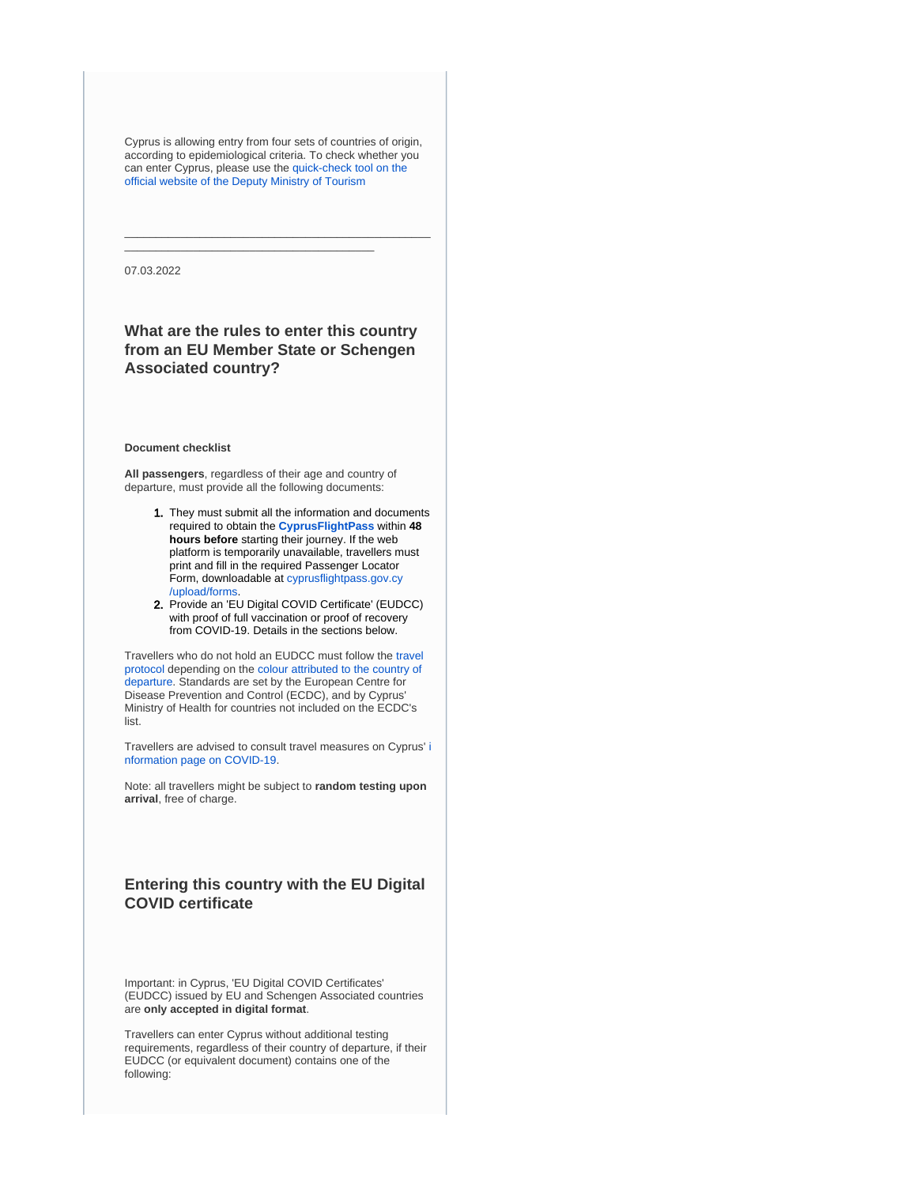Cyprus is allowing entry from four sets of countries of origin, according to epidemiological criteria. To check whether you can enter Cyprus, please use the quick-check tool on the official website of the Deputy Ministry of Tourism

---

07.03.2022

## What are the rules to enter this country from an EU Member State or Schengen Associated country?

**Document checklist**

**All passengers**, regardless of their age and country of departure, must provide all the following documents:

1. They must submit all the information and documents required to obtain the **CyprusFlightPass** within **48 hours before** starting their journey. If the web platform is temporarily unavailable, travellers must print and fill in the required Passenger Locator Form, downloadable at cyprusflightpass.gov.cy/upload/forms.
2. Provide an 'EU Digital COVID Certificate' (EUDCC) with proof of full vaccination or proof of recovery from COVID-19. Details in the sections below.

Travellers who do not hold an EUDCC must follow the travel protocol depending on the colour attributed to the country of departure. Standards are set by the European Centre for Disease Prevention and Control (ECDC), and by Cyprus' Ministry of Health for countries not included on the ECDC's list.

Travellers are advised to consult travel measures on Cyprus' information page on COVID-19.

Note: all travellers might be subject to **random testing upon arrival**, free of charge.

## Entering this country with the EU Digital COVID certificate

Important: in Cyprus, 'EU Digital COVID Certificates' (EUDCC) issued by EU and Schengen Associated countries are **only accepted in digital format**.

Travellers can enter Cyprus without additional testing requirements, regardless of their country of departure, if their EUDCC (or equivalent document) contains one of the following: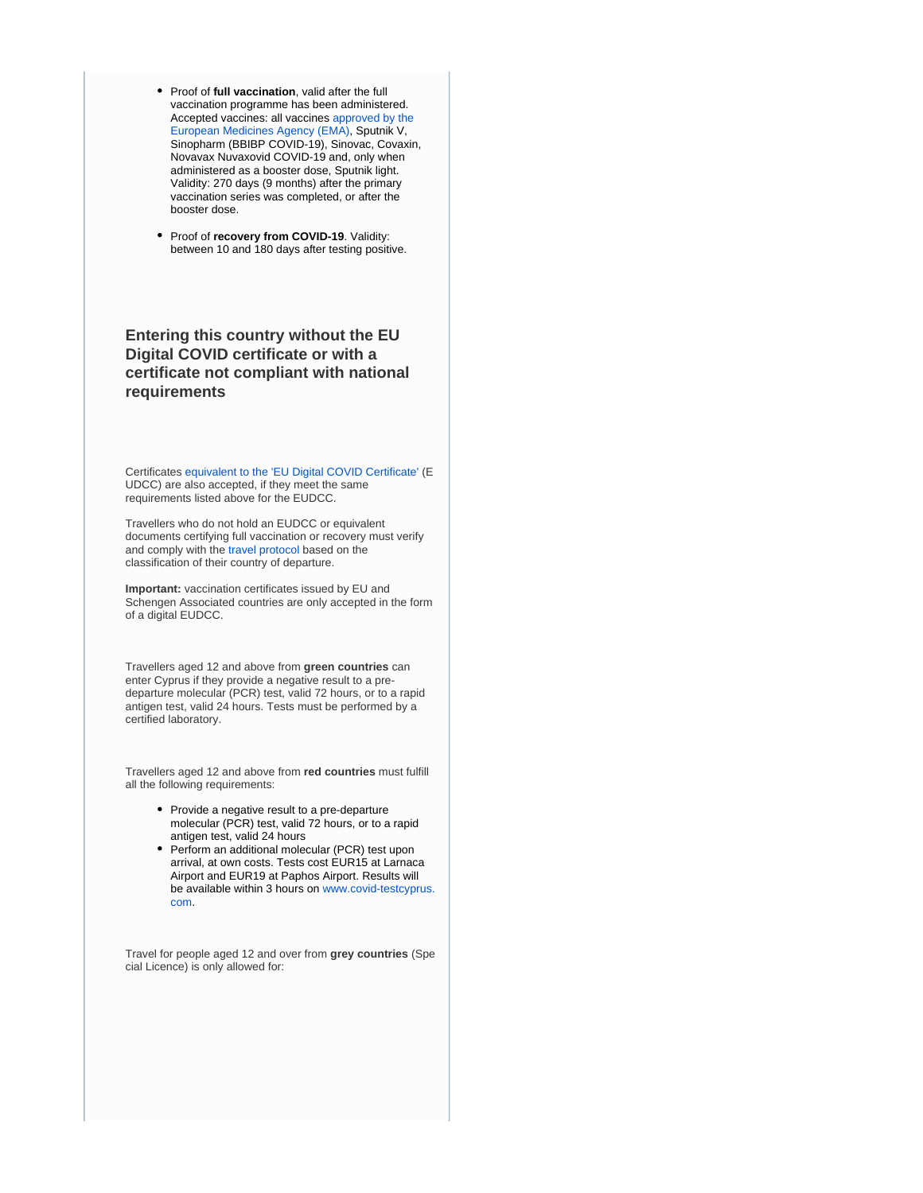- Proof of **full vaccination**, valid after the full vaccination programme has been administered. Accepted vaccines: all vaccines approved by the European Medicines Agency (EMA), Sputnik V, Sinopharm (BBIBP COVID-19), Sinovac, Covaxin, Novavax Nuvaxovid COVID-19 and, only when administered as a booster dose, Sputnik light. Validity: 270 days (9 months) after the primary vaccination series was completed, or after the booster dose.

- Proof of **recovery from COVID-19**. Validity: between 10 and 180 days after testing positive.

### Entering this country without the EU Digital COVID certificate or with a certificate not compliant with national requirements

Certificates equivalent to the 'EU Digital COVID Certificate' (EUDCC) are also accepted, if they meet the same requirements listed above for the EUDCC.

Travellers who do not hold an EUDCC or equivalent documents certifying full vaccination or recovery must verify and comply with the travel protocol based on the classification of their country of departure.

**Important:** vaccination certificates issued by EU and Schengen Associated countries are only accepted in the form of a digital EUDCC.

Travellers aged 12 and above from **green countries** can enter Cyprus if they provide a negative result to a pre-departure molecular (PCR) test, valid 72 hours, or to a rapid antigen test, valid 24 hours. Tests must be performed by a certified laboratory.

Travellers aged 12 and above from **red countries** must fulfill all the following requirements:

- Provide a negative result to a pre-departure molecular (PCR) test, valid 72 hours, or to a rapid antigen test, valid 24 hours
- Perform an additional molecular (PCR) test upon arrival, at own costs. Tests cost EUR15 at Larnaca Airport and EUR19 at Paphos Airport. Results will be available within 3 hours on www.covid-testcyprus.com.

Travel for people aged 12 and over from **grey countries** (Special Licence) is only allowed for: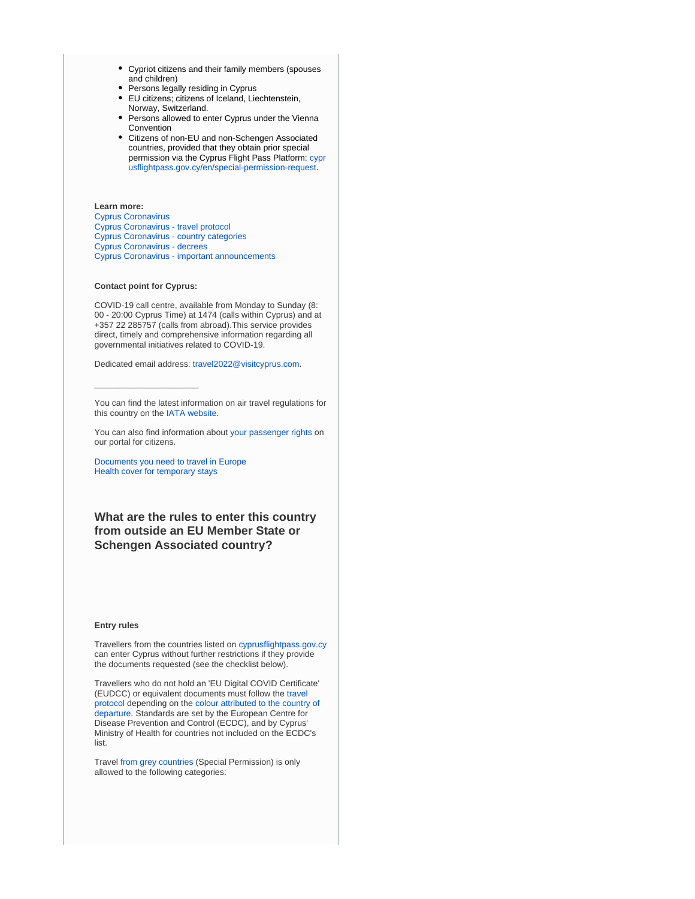- Cypriot citizens and their family members (spouses and children)
- Persons legally residing in Cyprus
- EU citizens; citizens of Iceland, Liechtenstein, Norway, Switzerland.
- Persons allowed to enter Cyprus under the Vienna Convention
- Citizens of non-EU and non-Schengen Associated countries, provided that they obtain prior special permission via the Cyprus Flight Pass Platform: cyprusflightpass.gov.cy/en/special-permission-request.

**Learn more:**
Cyprus Coronavirus
Cyprus Coronavirus - travel protocol
Cyprus Coronavirus - country categories
Cyprus Coronavirus - decrees
Cyprus Coronavirus - important announcements

**Contact point for Cyprus:**

COVID-19 call centre, available from Monday to Sunday (8:00 - 20:00 Cyprus Time) at 1474 (calls within Cyprus) and at +357 22 285757 (calls from abroad).This service provides direct, timely and comprehensive information regarding all governmental initiatives related to COVID-19.

Dedicated email address: travel2022@visitcyprus.com.

______________________

You can find the latest information on air travel regulations for this country on the IATA website.

You can also find information about your passenger rights on our portal for citizens.

Documents you need to travel in Europe
Health cover for temporary stays

## What are the rules to enter this country from outside an EU Member State or Schengen Associated country?

**Entry rules**

Travellers from the countries listed on cyprusflightpass.gov.cy can enter Cyprus without further restrictions if they provide the documents requested (see the checklist below).

Travellers who do not hold an 'EU Digital COVID Certificate' (EUDCC) or equivalent documents must follow the travel protocol depending on the colour attributed to the country of departure. Standards are set by the European Centre for Disease Prevention and Control (ECDC), and by Cyprus' Ministry of Health for countries not included on the ECDC's list.

Travel from grey countries (Special Permission) is only allowed to the following categories: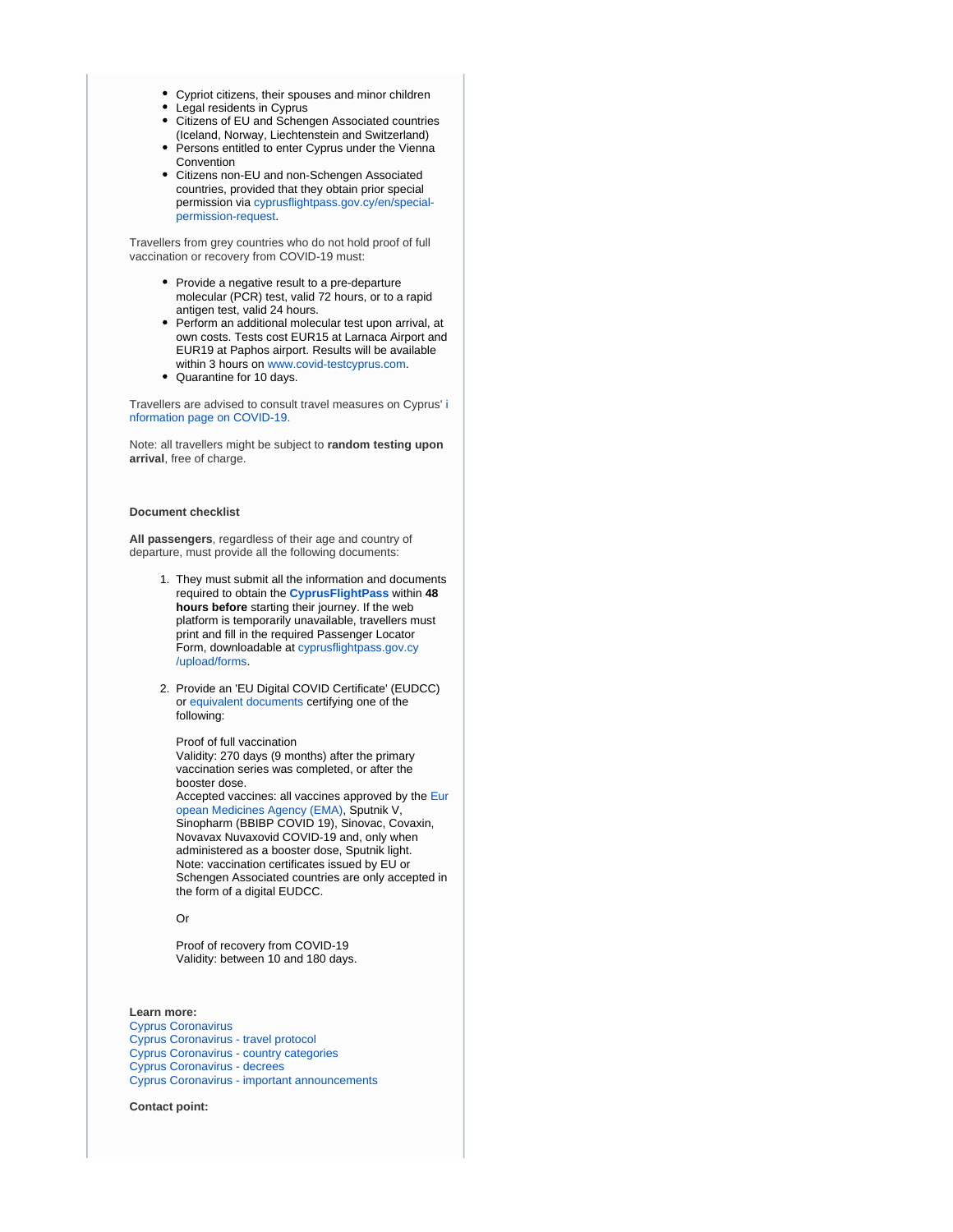- Cypriot citizens, their spouses and minor children
- Legal residents in Cyprus
- Citizens of EU and Schengen Associated countries (Iceland, Norway, Liechtenstein and Switzerland)
- Persons entitled to enter Cyprus under the Vienna Convention
- Citizens non-EU and non-Schengen Associated countries, provided that they obtain prior special permission via cyprusflightpass.gov.cy/en/special-permission-request.

Travellers from grey countries who do not hold proof of full vaccination or recovery from COVID-19 must:

- Provide a negative result to a pre-departure molecular (PCR) test, valid 72 hours, or to a rapid antigen test, valid 24 hours.
- Perform an additional molecular test upon arrival, at own costs. Tests cost EUR15 at Larnaca Airport and EUR19 at Paphos airport. Results will be available within 3 hours on www.covid-testcyprus.com.
- Quarantine for 10 days.

Travellers are advised to consult travel measures on Cyprus' information page on COVID-19.

Note: all travellers might be subject to **random testing upon arrival**, free of charge.

**Document checklist**

**All passengers**, regardless of their age and country of departure, must provide all the following documents:

1. They must submit all the information and documents required to obtain the **CyprusFlightPass** within **48 hours before** starting their journey. If the web platform is temporarily unavailable, travellers must print and fill in the required Passenger Locator Form, downloadable at cyprusflightpass.gov.cy/upload/forms.

2. Provide an 'EU Digital COVID Certificate' (EUDCC) or equivalent documents certifying one of the following:

   Proof of full vaccination
   Validity: 270 days (9 months) after the primary vaccination series was completed, or after the booster dose.
   Accepted vaccines: all vaccines approved by the European Medicines Agency (EMA), Sputnik V, Sinopharm (BBIBP COVID 19), Sinovac, Covaxin, Novavax Nuvaxovid COVID-19 and, only when administered as a booster dose, Sputnik light.
   Note: vaccination certificates issued by EU or Schengen Associated countries are only accepted in the form of a digital EUDCC.

   Or

   Proof of recovery from COVID-19
   Validity: between 10 and 180 days.

**Learn more:**
Cyprus Coronavirus
Cyprus Coronavirus - travel protocol
Cyprus Coronavirus - country categories
Cyprus Coronavirus - decrees
Cyprus Coronavirus - important announcements

**Contact point:**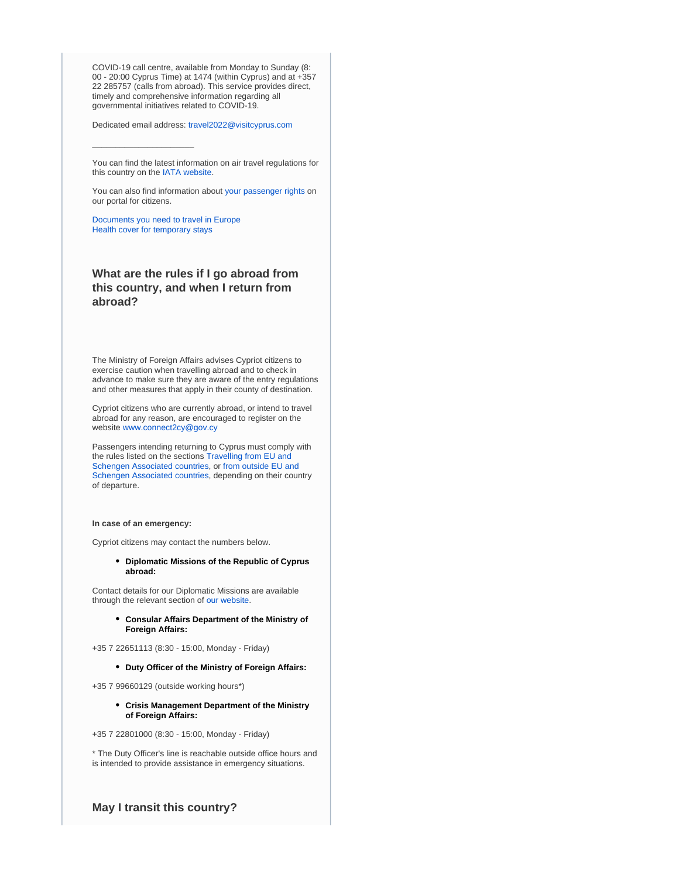COVID-19 call centre, available from Monday to Sunday (8: 00 - 20:00 Cyprus Time) at 1474 (within Cyprus) and at +357 22 285757 (calls from abroad). This service provides direct, timely and comprehensive information regarding all governmental initiatives related to COVID-19.

Dedicated email address: travel2022@visitcyprus.com

---

You can find the latest information on air travel regulations for this country on the IATA website.

You can also find information about your passenger rights on our portal for citizens.

Documents you need to travel in Europe
Health cover for temporary stays

### What are the rules if I go abroad from this country, and when I return from abroad?

The Ministry of Foreign Affairs advises Cypriot citizens to exercise caution when travelling abroad and to check in advance to make sure they are aware of the entry regulations and other measures that apply in their county of destination.

Cypriot citizens who are currently abroad, or intend to travel abroad for any reason, are encouraged to register on the website www.connect2cy@gov.cy

Passengers intending returning to Cyprus must comply with the rules listed on the sections Travelling from EU and Schengen Associated countries, or from outside EU and Schengen Associated countries, depending on their country of departure.

**In case of an emergency:**

Cypriot citizens may contact the numbers below.

- **Diplomatic Missions of the Republic of Cyprus abroad:**

Contact details for our Diplomatic Missions are available through the relevant section of our website.

- **Consular Affairs Department of the Ministry of Foreign Affairs:**

+35 7 22651113 (8:30 - 15:00, Monday - Friday)

- **Duty Officer of the Ministry of Foreign Affairs:**

+35 7 99660129 (outside working hours*)

- **Crisis Management Department of the Ministry of Foreign Affairs:**

+35 7 22801000 (8:30 - 15:00, Monday - Friday)

* The Duty Officer's line is reachable outside office hours and is intended to provide assistance in emergency situations.

### May I transit this country?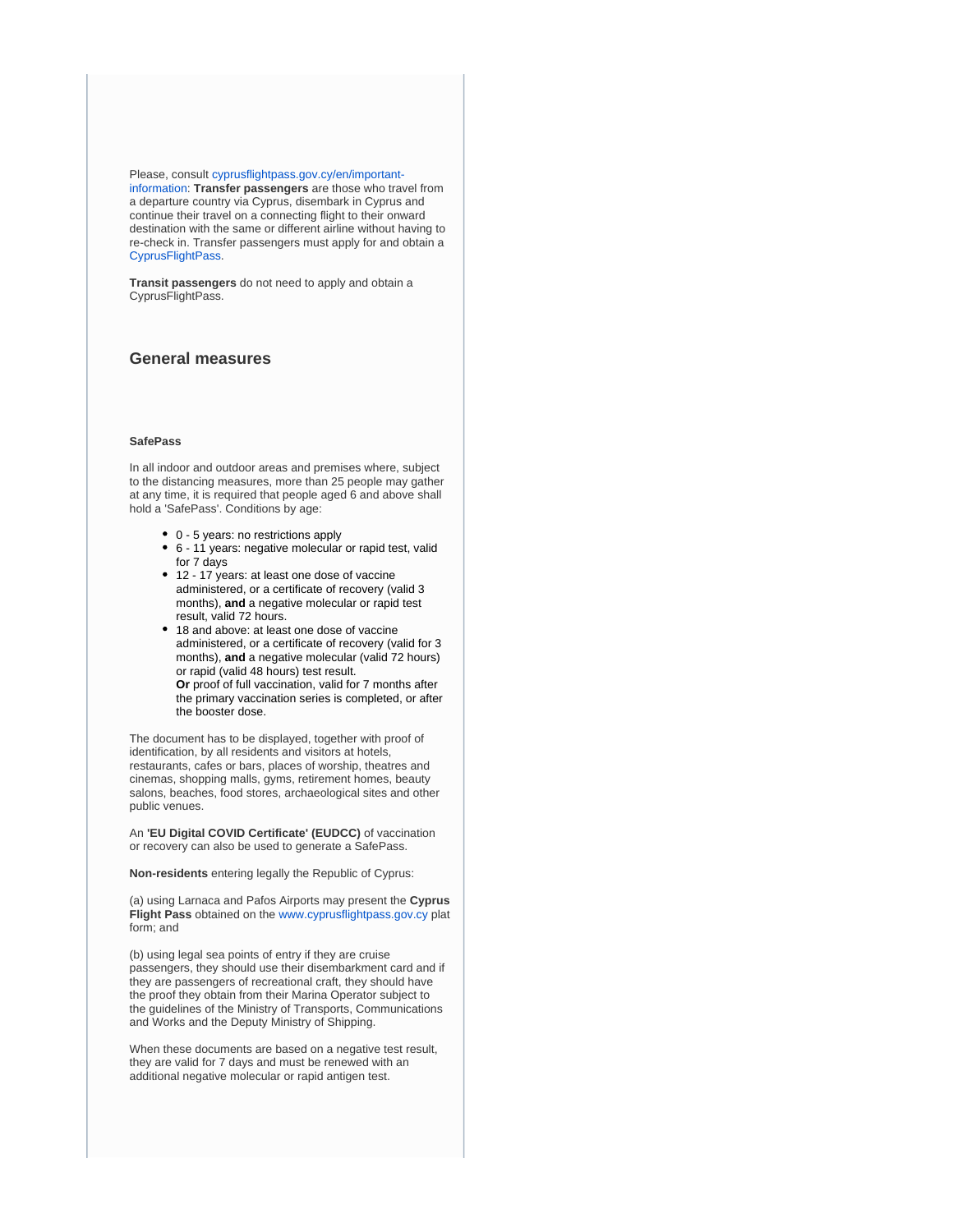Please, consult cyprusflightpass.gov.cy/en/important-information: **Transfer passengers** are those who travel from a departure country via Cyprus, disembark in Cyprus and continue their travel on a connecting flight to their onward destination with the same or different airline without having to re-check in. Transfer passengers must apply for and obtain a CyprusFlightPass.

**Transit passengers** do not need to apply and obtain a CyprusFlightPass.

## General measures

**SafePass**

In all indoor and outdoor areas and premises where, subject to the distancing measures, more than 25 people may gather at any time, it is required that people aged 6 and above shall hold a 'SafePass'. Conditions by age:

- 0 - 5 years: no restrictions apply
- 6 - 11 years: negative molecular or rapid test, valid for 7 days
- 12 - 17 years: at least one dose of vaccine administered, or a certificate of recovery (valid 3 months), **and** a negative molecular or rapid test result, valid 72 hours.
- 18 and above: at least one dose of vaccine administered, or a certificate of recovery (valid for 3 months), **and** a negative molecular (valid 72 hours) or rapid (valid 48 hours) test result.
  **Or** proof of full vaccination, valid for 7 months after the primary vaccination series is completed, or after the booster dose.

The document has to be displayed, together with proof of identification, by all residents and visitors at hotels, restaurants, cafes or bars, places of worship, theatres and cinemas, shopping malls, gyms, retirement homes, beauty salons, beaches, food stores, archaeological sites and other public venues.

An **'EU Digital COVID Certificate' (EUDCC)** of vaccination or recovery can also be used to generate a SafePass.

**Non-residents** entering legally the Republic of Cyprus:

(a) using Larnaca and Pafos Airports may present the **Cyprus Flight Pass** obtained on the www.cyprusflightpass.gov.cy plat form; and

(b) using legal sea points of entry if they are cruise passengers, they should use their disembarkment card and if they are passengers of recreational craft, they should have the proof they obtain from their Marina Operator subject to the guidelines of the Ministry of Transports, Communications and Works and the Deputy Ministry of Shipping.

When these documents are based on a negative test result, they are valid for 7 days and must be renewed with an additional negative molecular or rapid antigen test.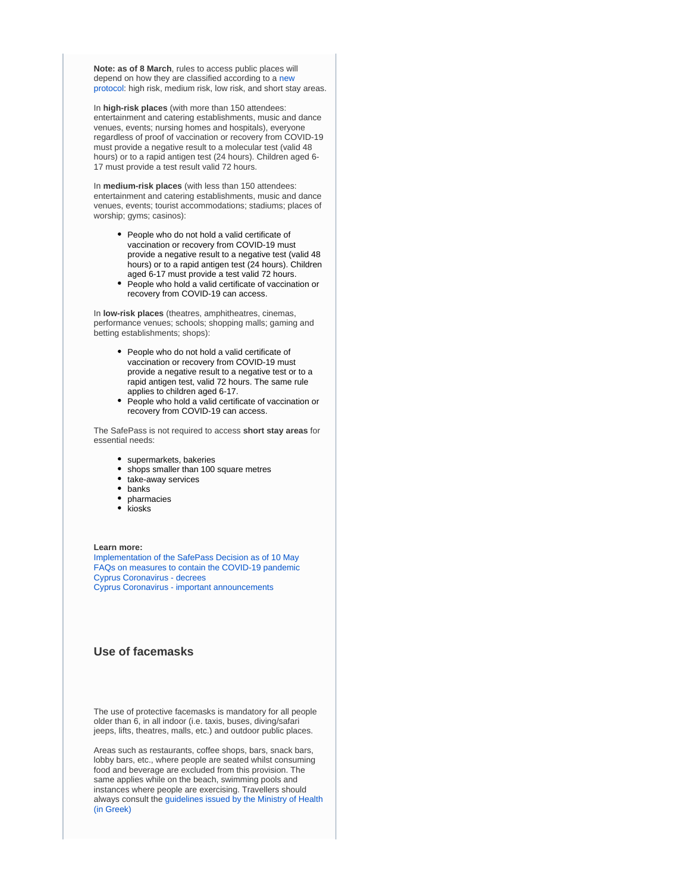**Note: as of 8 March**, rules to access public places will depend on how they are classified according to a new protocol: high risk, medium risk, low risk, and short stay areas.

In **high-risk places** (with more than 150 attendees: entertainment and catering establishments, music and dance venues, events; nursing homes and hospitals), everyone regardless of proof of vaccination or recovery from COVID-19 must provide a negative result to a molecular test (valid 48 hours) or to a rapid antigen test (24 hours). Children aged 6-17 must provide a test result valid 72 hours.

In **medium-risk places** (with less than 150 attendees: entertainment and catering establishments, music and dance venues, events; tourist accommodations; stadiums; places of worship; gyms; casinos):

- People who do not hold a valid certificate of vaccination or recovery from COVID-19 must provide a negative result to a negative test (valid 48 hours) or to a rapid antigen test (24 hours). Children aged 6-17 must provide a test valid 72 hours.
- People who hold a valid certificate of vaccination or recovery from COVID-19 can access.

In **low-risk places** (theatres, amphitheatres, cinemas, performance venues; schools; shopping malls; gaming and betting establishments; shops):

- People who do not hold a valid certificate of vaccination or recovery from COVID-19 must provide a negative result to a negative test or to a rapid antigen test, valid 72 hours. The same rule applies to children aged 6-17.
- People who hold a valid certificate of vaccination or recovery from COVID-19 can access.

The SafePass is not required to access **short stay areas** for essential needs:

- supermarkets, bakeries
- shops smaller than 100 square metres
- take-away services
- banks
- pharmacies
- kiosks

**Learn more:**
Implementation of the SafePass Decision as of 10 May
FAQs on measures to contain the COVID-19 pandemic
Cyprus Coronavirus - decrees
Cyprus Coronavirus - important announcements

### Use of facemasks

The use of protective facemasks is mandatory for all people older than 6, in all indoor (i.e. taxis, buses, diving/safari jeeps, lifts, theatres, malls, etc.) and outdoor public places.

Areas such as restaurants, coffee shops, bars, snack bars, lobby bars, etc., where people are seated whilst consuming food and beverage are excluded from this provision. The same applies while on the beach, swimming pools and instances where people are exercising. Travellers should always consult the guidelines issued by the Ministry of Health (in Greek)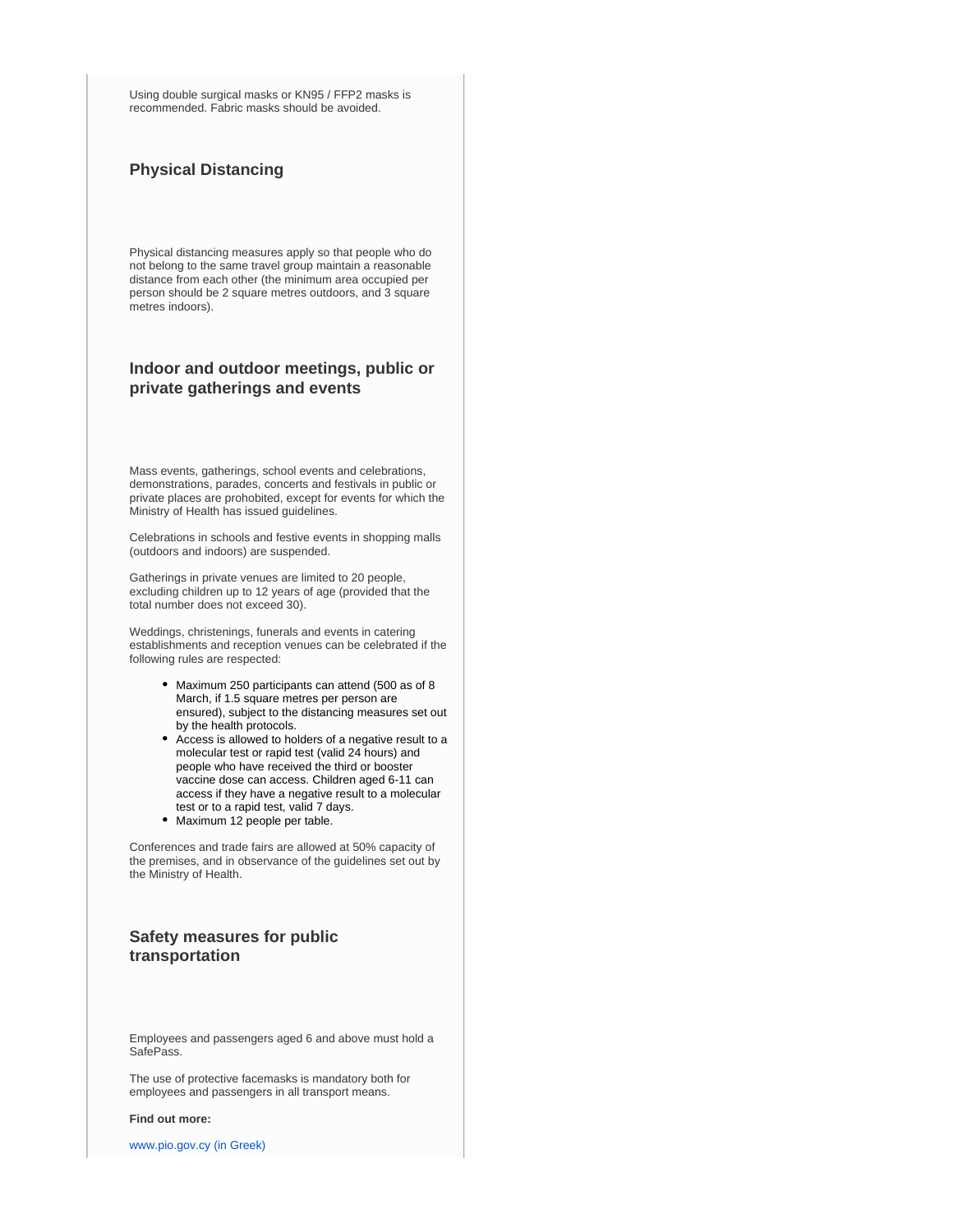Using double surgical masks or KN95 / FFP2 masks is recommended. Fabric masks should be avoided.

### Physical Distancing

Physical distancing measures apply so that people who do not belong to the same travel group maintain a reasonable distance from each other (the minimum area occupied per person should be 2 square metres outdoors, and 3 square metres indoors).

### Indoor and outdoor meetings, public or private gatherings and events

Mass events, gatherings, school events and celebrations, demonstrations, parades, concerts and festivals in public or private places are prohibited, except for events for which the Ministry of Health has issued guidelines.

Celebrations in schools and festive events in shopping malls (outdoors and indoors) are suspended.

Gatherings in private venues are limited to 20 people, excluding children up to 12 years of age (provided that the total number does not exceed 30).

Weddings, christenings, funerals and events in catering establishments and reception venues can be celebrated if the following rules are respected:

- Maximum 250 participants can attend (500 as of 8 March, if 1.5 square metres per person are ensured), subject to the distancing measures set out by the health protocols.
- Access is allowed to holders of a negative result to a molecular test or rapid test (valid 24 hours) and people who have received the third or booster vaccine dose can access. Children aged 6-11 can access if they have a negative result to a molecular test or to a rapid test, valid 7 days.
- Maximum 12 people per table.

Conferences and trade fairs are allowed at 50% capacity of the premises, and in observance of the guidelines set out by the Ministry of Health.

### Safety measures for public transportation

Employees and passengers aged 6 and above must hold a SafePass.

The use of protective facemasks is mandatory both for employees and passengers in all transport means.

**Find out more:**

www.pio.gov.cy (in Greek)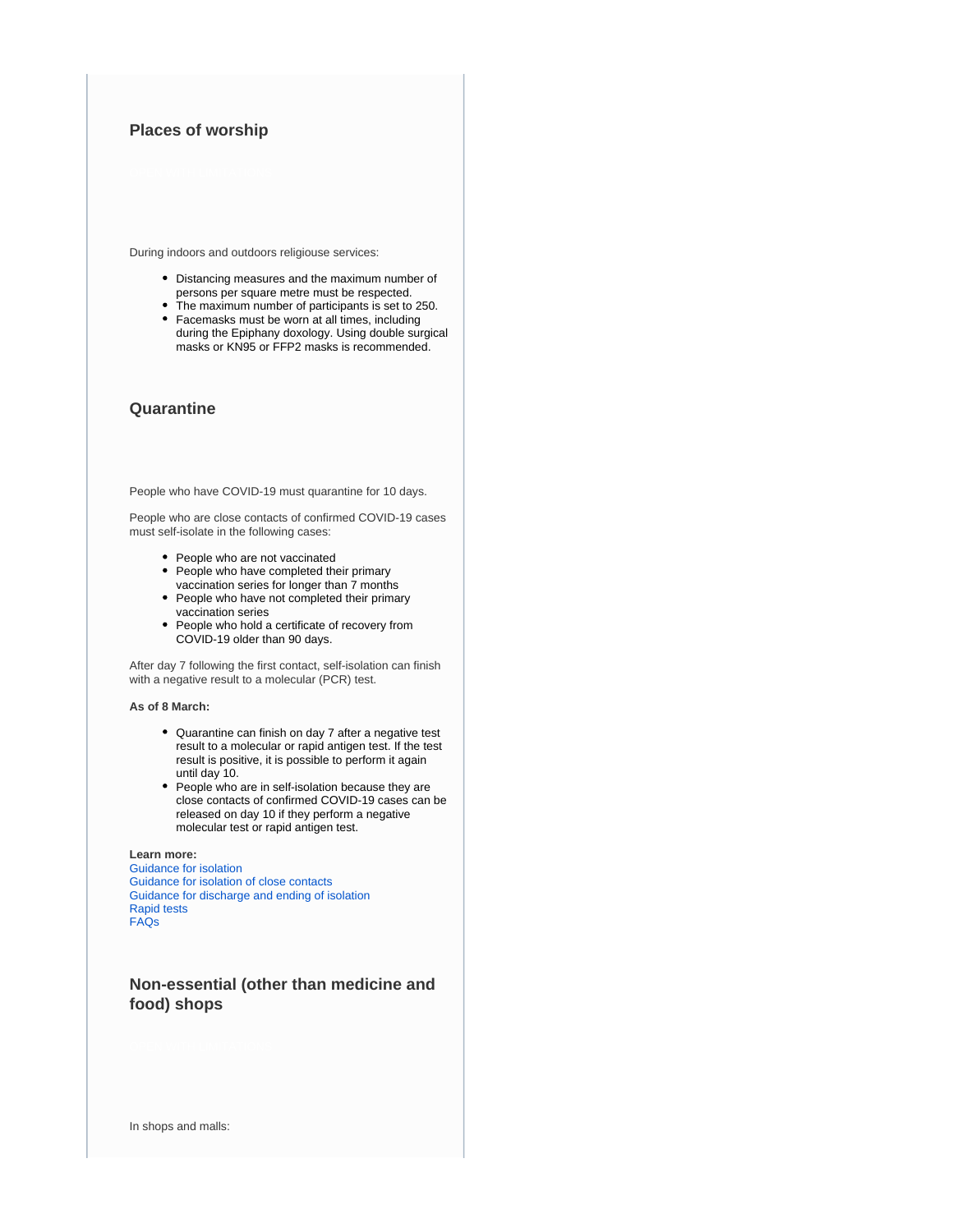## Places of worship

During indoors and outdoors religiouse services:

- Distancing measures and the maximum number of persons per square metre must be respected.
- The maximum number of participants is set to 250.
- Facemasks must be worn at all times, including during the Epiphany doxology. Using double surgical masks or KN95 or FFP2 masks is recommended.

## Quarantine

People who have COVID-19 must quarantine for 10 days.

People who are close contacts of confirmed COVID-19 cases must self-isolate in the following cases:

- People who are not vaccinated
- People who have completed their primary vaccination series for longer than 7 months
- People who have not completed their primary vaccination series
- People who hold a certificate of recovery from COVID-19 older than 90 days.

After day 7 following the first contact, self-isolation can finish with a negative result to a molecular (PCR) test.

**As of 8 March:**

- Quarantine can finish on day 7 after a negative test result to a molecular or rapid antigen test. If the test result is positive, it is possible to perform it again until day 10.
- People who are in self-isolation because they are close contacts of confirmed COVID-19 cases can be released on day 10 if they perform a negative molecular test or rapid antigen test.

**Learn more:**
Guidance for isolation
Guidance for isolation of close contacts
Guidance for discharge and ending of isolation
Rapid tests
FAQs

## Non-essential (other than medicine and food) shops

In shops and malls: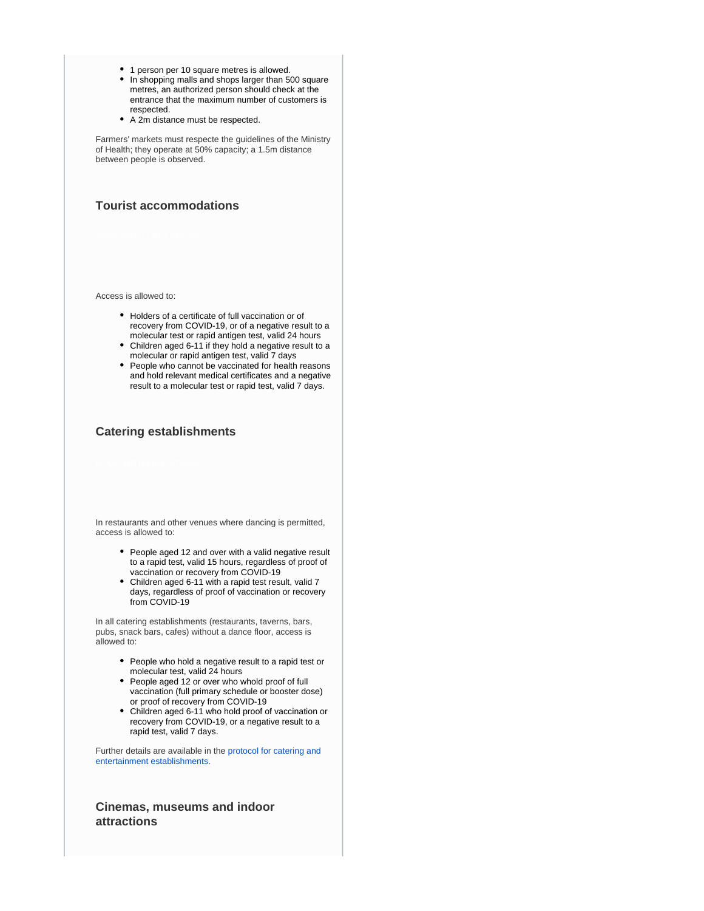- 1 person per 10 square metres is allowed.
- In shopping malls and shops larger than 500 square metres, an authorized person should check at the entrance that the maximum number of customers is respected.
- A 2m distance must be respected.

Farmers' markets must respecte the guidelines of the Ministry of Health; they operate at 50% capacity; a 1.5m distance between people is observed.

### Tourist accommodations

Access is allowed to:

- Holders of a certificate of full vaccination or of recovery from COVID-19, or of a negative result to a molecular test or rapid antigen test, valid 24 hours
- Children aged 6-11 if they hold a negative result to a molecular or rapid antigen test, valid 7 days
- People who cannot be vaccinated for health reasons and hold relevant medical certificates and a negative result to a molecular test or rapid test, valid 7 days.

### Catering establishments

In restaurants and other venues where dancing is permitted, access is allowed to:

- People aged 12 and over with a valid negative result to a rapid test, valid 15 hours, regardless of proof of vaccination or recovery from COVID-19
- Children aged 6-11 with a rapid test result, valid 7 days, regardless of proof of vaccination or recovery from COVID-19

In all catering establishments (restaurants, taverns, bars, pubs, snack bars, cafes) without a dance floor, access is allowed to:

- People who hold a negative result to a rapid test or molecular test, valid 24 hours
- People aged 12 or over who whold proof of full vaccination (full primary schedule or booster dose) or proof of recovery from COVID-19
- Children aged 6-11 who hold proof of vaccination or recovery from COVID-19, or a negative result to a rapid test, valid 7 days.

Further details are available in the protocol for catering and entertainment establishments.

### Cinemas, museums and indoor attractions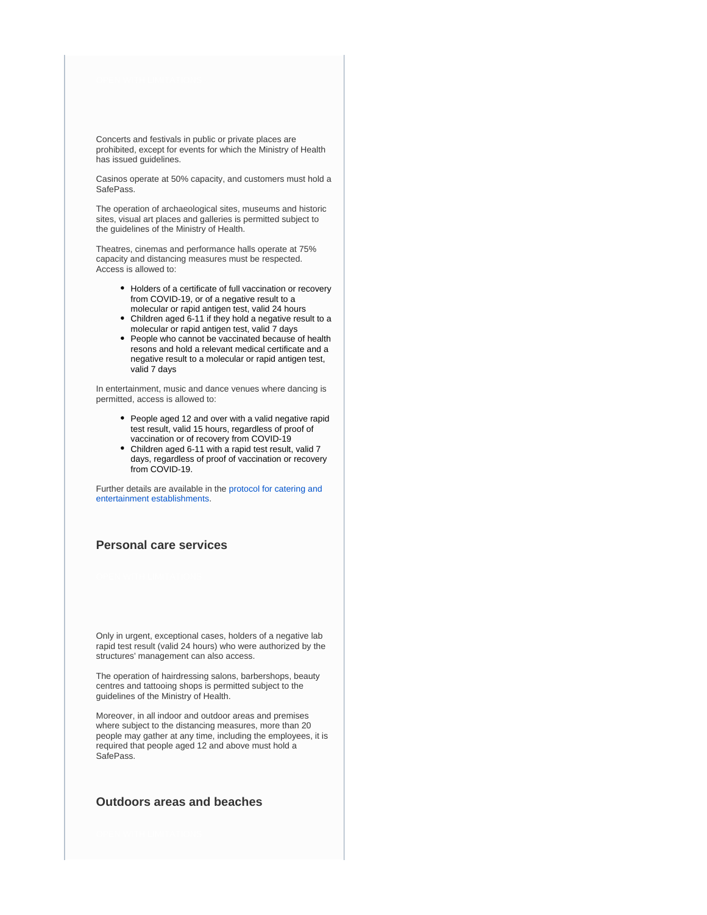Concerts and festivals in public or private places are prohibited, except for events for which the Ministry of Health has issued guidelines.

Casinos operate at 50% capacity, and customers must hold a SafePass.

The operation of archaeological sites, museums and historic sites, visual art places and galleries is permitted subject to the guidelines of the Ministry of Health.

Theatres, cinemas and performance halls operate at 75% capacity and distancing measures must be respected. Access is allowed to:

- Holders of a certificate of full vaccination or recovery from COVID-19, or of a negative result to a molecular or rapid antigen test, valid 24 hours
- Children aged 6-11 if they hold a negative result to a molecular or rapid antigen test, valid 7 days
- People who cannot be vaccinated because of health resons and hold a relevant medical certificate and a negative result to a molecular or rapid antigen test, valid 7 days

In entertainment, music and dance venues where dancing is permitted, access is allowed to:

- People aged 12 and over with a valid negative rapid test result, valid 15 hours, regardless of proof of vaccination or of recovery from COVID-19
- Children aged 6-11 with a rapid test result, valid 7 days, regardless of proof of vaccination or recovery from COVID-19.

Further details are available in the protocol for catering and entertainment establishments.

### Personal care services

Only in urgent, exceptional cases, holders of a negative lab rapid test result (valid 24 hours) who were authorized by the structures' management can also access.

The operation of hairdressing salons, barbershops, beauty centres and tattooing shops is permitted subject to the guidelines of the Ministry of Health.

Moreover, in all indoor and outdoor areas and premises where subject to the distancing measures, more than 20 people may gather at any time, including the employees, it is required that people aged 12 and above must hold a SafePass.

### Outdoors areas and beaches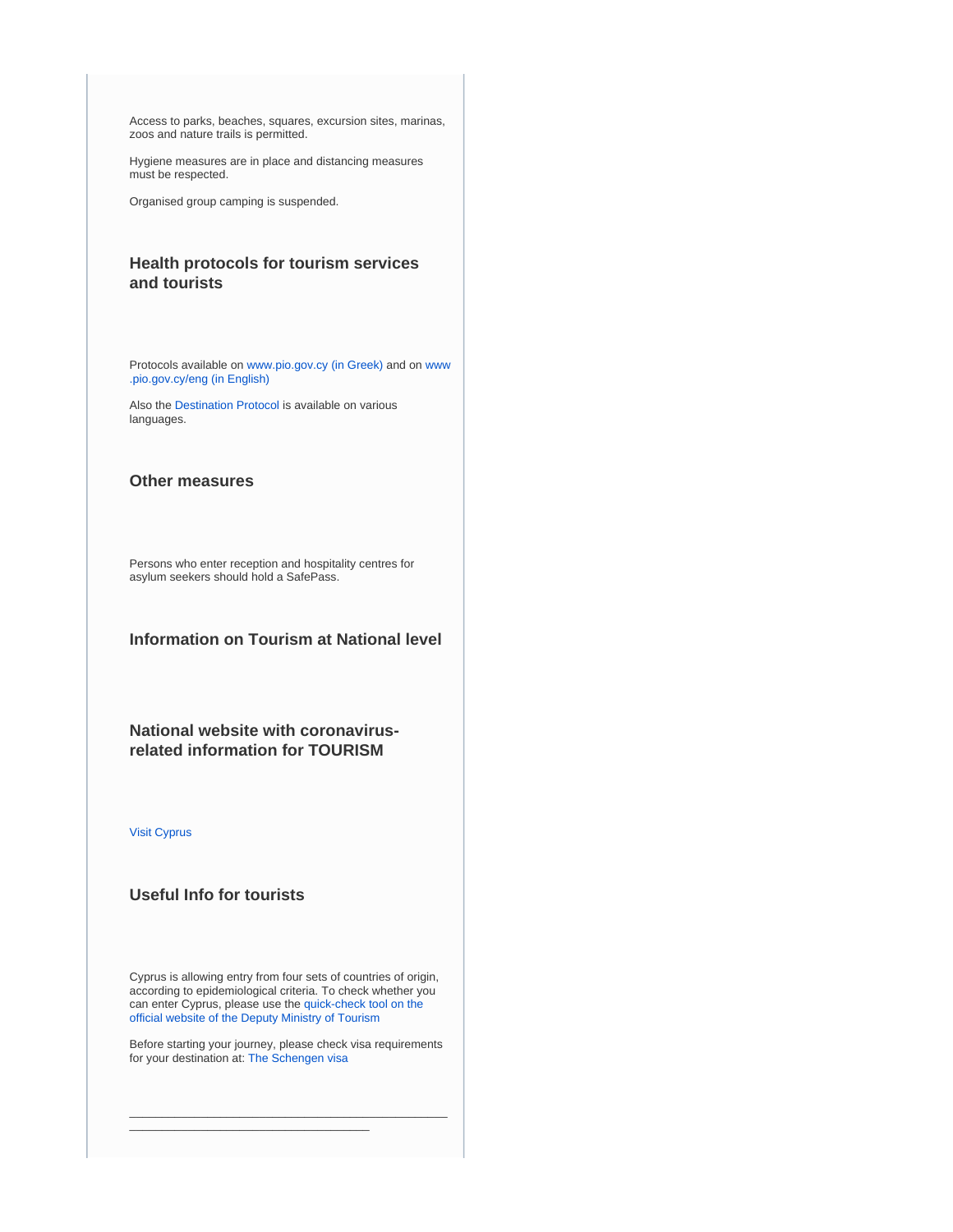Access to parks, beaches, squares, excursion sites, marinas, zoos and nature trails is permitted.

Hygiene measures are in place and distancing measures must be respected.

Organised group camping is suspended.

### Health protocols for tourism services and tourists

Protocols available on www.pio.gov.cy (in Greek) and on www.pio.gov.cy/eng (in English)

Also the Destination Protocol is available on various languages.

### Other measures

Persons who enter reception and hospitality centres for asylum seekers should hold a SafePass.

### Information on Tourism at National level

### National website with coronavirus-related information for TOURISM

Visit Cyprus

### Useful Info for tourists

Cyprus is allowing entry from four sets of countries of origin, according to epidemiological criteria. To check whether you can enter Cyprus, please use the quick-check tool on the official website of the Deputy Ministry of Tourism

Before starting your journey, please check visa requirements for your destination at: The Schengen visa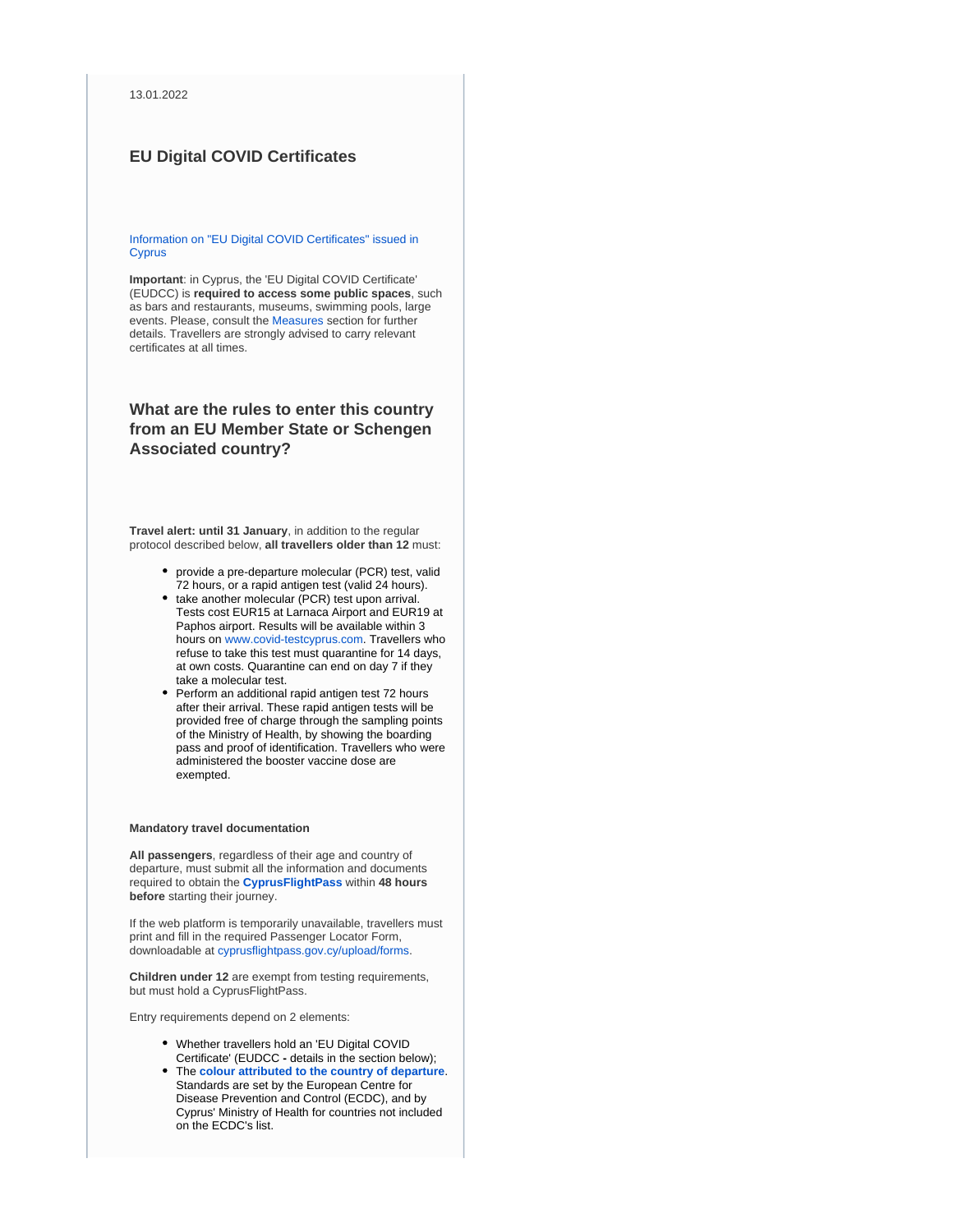13.01.2022

## EU Digital COVID Certificates

Information on "EU Digital COVID Certificates" issued in Cyprus

**Important**: in Cyprus, the 'EU Digital COVID Certificate' (EUDCC) is **required to access some public spaces**, such as bars and restaurants, museums, swimming pools, large events. Please, consult the Measures section for further details. Travellers are strongly advised to carry relevant certificates at all times.

## What are the rules to enter this country from an EU Member State or Schengen Associated country?

**Travel alert: until 31 January**, in addition to the regular protocol described below, **all travellers older than 12** must:

- provide a pre-departure molecular (PCR) test, valid 72 hours, or a rapid antigen test (valid 24 hours).
- take another molecular (PCR) test upon arrival. Tests cost EUR15 at Larnaca Airport and EUR19 at Paphos airport. Results will be available within 3 hours on www.covid-testcyprus.com. Travellers who refuse to take this test must quarantine for 14 days, at own costs. Quarantine can end on day 7 if they take a molecular test.
- Perform an additional rapid antigen test 72 hours after their arrival. These rapid antigen tests will be provided free of charge through the sampling points of the Ministry of Health, by showing the boarding pass and proof of identification. Travellers who were administered the booster vaccine dose are exempted.

**Mandatory travel documentation**

**All passengers**, regardless of their age and country of departure, must submit all the information and documents required to obtain the **CyprusFlightPass** within **48 hours before** starting their journey.

If the web platform is temporarily unavailable, travellers must print and fill in the required Passenger Locator Form, downloadable at cyprusflightpass.gov.cy/upload/forms.

**Children under 12** are exempt from testing requirements, but must hold a CyprusFlightPass.

Entry requirements depend on 2 elements:

- Whether travellers hold an 'EU Digital COVID Certificate' (EUDCC **-** details in the section below);
- The **colour attributed to the country of departure**. Standards are set by the European Centre for Disease Prevention and Control (ECDC), and by Cyprus' Ministry of Health for countries not included on the ECDC's list.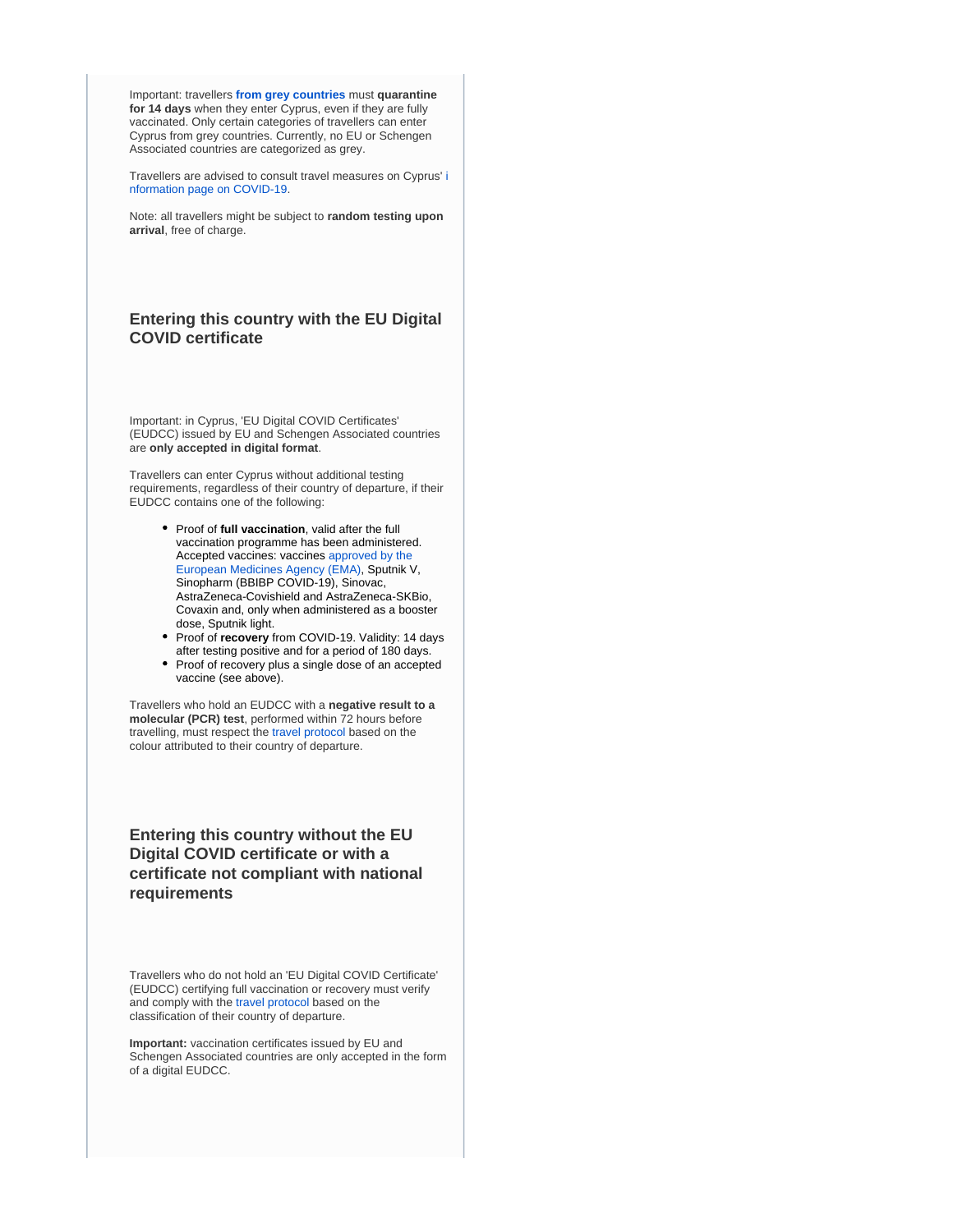Important: travellers **from grey countries** must **quarantine for 14 days** when they enter Cyprus, even if they are fully vaccinated. Only certain categories of travellers can enter Cyprus from grey countries. Currently, no EU or Schengen Associated countries are categorized as grey.

Travellers are advised to consult travel measures on Cyprus' information page on COVID-19.

Note: all travellers might be subject to **random testing upon arrival**, free of charge.

### Entering this country with the EU Digital COVID certificate

Important: in Cyprus, 'EU Digital COVID Certificates' (EUDCC) issued by EU and Schengen Associated countries are **only accepted in digital format**.

Travellers can enter Cyprus without additional testing requirements, regardless of their country of departure, if their EUDCC contains one of the following:

- Proof of **full vaccination**, valid after the full vaccination programme has been administered. Accepted vaccines: vaccines approved by the European Medicines Agency (EMA), Sputnik V, Sinopharm (BBIBP COVID-19), Sinovac, AstraZeneca-Covishield and AstraZeneca-SKBio, Covaxin and, only when administered as a booster dose, Sputnik light.
- Proof of **recovery** from COVID-19. Validity: 14 days after testing positive and for a period of 180 days.
- Proof of recovery plus a single dose of an accepted vaccine (see above).

Travellers who hold an EUDCC with a **negative result to a molecular (PCR) test**, performed within 72 hours before travelling, must respect the travel protocol based on the colour attributed to their country of departure.

### Entering this country without the EU Digital COVID certificate or with a certificate not compliant with national requirements

Travellers who do not hold an 'EU Digital COVID Certificate' (EUDCC) certifying full vaccination or recovery must verify and comply with the travel protocol based on the classification of their country of departure.

**Important:** vaccination certificates issued by EU and Schengen Associated countries are only accepted in the form of a digital EUDCC.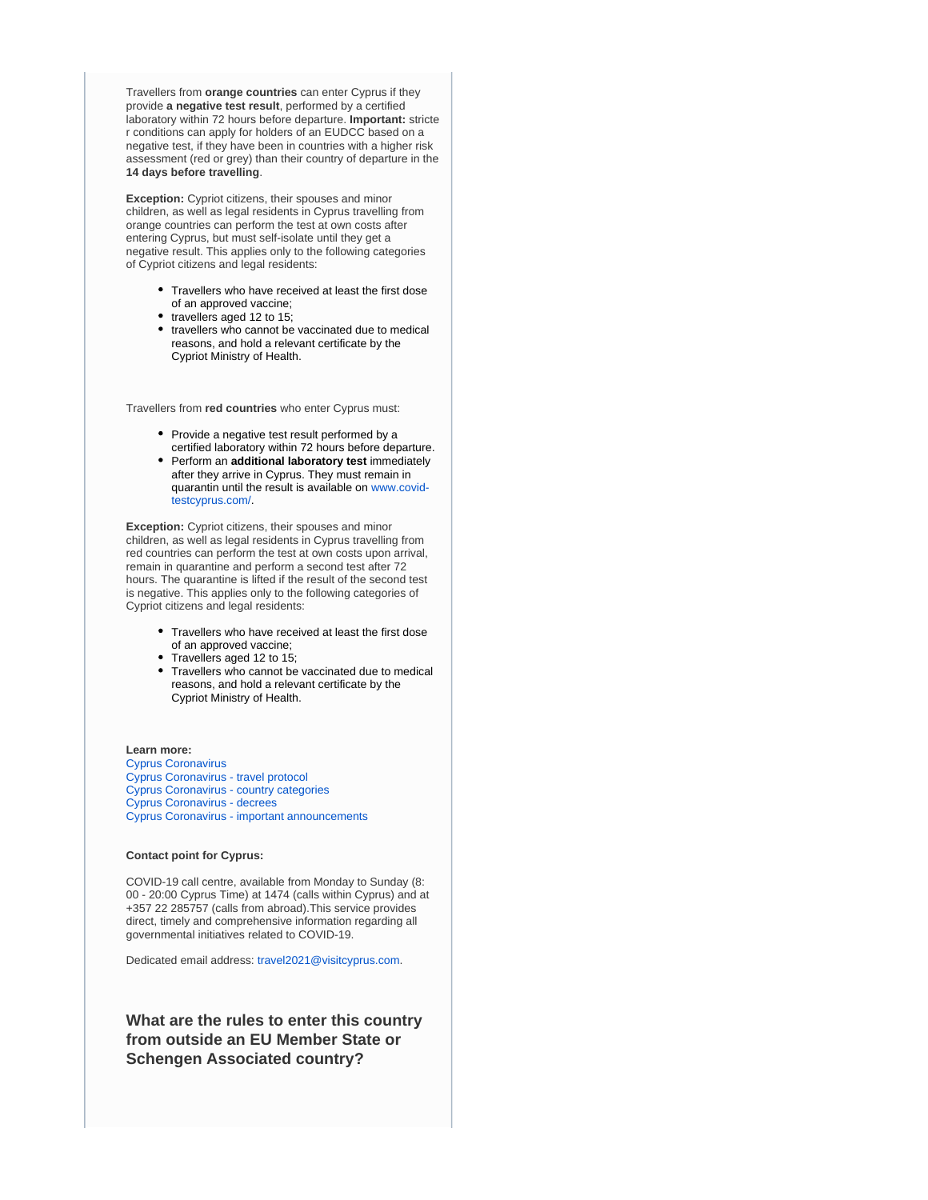Travellers from **orange countries** can enter Cyprus if they provide **a negative test result**, performed by a certified laboratory within 72 hours before departure. **Important:** stricter conditions can apply for holders of an EUDCC based on a negative test, if they have been in countries with a higher risk assessment (red or grey) than their country of departure in the **14 days before travelling**.

**Exception:** Cypriot citizens, their spouses and minor children, as well as legal residents in Cyprus travelling from orange countries can perform the test at own costs after entering Cyprus, but must self-isolate until they get a negative result. This applies only to the following categories of Cypriot citizens and legal residents:

- Travellers who have received at least the first dose of an approved vaccine;
- travellers aged 12 to 15;
- travellers who cannot be vaccinated due to medical reasons, and hold a relevant certificate by the Cypriot Ministry of Health.

Travellers from **red countries** who enter Cyprus must:

- Provide a negative test result performed by a certified laboratory within 72 hours before departure.
- Perform an **additional laboratory test** immediately after they arrive in Cyprus. They must remain in quarantin until the result is available on www.covid-testcyprus.com/.

**Exception:** Cypriot citizens, their spouses and minor children, as well as legal residents in Cyprus travelling from red countries can perform the test at own costs upon arrival, remain in quarantine and perform a second test after 72 hours. The quarantine is lifted if the result of the second test is negative. This applies only to the following categories of Cypriot citizens and legal residents:

- Travellers who have received at least the first dose of an approved vaccine;
- Travellers aged 12 to 15;
- Travellers who cannot be vaccinated due to medical reasons, and hold a relevant certificate by the Cypriot Ministry of Health.

**Learn more:**
Cyprus Coronavirus
Cyprus Coronavirus - travel protocol
Cyprus Coronavirus - country categories
Cyprus Coronavirus - decrees
Cyprus Coronavirus - important announcements

**Contact point for Cyprus:**

COVID-19 call centre, available from Monday to Sunday (8:00 - 20:00 Cyprus Time) at 1474 (calls within Cyprus) and at +357 22 285757 (calls from abroad).This service provides direct, timely and comprehensive information regarding all governmental initiatives related to COVID-19.

Dedicated email address: travel2021@visitcyprus.com.

### What are the rules to enter this country from outside an EU Member State or Schengen Associated country?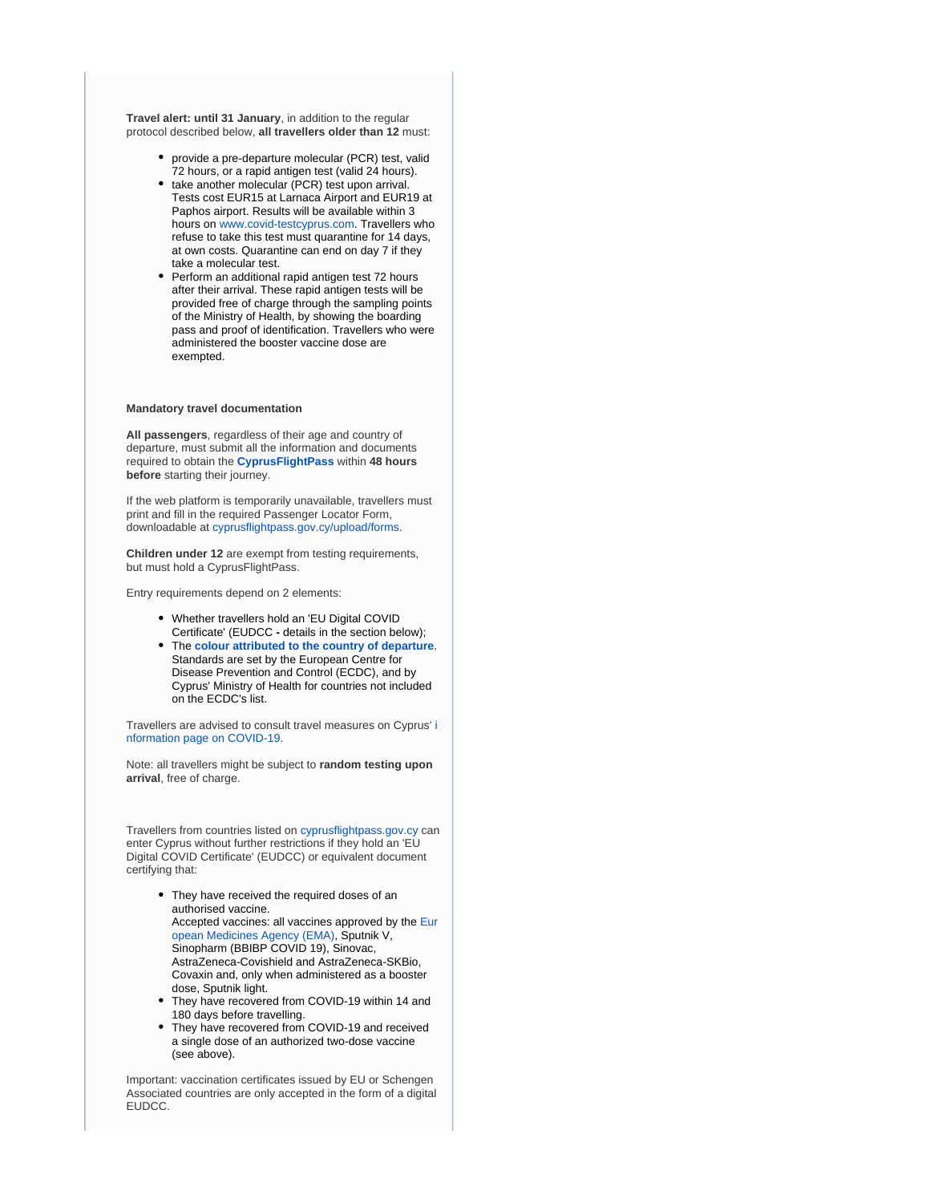**Travel alert: until 31 January**, in addition to the regular protocol described below, **all travellers older than 12** must:

- provide a pre-departure molecular (PCR) test, valid 72 hours, or a rapid antigen test (valid 24 hours).
- take another molecular (PCR) test upon arrival. Tests cost EUR15 at Larnaca Airport and EUR19 at Paphos airport. Results will be available within 3 hours on www.covid-testcyprus.com. Travellers who refuse to take this test must quarantine for 14 days, at own costs. Quarantine can end on day 7 if they take a molecular test.
- Perform an additional rapid antigen test 72 hours after their arrival. These rapid antigen tests will be provided free of charge through the sampling points of the Ministry of Health, by showing the boarding pass and proof of identification. Travellers who were administered the booster vaccine dose are exempted.

**Mandatory travel documentation**

**All passengers**, regardless of their age and country of departure, must submit all the information and documents required to obtain the **CyprusFlightPass** within **48 hours before** starting their journey.

If the web platform is temporarily unavailable, travellers must print and fill in the required Passenger Locator Form, downloadable at cyprusflightpass.gov.cy/upload/forms.

**Children under 12** are exempt from testing requirements, but must hold a CyprusFlightPass.

Entry requirements depend on 2 elements:

- Whether travellers hold an 'EU Digital COVID Certificate' (EUDCC **-** details in the section below);
- The **colour attributed to the country of departure**. Standards are set by the European Centre for Disease Prevention and Control (ECDC), and by Cyprus' Ministry of Health for countries not included on the ECDC's list.

Travellers are advised to consult travel measures on Cyprus' information page on COVID-19.

Note: all travellers might be subject to **random testing upon arrival**, free of charge.

Travellers from countries listed on cyprusflightpass.gov.cy can enter Cyprus without further restrictions if they hold an 'EU Digital COVID Certificate' (EUDCC) or equivalent document certifying that:

- They have received the required doses of an authorised vaccine.
  Accepted vaccines: all vaccines approved by the European Medicines Agency (EMA), Sputnik V, Sinopharm (BBIBP COVID 19), Sinovac, AstraZeneca-Covishield and AstraZeneca-SKBio, Covaxin and, only when administered as a booster dose, Sputnik light.
- They have recovered from COVID-19 within 14 and 180 days before travelling.
- They have recovered from COVID-19 and received a single dose of an authorized two-dose vaccine (see above).

Important: vaccination certificates issued by EU or Schengen Associated countries are only accepted in the form of a digital EUDCC.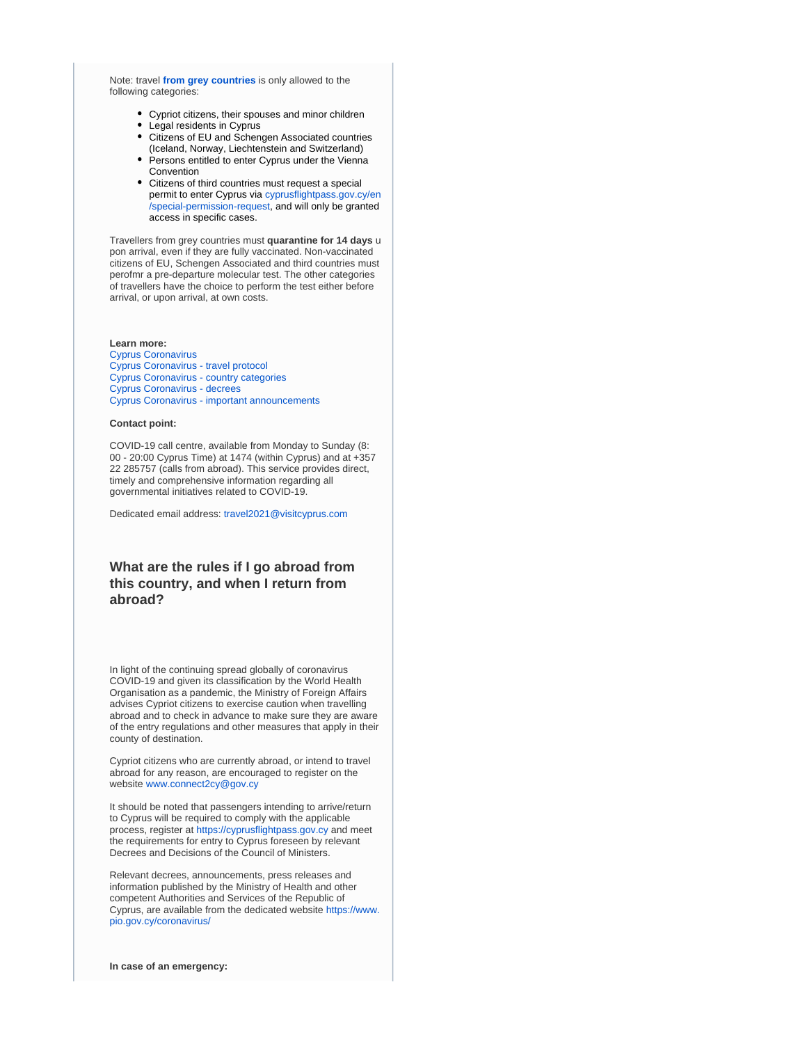Note: travel **from grey countries** is only allowed to the following categories:

- Cypriot citizens, their spouses and minor children
- Legal residents in Cyprus
- Citizens of EU and Schengen Associated countries (Iceland, Norway, Liechtenstein and Switzerland)
- Persons entitled to enter Cyprus under the Vienna Convention
- Citizens of third countries must request a special permit to enter Cyprus via cyprusflightpass.gov.cy/en/special-permission-request, and will only be granted access in specific cases.

Travellers from grey countries must **quarantine for 14 days** upon arrival, even if they are fully vaccinated. Non-vaccinated citizens of EU, Schengen Associated and third countries must perofmr a pre-departure molecular test. The other categories of travellers have the choice to perform the test either before arrival, or upon arrival, at own costs.

**Learn more:**
Cyprus Coronavirus
Cyprus Coronavirus - travel protocol
Cyprus Coronavirus - country categories
Cyprus Coronavirus - decrees
Cyprus Coronavirus - important announcements

**Contact point:**

COVID-19 call centre, available from Monday to Sunday (8:00 - 20:00 Cyprus Time) at 1474 (within Cyprus) and at +357 22 285757 (calls from abroad). This service provides direct, timely and comprehensive information regarding all governmental initiatives related to COVID-19.

Dedicated email address: travel2021@visitcyprus.com

## What are the rules if I go abroad from this country, and when I return from abroad?

In light of the continuing spread globally of coronavirus COVID-19 and given its classification by the World Health Organisation as a pandemic, the Ministry of Foreign Affairs advises Cypriot citizens to exercise caution when travelling abroad and to check in advance to make sure they are aware of the entry regulations and other measures that apply in their county of destination.

Cypriot citizens who are currently abroad, or intend to travel abroad for any reason, are encouraged to register on the website www.connect2cy@gov.cy

It should be noted that passengers intending to arrive/return to Cyprus will be required to comply with the applicable process, register at https://cyprusflightpass.gov.cy and meet the requirements for entry to Cyprus foreseen by relevant Decrees and Decisions of the Council of Ministers.

Relevant decrees, announcements, press releases and information published by the Ministry of Health and other competent Authorities and Services of the Republic of Cyprus, are available from the dedicated website https://www.pio.gov.cy/coronavirus/

**In case of an emergency:**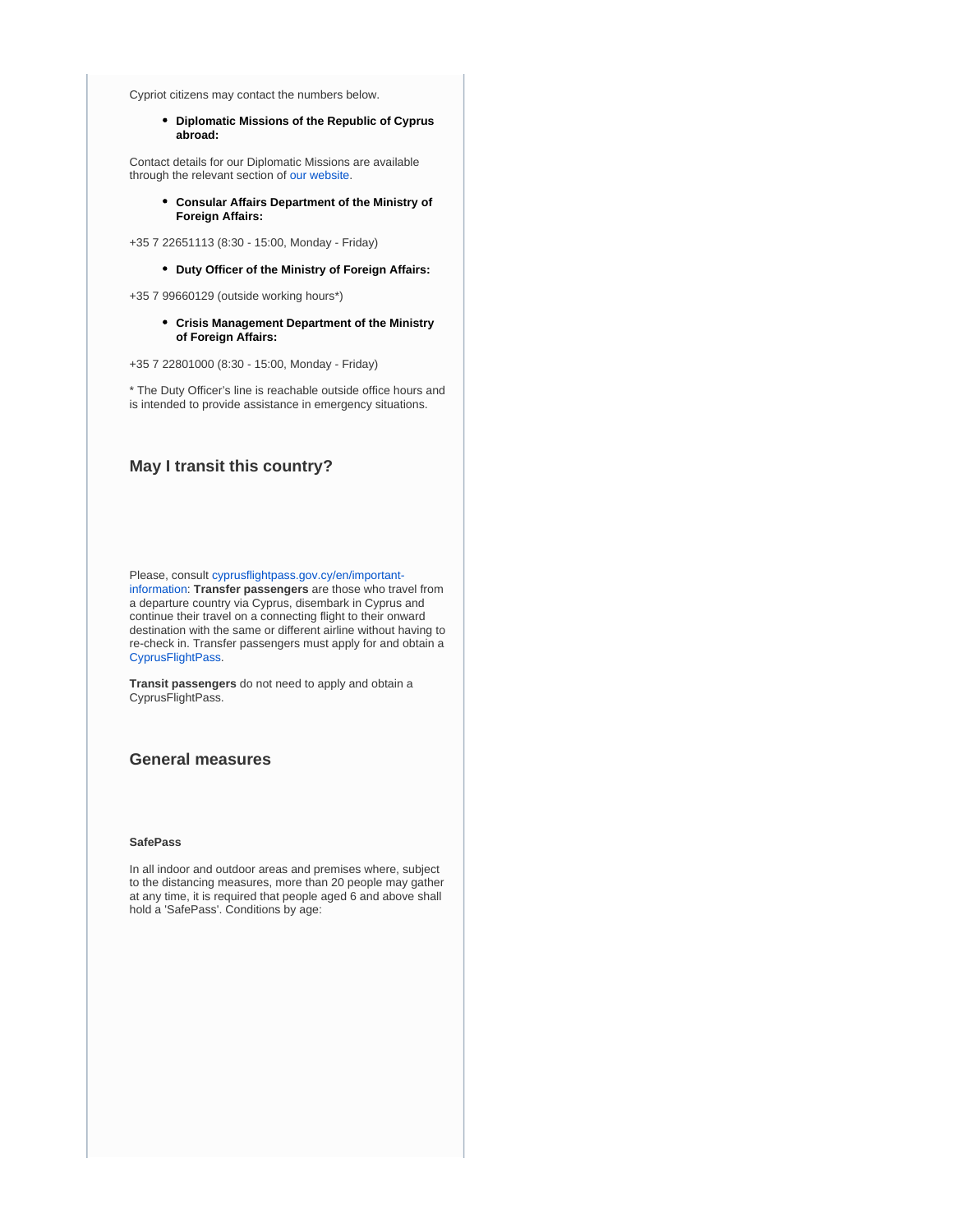Cypriot citizens may contact the numbers below.

- **Diplomatic Missions of the Republic of Cyprus abroad:**

Contact details for our Diplomatic Missions are available through the relevant section of our website.

- **Consular Affairs Department of the Ministry of Foreign Affairs:**

+35 7 22651113 (8:30 - 15:00, Monday - Friday)

- **Duty Officer of the Ministry of Foreign Affairs:**

+35 7 99660129 (outside working hours*)

- **Crisis Management Department of the Ministry of Foreign Affairs:**

+35 7 22801000 (8:30 - 15:00, Monday - Friday)

* The Duty Officer's line is reachable outside office hours and is intended to provide assistance in emergency situations.

## May I transit this country?

Please, consult cyprusflightpass.gov.cy/en/important-information: **Transfer passengers** are those who travel from a departure country via Cyprus, disembark in Cyprus and continue their travel on a connecting flight to their onward destination with the same or different airline without having to re-check in. Transfer passengers must apply for and obtain a CyprusFlightPass.

**Transit passengers** do not need to apply and obtain a CyprusFlightPass.

## General measures

**SafePass**

In all indoor and outdoor areas and premises where, subject to the distancing measures, more than 20 people may gather at any time, it is required that people aged 6 and above shall hold a 'SafePass'. Conditions by age: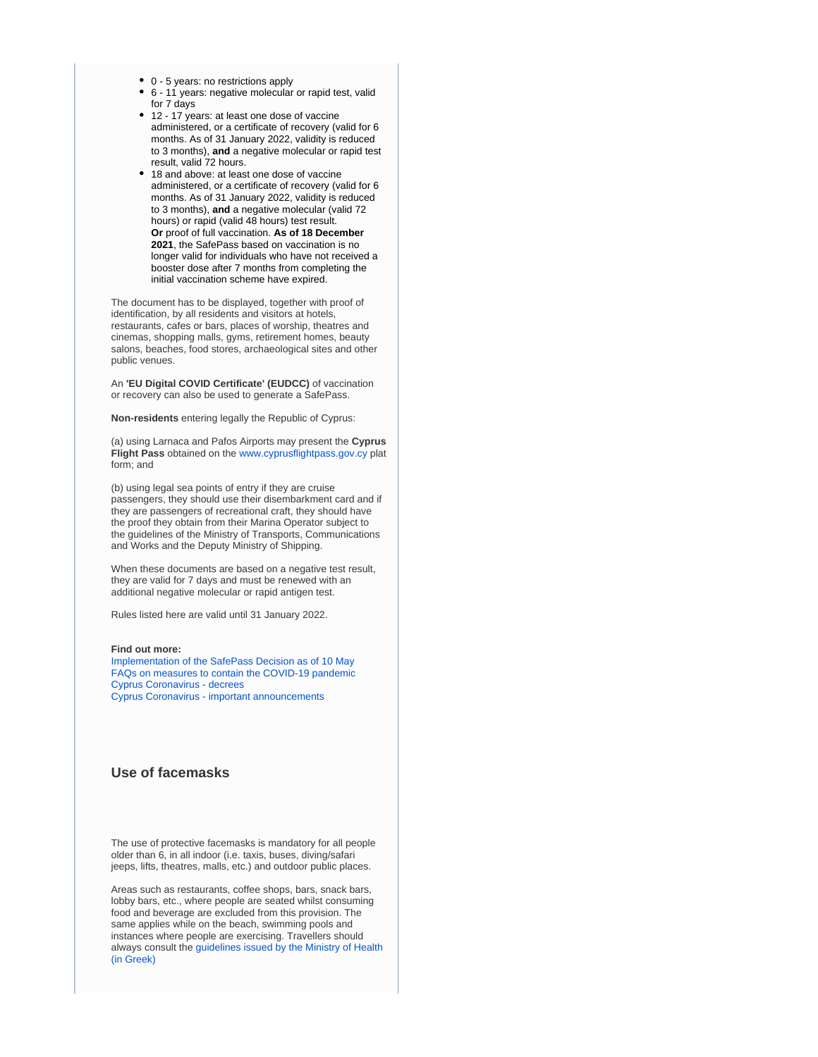- 0 - 5 years: no restrictions apply
- 6 - 11 years: negative molecular or rapid test, valid for 7 days
- 12 - 17 years: at least one dose of vaccine administered, or a certificate of recovery (valid for 6 months. As of 31 January 2022, validity is reduced to 3 months), **and** a negative molecular or rapid test result, valid 72 hours.
- 18 and above: at least one dose of vaccine administered, or a certificate of recovery (valid for 6 months. As of 31 January 2022, validity is reduced to 3 months), **and** a negative molecular (valid 72 hours) or rapid (valid 48 hours) test result.
  **Or** proof of full vaccination. **As of 18 December 2021**, the SafePass based on vaccination is no longer valid for individuals who have not received a booster dose after 7 months from completing the initial vaccination scheme have expired.

The document has to be displayed, together with proof of identification, by all residents and visitors at hotels, restaurants, cafes or bars, places of worship, theatres and cinemas, shopping malls, gyms, retirement homes, beauty salons, beaches, food stores, archaeological sites and other public venues.

An **'EU Digital COVID Certificate' (EUDCC)** of vaccination or recovery can also be used to generate a SafePass.

**Non-residents** entering legally the Republic of Cyprus:

(a) using Larnaca and Pafos Airports may present the **Cyprus Flight Pass** obtained on the www.cyprusflightpass.gov.cy plat form; and

(b) using legal sea points of entry if they are cruise passengers, they should use their disembarkment card and if they are passengers of recreational craft, they should have the proof they obtain from their Marina Operator subject to the guidelines of the Ministry of Transports, Communications and Works and the Deputy Ministry of Shipping.

When these documents are based on a negative test result, they are valid for 7 days and must be renewed with an additional negative molecular or rapid antigen test.

Rules listed here are valid until 31 January 2022.

**Find out more:**
Implementation of the SafePass Decision as of 10 May
FAQs on measures to contain the COVID-19 pandemic
Cyprus Coronavirus - decrees
Cyprus Coronavirus - important announcements

### Use of facemasks

The use of protective facemasks is mandatory for all people older than 6, in all indoor (i.e. taxis, buses, diving/safari jeeps, lifts, theatres, malls, etc.) and outdoor public places.

Areas such as restaurants, coffee shops, bars, snack bars, lobby bars, etc., where people are seated whilst consuming food and beverage are excluded from this provision. The same applies while on the beach, swimming pools and instances where people are exercising. Travellers should always consult the guidelines issued by the Ministry of Health (in Greek)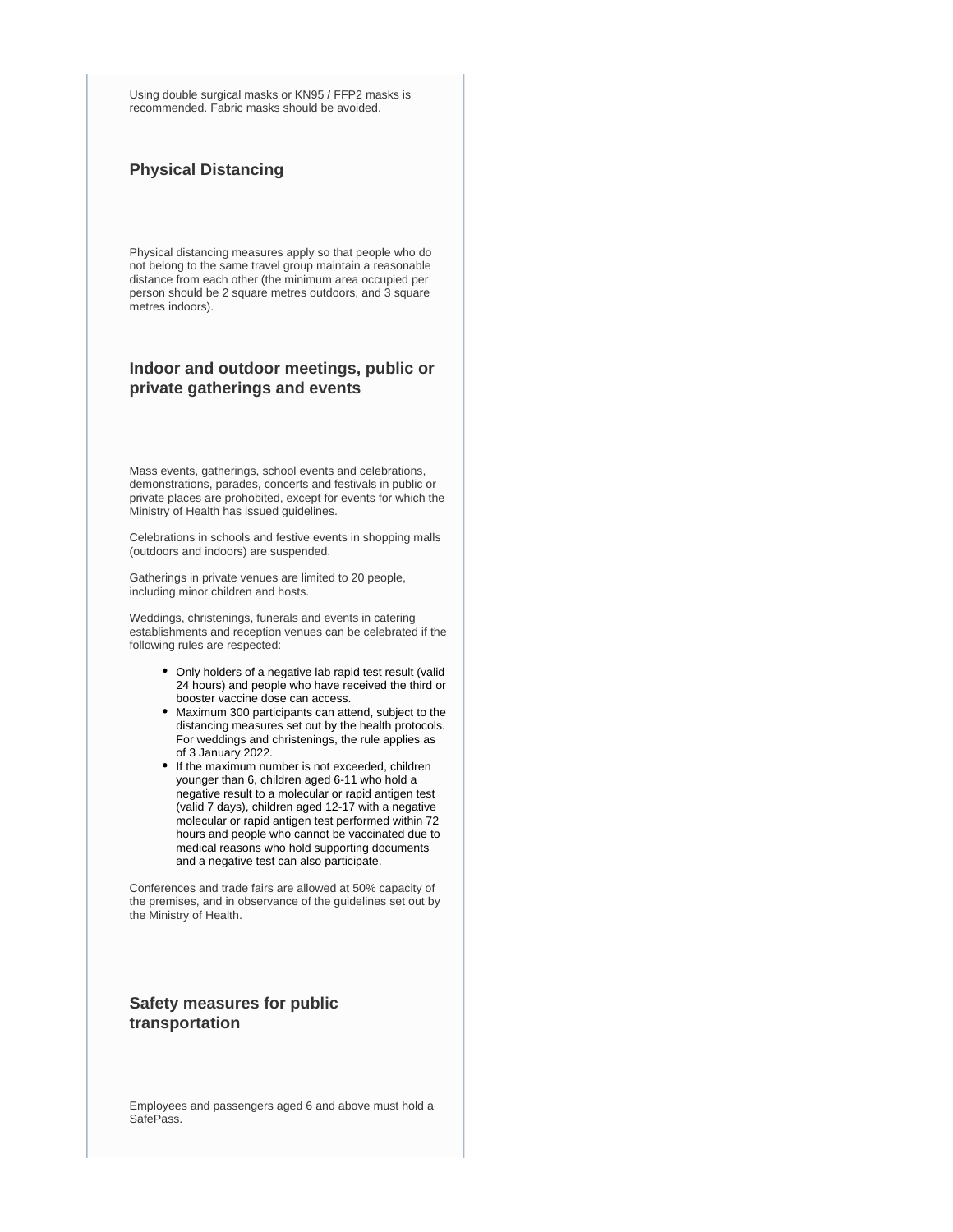Using double surgical masks or KN95 / FFP2 masks is recommended. Fabric masks should be avoided.

### Physical Distancing

Physical distancing measures apply so that people who do not belong to the same travel group maintain a reasonable distance from each other (the minimum area occupied per person should be 2 square metres outdoors, and 3 square metres indoors).

### Indoor and outdoor meetings, public or private gatherings and events

Mass events, gatherings, school events and celebrations, demonstrations, parades, concerts and festivals in public or private places are prohibited, except for events for which the Ministry of Health has issued guidelines.

Celebrations in schools and festive events in shopping malls (outdoors and indoors) are suspended.

Gatherings in private venues are limited to 20 people, including minor children and hosts.

Weddings, christenings, funerals and events in catering establishments and reception venues can be celebrated if the following rules are respected:

- Only holders of a negative lab rapid test result (valid 24 hours) and people who have received the third or booster vaccine dose can access.
- Maximum 300 participants can attend, subject to the distancing measures set out by the health protocols. For weddings and christenings, the rule applies as of 3 January 2022.
- If the maximum number is not exceeded, children younger than 6, children aged 6-11 who hold a negative result to a molecular or rapid antigen test (valid 7 days), children aged 12-17 with a negative molecular or rapid antigen test performed within 72 hours and people who cannot be vaccinated due to medical reasons who hold supporting documents and a negative test can also participate.

Conferences and trade fairs are allowed at 50% capacity of the premises, and in observance of the guidelines set out by the Ministry of Health.

### Safety measures for public transportation

Employees and passengers aged 6 and above must hold a SafePass.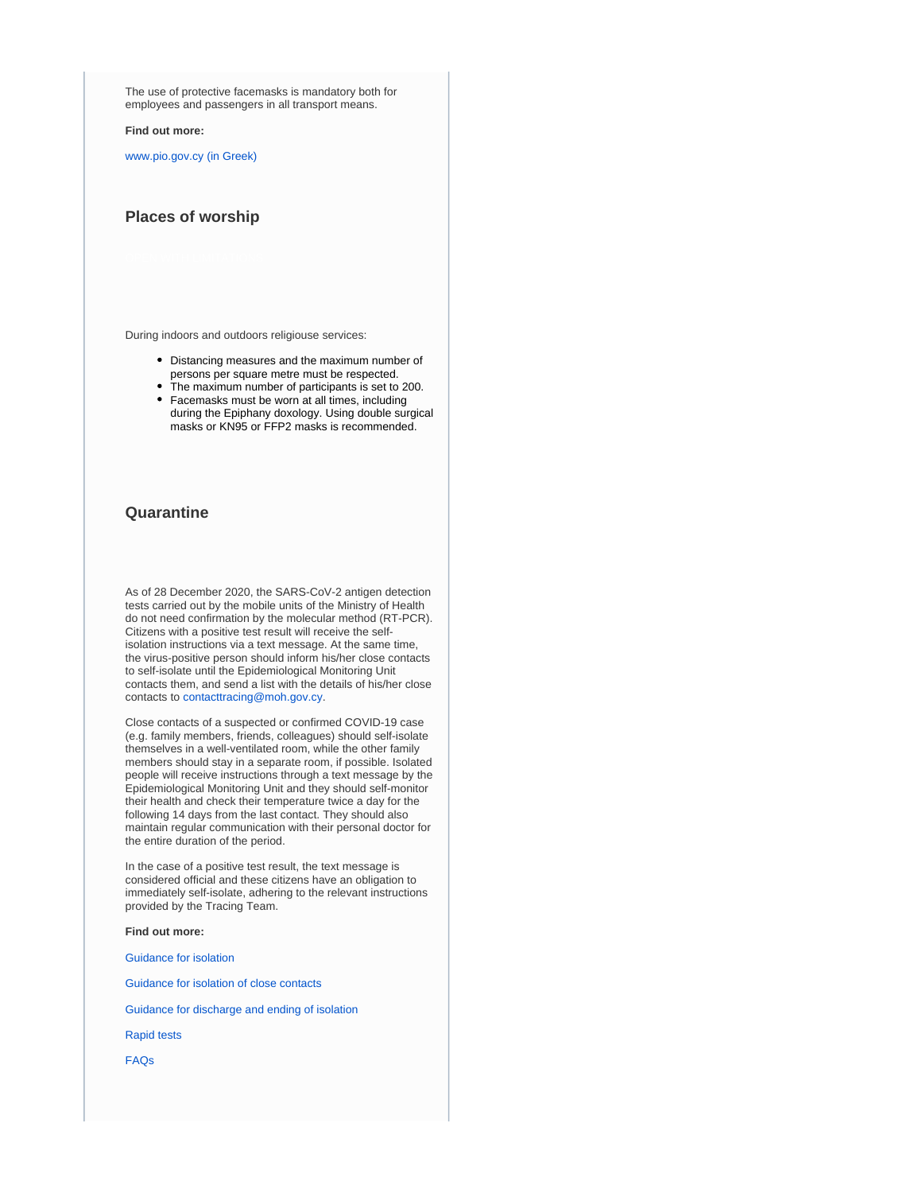The use of protective facemasks is mandatory both for employees and passengers in all transport means.

**Find out more:**

www.pio.gov.cy (in Greek)

## Places of worship

During indoors and outdoors religiouse services:

- Distancing measures and the maximum number of persons per square metre must be respected.
- The maximum number of participants is set to 200.
- Facemasks must be worn at all times, including during the Epiphany doxology. Using double surgical masks or KN95 or FFP2 masks is recommended.

## Quarantine

As of 28 December 2020, the SARS-CoV-2 antigen detection tests carried out by the mobile units of the Ministry of Health do not need confirmation by the molecular method (RT-PCR). Citizens with a positive test result will receive the self-isolation instructions via a text message. At the same time, the virus-positive person should inform his/her close contacts to self-isolate until the Epidemiological Monitoring Unit contacts them, and send a list with the details of his/her close contacts to contacttracing@moh.gov.cy.

Close contacts of a suspected or confirmed COVID-19 case (e.g. family members, friends, colleagues) should self-isolate themselves in a well-ventilated room, while the other family members should stay in a separate room, if possible. Isolated people will receive instructions through a text message by the Epidemiological Monitoring Unit and they should self-monitor their health and check their temperature twice a day for the following 14 days from the last contact. They should also maintain regular communication with their personal doctor for the entire duration of the period.

In the case of a positive test result, the text message is considered official and these citizens have an obligation to immediately self-isolate, adhering to the relevant instructions provided by the Tracing Team.

**Find out more:**

Guidance for isolation

Guidance for isolation of close contacts

Guidance for discharge and ending of isolation

Rapid tests

FAQs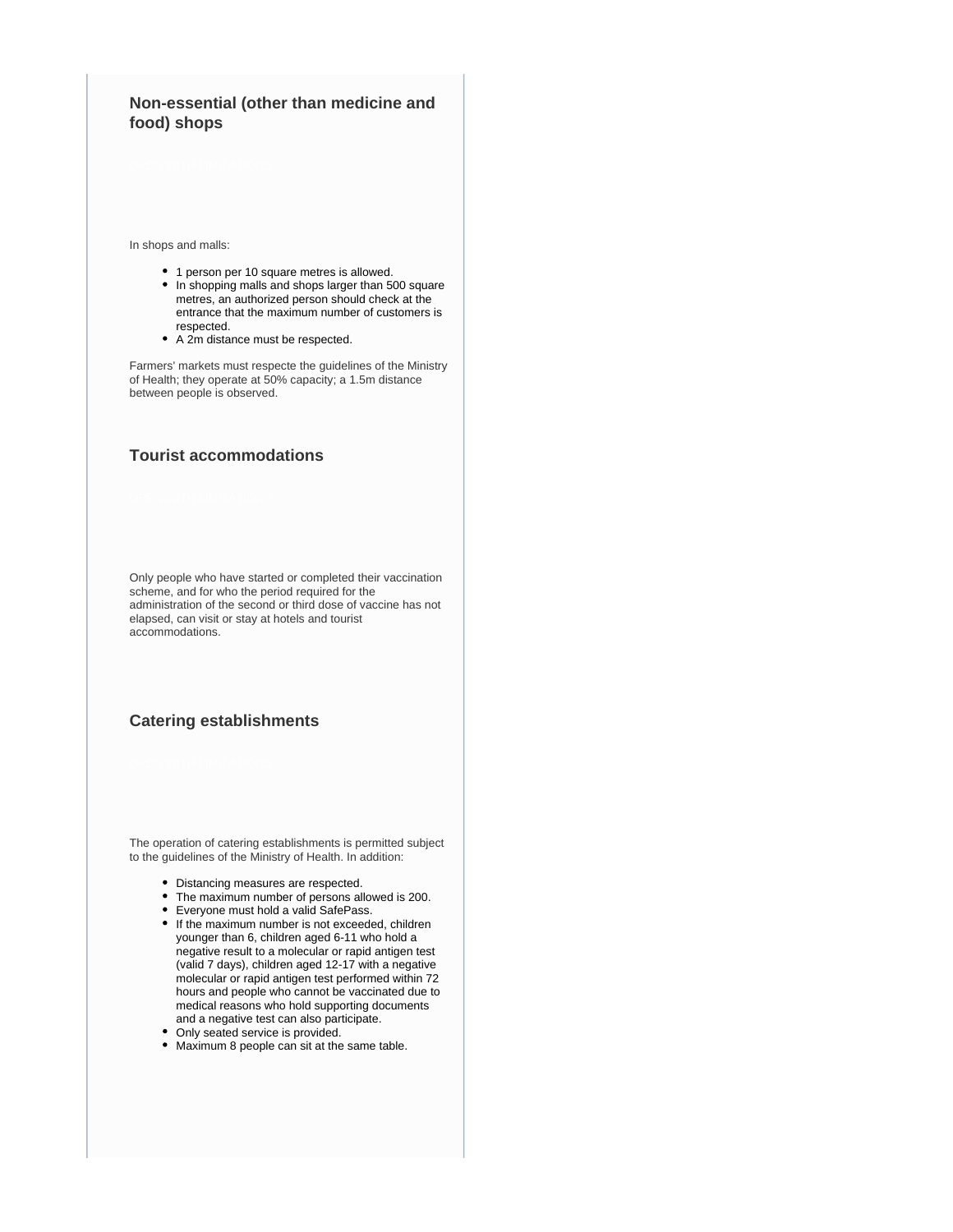### Non-essential (other than medicine and food) shops

In shops and malls:

- 1 person per 10 square metres is allowed.
- In shopping malls and shops larger than 500 square metres, an authorized person should check at the entrance that the maximum number of customers is respected.
- A 2m distance must be respected.

Farmers' markets must respecte the guidelines of the Ministry of Health; they operate at 50% capacity; a 1.5m distance between people is observed.

### Tourist accommodations

Only people who have started or completed their vaccination scheme, and for who the period required for the administration of the second or third dose of vaccine has not elapsed, can visit or stay at hotels and tourist accommodations.

### Catering establishments

The operation of catering establishments is permitted subject to the guidelines of the Ministry of Health. In addition:

- Distancing measures are respected.
- The maximum number of persons allowed is 200.
- Everyone must hold a valid SafePass.
- If the maximum number is not exceeded, children younger than 6, children aged 6-11 who hold a negative result to a molecular or rapid antigen test (valid 7 days), children aged 12-17 with a negative molecular or rapid antigen test performed within 72 hours and people who cannot be vaccinated due to medical reasons who hold supporting documents and a negative test can also participate.
- Only seated service is provided.
- Maximum 8 people can sit at the same table.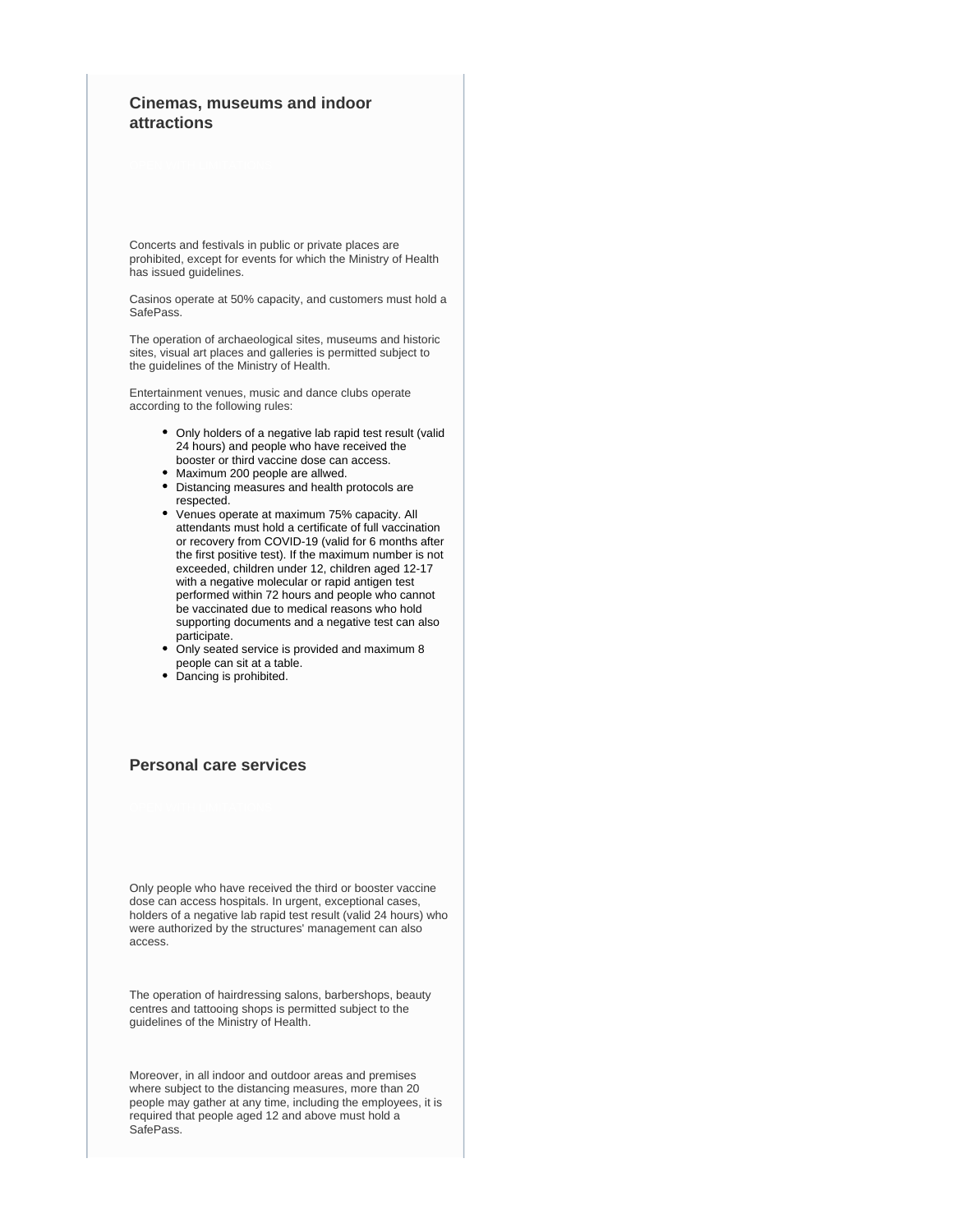### Cinemas, museums and indoor attractions

Concerts and festivals in public or private places are prohibited, except for events for which the Ministry of Health has issued guidelines.

Casinos operate at 50% capacity, and customers must hold a SafePass.

The operation of archaeological sites, museums and historic sites, visual art places and galleries is permitted subject to the guidelines of the Ministry of Health.

Entertainment venues, music and dance clubs operate according to the following rules:

- Only holders of a negative lab rapid test result (valid 24 hours) and people who have received the booster or third vaccine dose can access.
- Maximum 200 people are allwed.
- Distancing measures and health protocols are respected.
- Venues operate at maximum 75% capacity. All attendants must hold a certificate of full vaccination or recovery from COVID-19 (valid for 6 months after the first positive test). If the maximum number is not exceeded, children under 12, children aged 12-17 with a negative molecular or rapid antigen test performed within 72 hours and people who cannot be vaccinated due to medical reasons who hold supporting documents and a negative test can also participate.
- Only seated service is provided and maximum 8 people can sit at a table.
- Dancing is prohibited.

### Personal care services

Only people who have received the third or booster vaccine dose can access hospitals. In urgent, exceptional cases, holders of a negative lab rapid test result (valid 24 hours) who were authorized by the structures' management can also access.

The operation of hairdressing salons, barbershops, beauty centres and tattooing shops is permitted subject to the guidelines of the Ministry of Health.

Moreover, in all indoor and outdoor areas and premises where subject to the distancing measures, more than 20 people may gather at any time, including the employees, it is required that people aged 12 and above must hold a SafePass.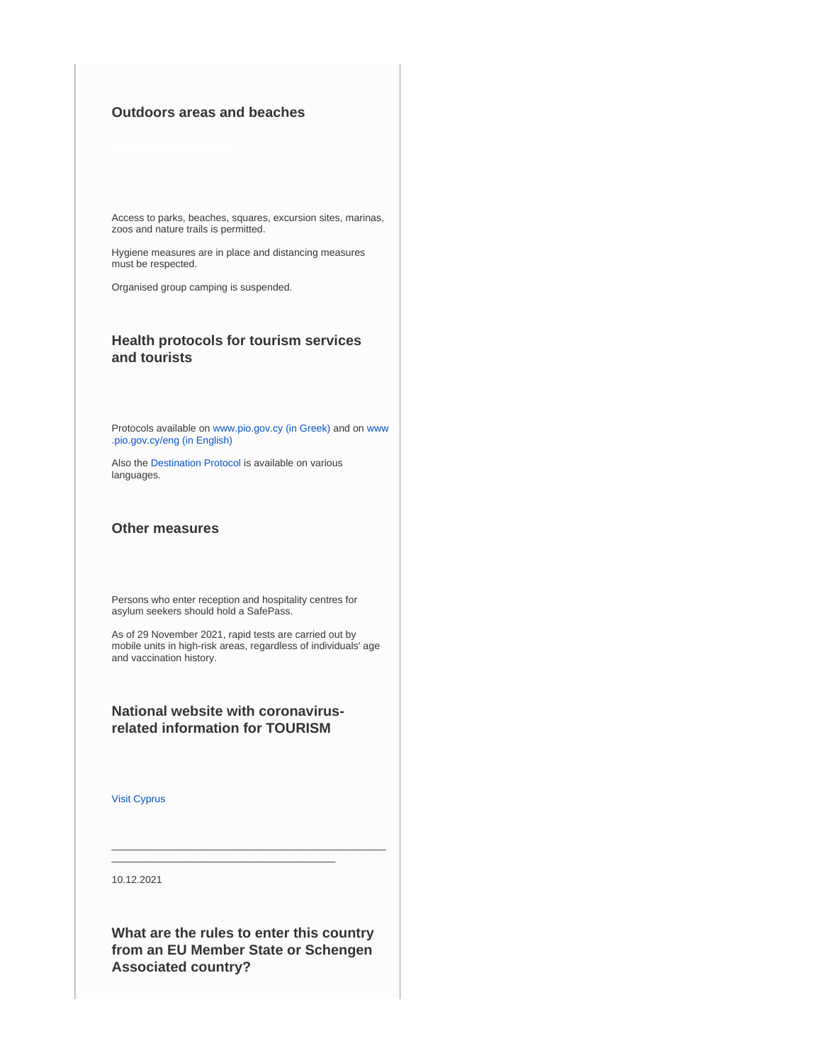### Outdoors areas and beaches

Access to parks, beaches, squares, excursion sites, marinas, zoos and nature trails is permitted.

Hygiene measures are in place and distancing measures must be respected.

Organised group camping is suspended.

### Health protocols for tourism services and tourists

Protocols available on www.pio.gov.cy (in Greek) and on www.pio.gov.cy/eng (in English)

Also the Destination Protocol is available on various languages.

### Other measures

Persons who enter reception and hospitality centres for asylum seekers should hold a SafePass.

As of 29 November 2021, rapid tests are carried out by mobile units in high-risk areas, regardless of individuals' age and vaccination history.

### National website with coronavirus-related information for TOURISM

Visit Cyprus

---

10.12.2021

### What are the rules to enter this country from an EU Member State or Schengen Associated country?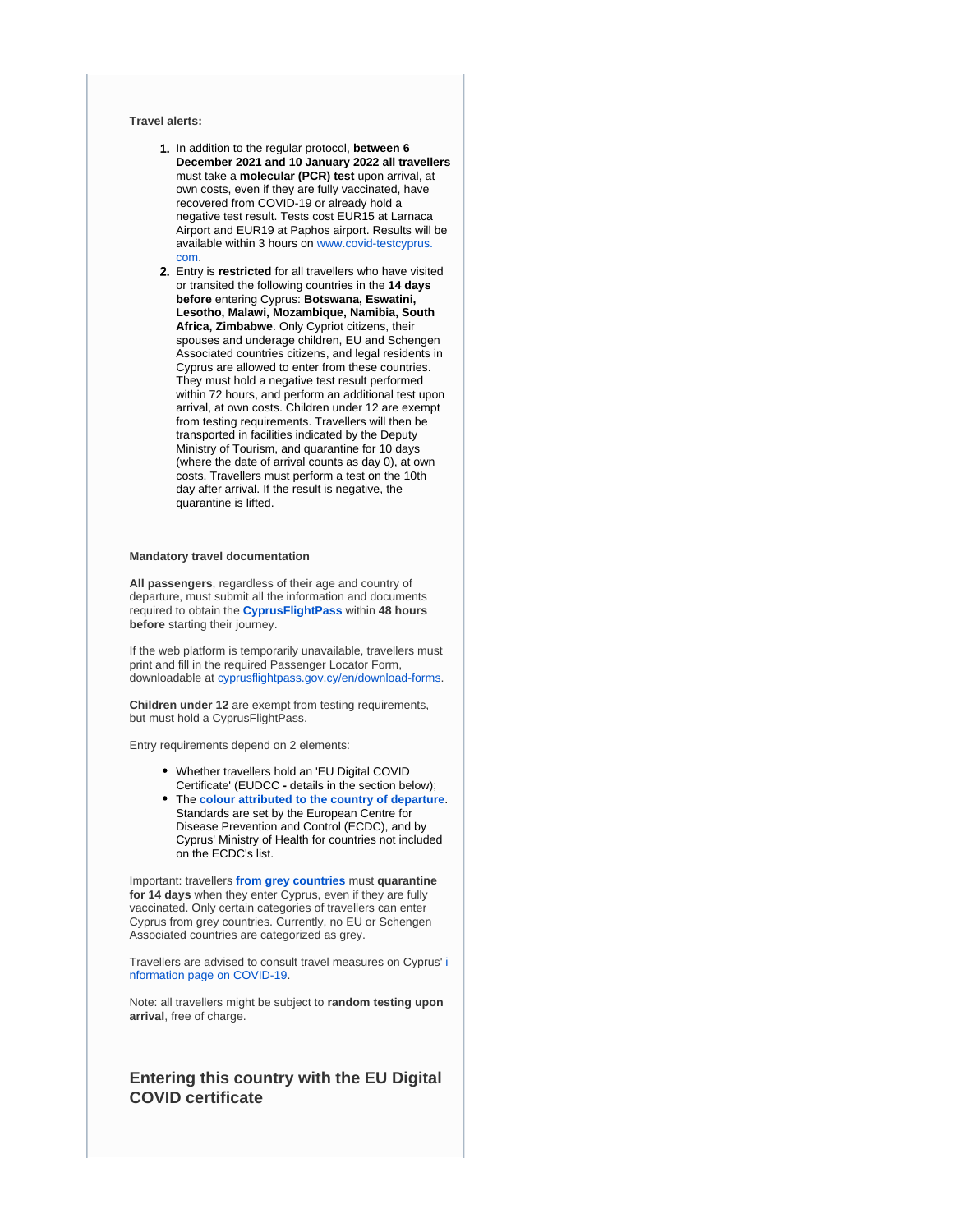**Travel alerts:**

1. In addition to the regular protocol, **between 6 December 2021 and 10 January 2022 all travellers** must take a **molecular (PCR) test** upon arrival, at own costs, even if they are fully vaccinated, have recovered from COVID-19 or already hold a negative test result. Tests cost EUR15 at Larnaca Airport and EUR19 at Paphos airport. Results will be available within 3 hours on www.covid-testcyprus.com.
2. Entry is **restricted** for all travellers who have visited or transited the following countries in the **14 days before** entering Cyprus: **Botswana, Eswatini, Lesotho, Malawi, Mozambique, Namibia, South Africa, Zimbabwe**. Only Cypriot citizens, their spouses and underage children, EU and Schengen Associated countries citizens, and legal residents in Cyprus are allowed to enter from these countries. They must hold a negative test result performed within 72 hours, and perform an additional test upon arrival, at own costs. Children under 12 are exempt from testing requirements. Travellers will then be transported in facilities indicated by the Deputy Ministry of Tourism, and quarantine for 10 days (where the date of arrival counts as day 0), at own costs. Travellers must perform a test on the 10th day after arrival. If the result is negative, the quarantine is lifted.

**Mandatory travel documentation**

**All passengers**, regardless of their age and country of departure, must submit all the information and documents required to obtain the **CyprusFlightPass** within **48 hours before** starting their journey.

If the web platform is temporarily unavailable, travellers must print and fill in the required Passenger Locator Form, downloadable at cyprusflightpass.gov.cy/en/download-forms.

**Children under 12** are exempt from testing requirements, but must hold a CyprusFlightPass.

Entry requirements depend on 2 elements:

- Whether travellers hold an 'EU Digital COVID Certificate' (EUDCC **-** details in the section below);
- The **colour attributed to the country of departure**. Standards are set by the European Centre for Disease Prevention and Control (ECDC), and by Cyprus' Ministry of Health for countries not included on the ECDC's list.

Important: travellers **from grey countries** must **quarantine for 14 days** when they enter Cyprus, even if they are fully vaccinated. Only certain categories of travellers can enter Cyprus from grey countries. Currently, no EU or Schengen Associated countries are categorized as grey.

Travellers are advised to consult travel measures on Cyprus' information page on COVID-19.

Note: all travellers might be subject to **random testing upon arrival**, free of charge.

## Entering this country with the EU Digital COVID certificate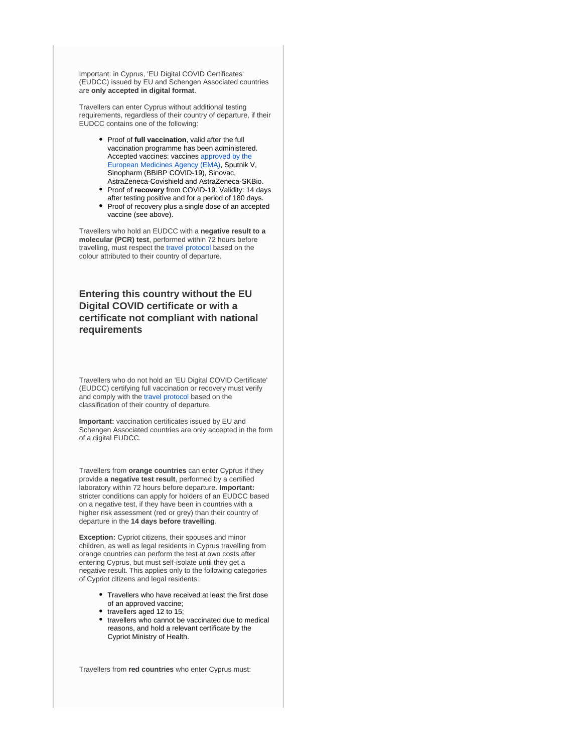Important: in Cyprus, 'EU Digital COVID Certificates' (EUDCC) issued by EU and Schengen Associated countries are **only accepted in digital format**.

Travellers can enter Cyprus without additional testing requirements, regardless of their country of departure, if their EUDCC contains one of the following:

- Proof of **full vaccination**, valid after the full vaccination programme has been administered. Accepted vaccines: vaccines approved by the European Medicines Agency (EMA), Sputnik V, Sinopharm (BBIBP COVID-19), Sinovac, AstraZeneca-Covishield and AstraZeneca-SKBio.
- Proof of **recovery** from COVID-19. Validity: 14 days after testing positive and for a period of 180 days.
- Proof of recovery plus a single dose of an accepted vaccine (see above).

Travellers who hold an EUDCC with a **negative result to a molecular (PCR) test**, performed within 72 hours before travelling, must respect the travel protocol based on the colour attributed to their country of departure.

## Entering this country without the EU Digital COVID certificate or with a certificate not compliant with national requirements

Travellers who do not hold an 'EU Digital COVID Certificate' (EUDCC) certifying full vaccination or recovery must verify and comply with the travel protocol based on the classification of their country of departure.

**Important:** vaccination certificates issued by EU and Schengen Associated countries are only accepted in the form of a digital EUDCC.

Travellers from **orange countries** can enter Cyprus if they provide **a negative test result**, performed by a certified laboratory within 72 hours before departure. **Important:** stricter conditions can apply for holders of an EUDCC based on a negative test, if they have been in countries with a higher risk assessment (red or grey) than their country of departure in the **14 days before travelling**.

**Exception:** Cypriot citizens, their spouses and minor children, as well as legal residents in Cyprus travelling from orange countries can perform the test at own costs after entering Cyprus, but must self-isolate until they get a negative result. This applies only to the following categories of Cypriot citizens and legal residents:

- Travellers who have received at least the first dose of an approved vaccine;
- travellers aged 12 to 15;
- travellers who cannot be vaccinated due to medical reasons, and hold a relevant certificate by the Cypriot Ministry of Health.

Travellers from **red countries** who enter Cyprus must: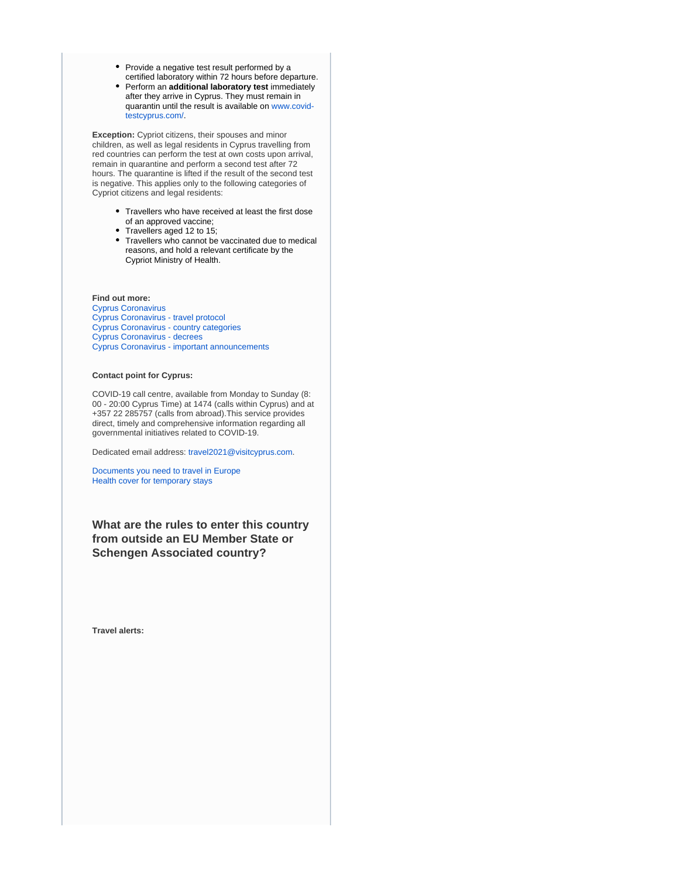- Provide a negative test result performed by a certified laboratory within 72 hours before departure.
- Perform an **additional laboratory test** immediately after they arrive in Cyprus. They must remain in quarantin until the result is available on www.covid-testcyprus.com/.

**Exception:** Cypriot citizens, their spouses and minor children, as well as legal residents in Cyprus travelling from red countries can perform the test at own costs upon arrival, remain in quarantine and perform a second test after 72 hours. The quarantine is lifted if the result of the second test is negative. This applies only to the following categories of Cypriot citizens and legal residents:

- Travellers who have received at least the first dose of an approved vaccine;
- Travellers aged 12 to 15;
- Travellers who cannot be vaccinated due to medical reasons, and hold a relevant certificate by the Cypriot Ministry of Health.

**Find out more:**
Cyprus Coronavirus
Cyprus Coronavirus - travel protocol
Cyprus Coronavirus - country categories
Cyprus Coronavirus - decrees
Cyprus Coronavirus - important announcements

**Contact point for Cyprus:**

COVID-19 call centre, available from Monday to Sunday (8:00 - 20:00 Cyprus Time) at 1474 (calls within Cyprus) and at +357 22 285757 (calls from abroad).This service provides direct, timely and comprehensive information regarding all governmental initiatives related to COVID-19.

Dedicated email address: travel2021@visitcyprus.com.

Documents you need to travel in Europe
Health cover for temporary stays

### What are the rules to enter this country from outside an EU Member State or Schengen Associated country?

**Travel alerts:**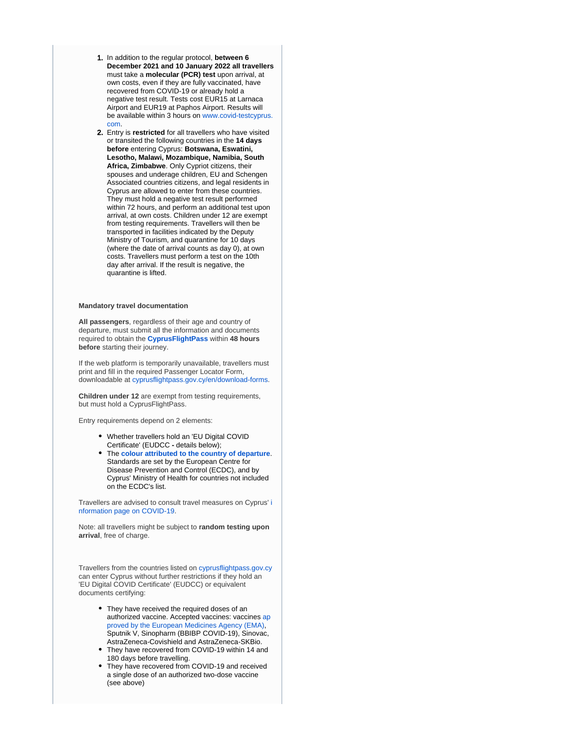1. In addition to the regular protocol, **between 6 December 2021 and 10 January 2022 all travellers** must take a **molecular (PCR) test** upon arrival, at own costs, even if they are fully vaccinated, have recovered from COVID-19 or already hold a negative test result. Tests cost EUR15 at Larnaca Airport and EUR19 at Paphos Airport. Results will be available within 3 hours on www.covid-testcyprus.com.
2. Entry is **restricted** for all travellers who have visited or transited the following countries in the **14 days before** entering Cyprus: **Botswana, Eswatini, Lesotho, Malawi, Mozambique, Namibia, South Africa, Zimbabwe**. Only Cypriot citizens, their spouses and underage children, EU and Schengen Associated countries citizens, and legal residents in Cyprus are allowed to enter from these countries. They must hold a negative test result performed within 72 hours, and perform an additional test upon arrival, at own costs. Children under 12 are exempt from testing requirements. Travellers will then be transported in facilities indicated by the Deputy Ministry of Tourism, and quarantine for 10 days (where the date of arrival counts as day 0), at own costs. Travellers must perform a test on the 10th day after arrival. If the result is negative, the quarantine is lifted.

**Mandatory travel documentation**

**All passengers**, regardless of their age and country of departure, must submit all the information and documents required to obtain the **CyprusFlightPass** within **48 hours before** starting their journey.

If the web platform is temporarily unavailable, travellers must print and fill in the required Passenger Locator Form, downloadable at cyprusflightpass.gov.cy/en/download-forms.

**Children under 12** are exempt from testing requirements, but must hold a CyprusFlightPass.

Entry requirements depend on 2 elements:

- Whether travellers hold an 'EU Digital COVID Certificate' (EUDCC **-** details below);
- The **colour attributed to the country of departure**. Standards are set by the European Centre for Disease Prevention and Control (ECDC), and by Cyprus' Ministry of Health for countries not included on the ECDC's list.

Travellers are advised to consult travel measures on Cyprus' information page on COVID-19.

Note: all travellers might be subject to **random testing upon arrival**, free of charge.

Travellers from the countries listed on cyprusflightpass.gov.cy can enter Cyprus without further restrictions if they hold an 'EU Digital COVID Certificate' (EUDCC) or equivalent documents certifying:

- They have received the required doses of an authorized vaccine. Accepted vaccines: vaccines approved by the European Medicines Agency (EMA), Sputnik V, Sinopharm (BBIBP COVID-19), Sinovac, AstraZeneca-Covishield and AstraZeneca-SKBio.
- They have recovered from COVID-19 within 14 and 180 days before travelling.
- They have recovered from COVID-19 and received a single dose of an authorized two-dose vaccine (see above)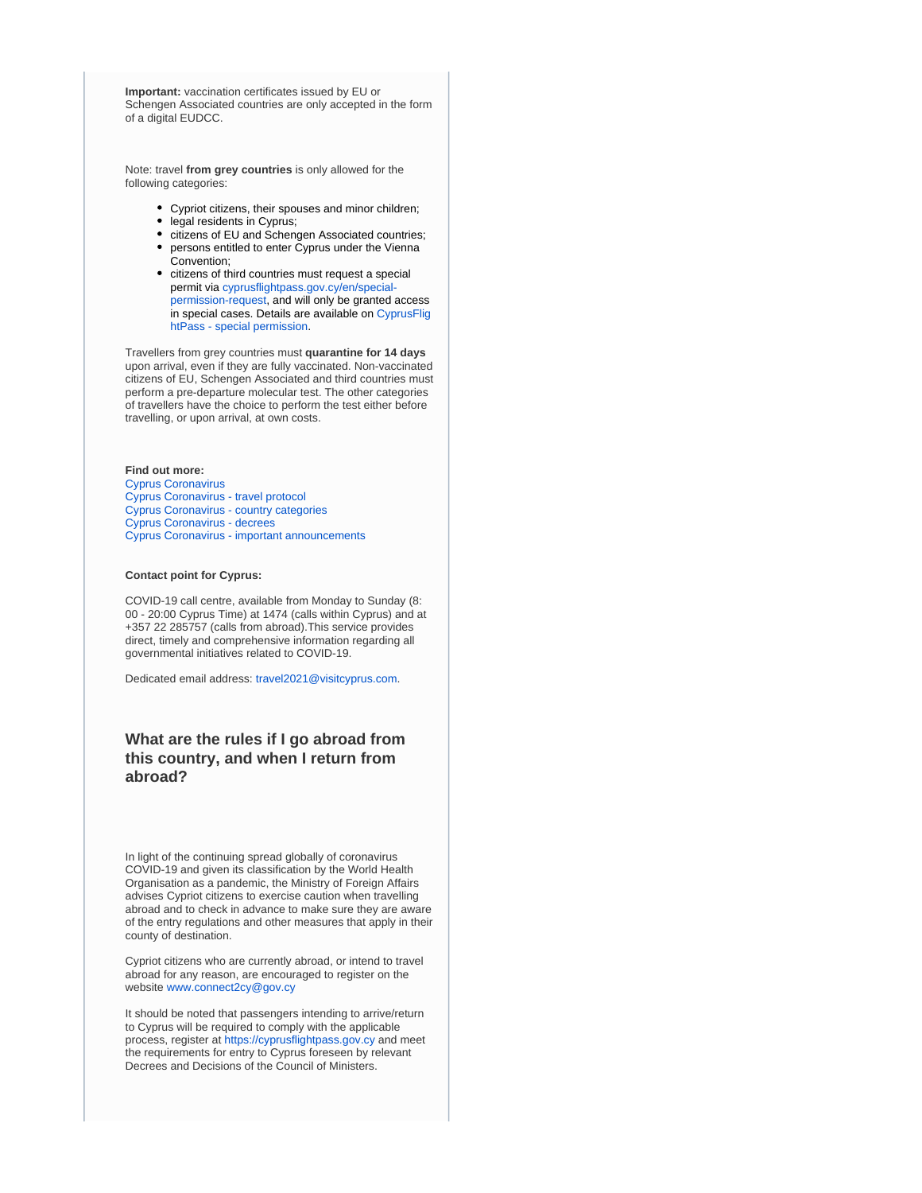**Important:** vaccination certificates issued by EU or Schengen Associated countries are only accepted in the form of a digital EUDCC.

Note: travel **from grey countries** is only allowed for the following categories:

- Cypriot citizens, their spouses and minor children;
- legal residents in Cyprus;
- citizens of EU and Schengen Associated countries;
- persons entitled to enter Cyprus under the Vienna Convention;
- citizens of third countries must request a special permit via cyprusflightpass.gov.cy/en/special-permission-request, and will only be granted access in special cases. Details are available on CyprusFlightPass - special permission.

Travellers from grey countries must **quarantine for 14 days** upon arrival, even if they are fully vaccinated. Non-vaccinated citizens of EU, Schengen Associated and third countries must perform a pre-departure molecular test. The other categories of travellers have the choice to perform the test either before travelling, or upon arrival, at own costs.

**Find out more:**
Cyprus Coronavirus
Cyprus Coronavirus - travel protocol
Cyprus Coronavirus - country categories
Cyprus Coronavirus - decrees
Cyprus Coronavirus - important announcements

**Contact point for Cyprus:**

COVID-19 call centre, available from Monday to Sunday (8:00 - 20:00 Cyprus Time) at 1474 (calls within Cyprus) and at +357 22 285757 (calls from abroad).This service provides direct, timely and comprehensive information regarding all governmental initiatives related to COVID-19.

Dedicated email address: travel2021@visitcyprus.com.

## What are the rules if I go abroad from this country, and when I return from abroad?

In light of the continuing spread globally of coronavirus COVID-19 and given its classification by the World Health Organisation as a pandemic, the Ministry of Foreign Affairs advises Cypriot citizens to exercise caution when travelling abroad and to check in advance to make sure they are aware of the entry regulations and other measures that apply in their county of destination.

Cypriot citizens who are currently abroad, or intend to travel abroad for any reason, are encouraged to register on the website www.connect2cy@gov.cy

It should be noted that passengers intending to arrive/return to Cyprus will be required to comply with the applicable process, register at https://cyprusflightpass.gov.cy and meet the requirements for entry to Cyprus foreseen by relevant Decrees and Decisions of the Council of Ministers.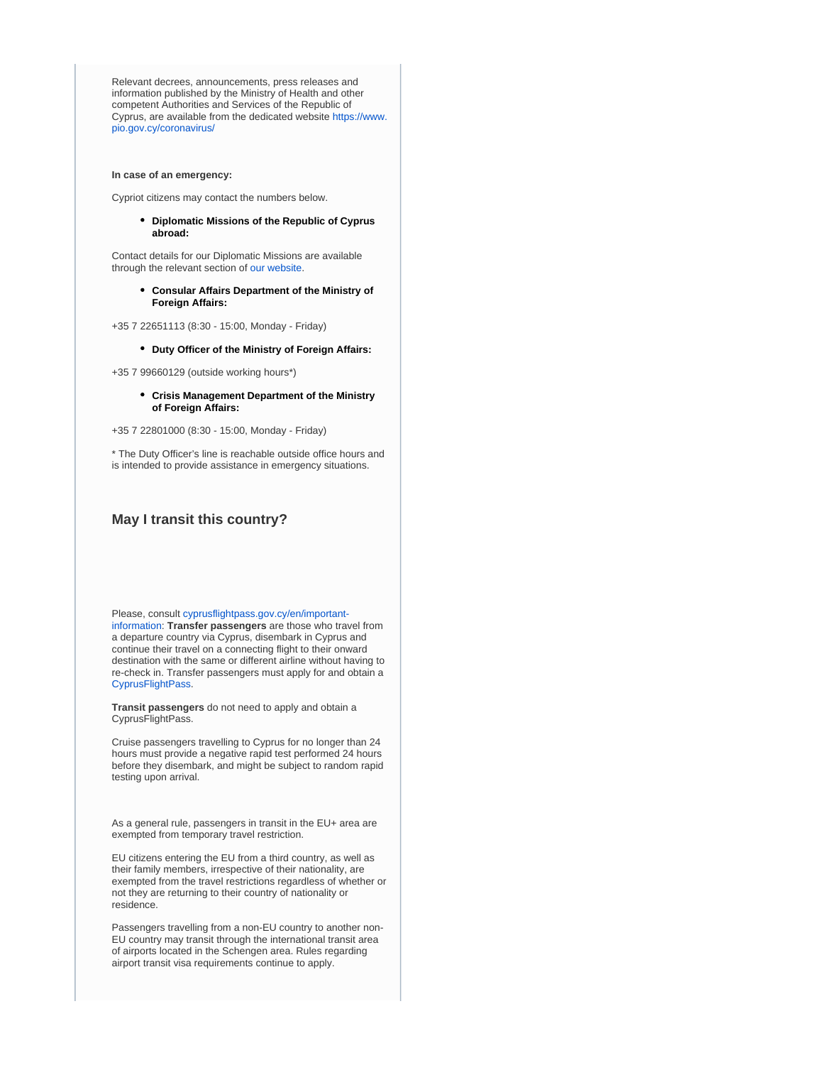Relevant decrees, announcements, press releases and information published by the Ministry of Health and other competent Authorities and Services of the Republic of Cyprus, are available from the dedicated website https://www.pio.gov.cy/coronavirus/

**In case of an emergency:**

Cypriot citizens may contact the numbers below.

- **Diplomatic Missions of the Republic of Cyprus abroad:**

Contact details for our Diplomatic Missions are available through the relevant section of our website.

- **Consular Affairs Department of the Ministry of Foreign Affairs:**

+35 7 22651113 (8:30 - 15:00, Monday - Friday)

- **Duty Officer of the Ministry of Foreign Affairs:**

+35 7 99660129 (outside working hours*)

- **Crisis Management Department of the Ministry of Foreign Affairs:**

+35 7 22801000 (8:30 - 15:00, Monday - Friday)

* The Duty Officer's line is reachable outside office hours and is intended to provide assistance in emergency situations.

## May I transit this country?

Please, consult cyprusflightpass.gov.cy/en/important-information: **Transfer passengers** are those who travel from a departure country via Cyprus, disembark in Cyprus and continue their travel on a connecting flight to their onward destination with the same or different airline without having to re-check in. Transfer passengers must apply for and obtain a CyprusFlightPass.

**Transit passengers** do not need to apply and obtain a CyprusFlightPass.

Cruise passengers travelling to Cyprus for no longer than 24 hours must provide a negative rapid test performed 24 hours before they disembark, and might be subject to random rapid testing upon arrival.

As a general rule, passengers in transit in the EU+ area are exempted from temporary travel restriction.

EU citizens entering the EU from a third country, as well as their family members, irrespective of their nationality, are exempted from the travel restrictions regardless of whether or not they are returning to their country of nationality or residence.

Passengers travelling from a non-EU country to another non-EU country may transit through the international transit area of airports located in the Schengen area. Rules regarding airport transit visa requirements continue to apply.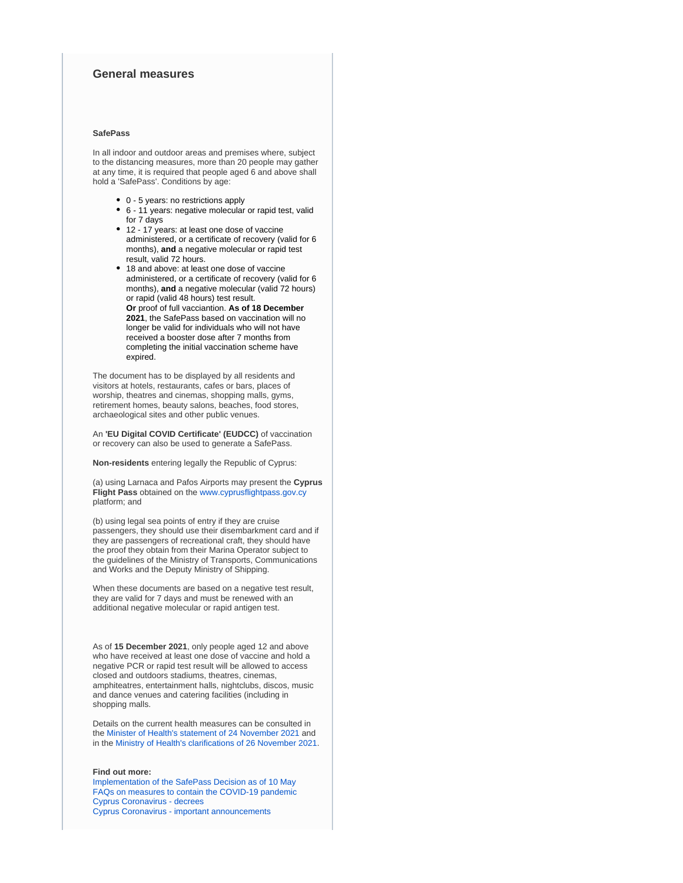## General measures

**SafePass**

In all indoor and outdoor areas and premises where, subject to the distancing measures, more than 20 people may gather at any time, it is required that people aged 6 and above shall hold a 'SafePass'. Conditions by age:

- 0 - 5 years: no restrictions apply
- 6 - 11 years: negative molecular or rapid test, valid for 7 days
- 12 - 17 years: at least one dose of vaccine administered, or a certificate of recovery (valid for 6 months), **and** a negative molecular or rapid test result, valid 72 hours.
- 18 and above: at least one dose of vaccine administered, or a certificate of recovery (valid for 6 months), **and** a negative molecular (valid 72 hours) or rapid (valid 48 hours) test result.
  **Or** proof of full vacciantion. **As of 18 December 2021**, the SafePass based on vaccination will no longer be valid for individuals who will not have received a booster dose after 7 months from completing the initial vaccination scheme have expired.

The document has to be displayed by all residents and visitors at hotels, restaurants, cafes or bars, places of worship, theatres and cinemas, shopping malls, gyms, retirement homes, beauty salons, beaches, food stores, archaeological sites and other public venues.

An **'EU Digital COVID Certificate' (EUDCC)** of vaccination or recovery can also be used to generate a SafePass.

**Non-residents** entering legally the Republic of Cyprus:

(a) using Larnaca and Pafos Airports may present the **Cyprus Flight Pass** obtained on the www.cyprusflightpass.gov.cy platform; and

(b) using legal sea points of entry if they are cruise passengers, they should use their disembarkment card and if they are passengers of recreational craft, they should have the proof they obtain from their Marina Operator subject to the guidelines of the Ministry of Transports, Communications and Works and the Deputy Ministry of Shipping.

When these documents are based on a negative test result, they are valid for 7 days and must be renewed with an additional negative molecular or rapid antigen test.

As of **15 December 2021**, only people aged 12 and above who have received at least one dose of vaccine and hold a negative PCR or rapid test result will be allowed to access closed and outdoors stadiums, theatres, cinemas, amphiteatres, entertainment halls, nightclubs, discos, music and dance venues and catering facilities (including in shopping malls.

Details on the current health measures can be consulted in the Minister of Health's statement of 24 November 2021 and in the Ministry of Health's clarifications of 26 November 2021.

**Find out more:**
Implementation of the SafePass Decision as of 10 May
FAQs on measures to contain the COVID-19 pandemic
Cyprus Coronavirus - decrees
Cyprus Coronavirus - important announcements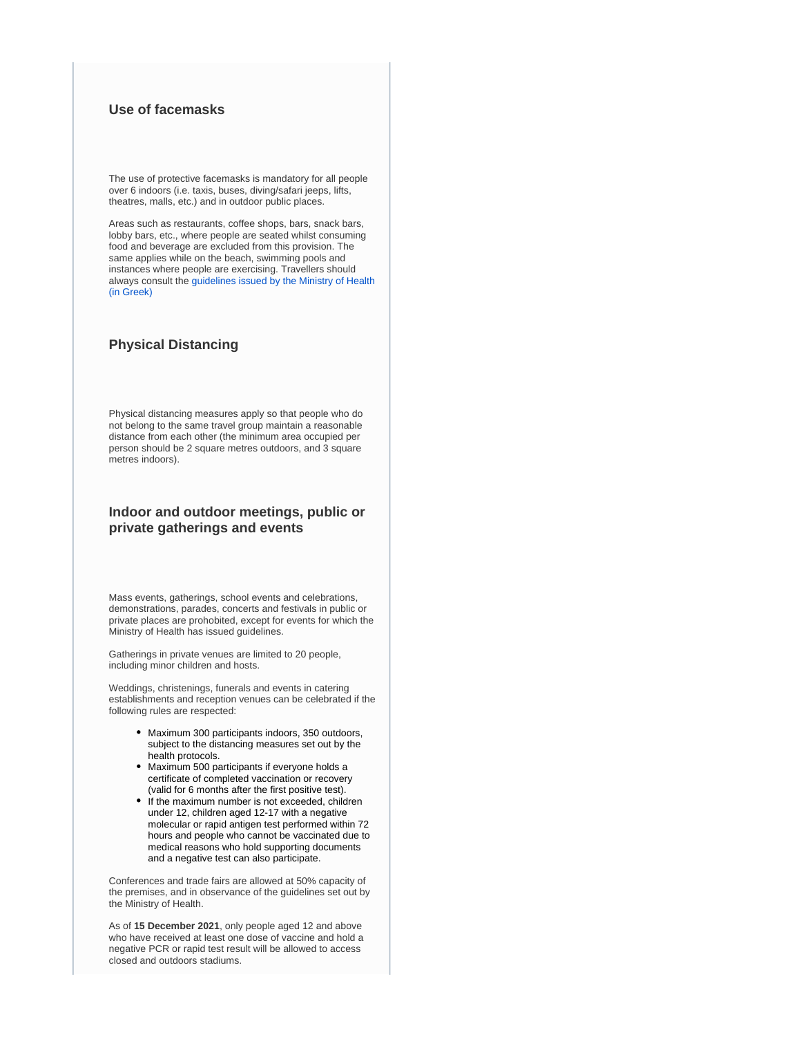### Use of facemasks

The use of protective facemasks is mandatory for all people over 6 indoors (i.e. taxis, buses, diving/safari jeeps, lifts, theatres, malls, etc.) and in outdoor public places.

Areas such as restaurants, coffee shops, bars, snack bars, lobby bars, etc., where people are seated whilst consuming food and beverage are excluded from this provision. The same applies while on the beach, swimming pools and instances where people are exercising. Travellers should always consult the guidelines issued by the Ministry of Health (in Greek)

### Physical Distancing

Physical distancing measures apply so that people who do not belong to the same travel group maintain a reasonable distance from each other (the minimum area occupied per person should be 2 square metres outdoors, and 3 square metres indoors).

### Indoor and outdoor meetings, public or private gatherings and events

Mass events, gatherings, school events and celebrations, demonstrations, parades, concerts and festivals in public or private places are prohobited, except for events for which the Ministry of Health has issued guidelines.

Gatherings in private venues are limited to 20 people, including minor children and hosts.

Weddings, christenings, funerals and events in catering establishments and reception venues can be celebrated if the following rules are respected:

- Maximum 300 participants indoors, 350 outdoors, subject to the distancing measures set out by the health protocols.
- Maximum 500 participants if everyone holds a certificate of completed vaccination or recovery (valid for 6 months after the first positive test).
- If the maximum number is not exceeded, children under 12, children aged 12-17 with a negative molecular or rapid antigen test performed within 72 hours and people who cannot be vaccinated due to medical reasons who hold supporting documents and a negative test can also participate.

Conferences and trade fairs are allowed at 50% capacity of the premises, and in observance of the guidelines set out by the Ministry of Health.

As of **15 December 2021**, only people aged 12 and above who have received at least one dose of vaccine and hold a negative PCR or rapid test result will be allowed to access closed and outdoors stadiums.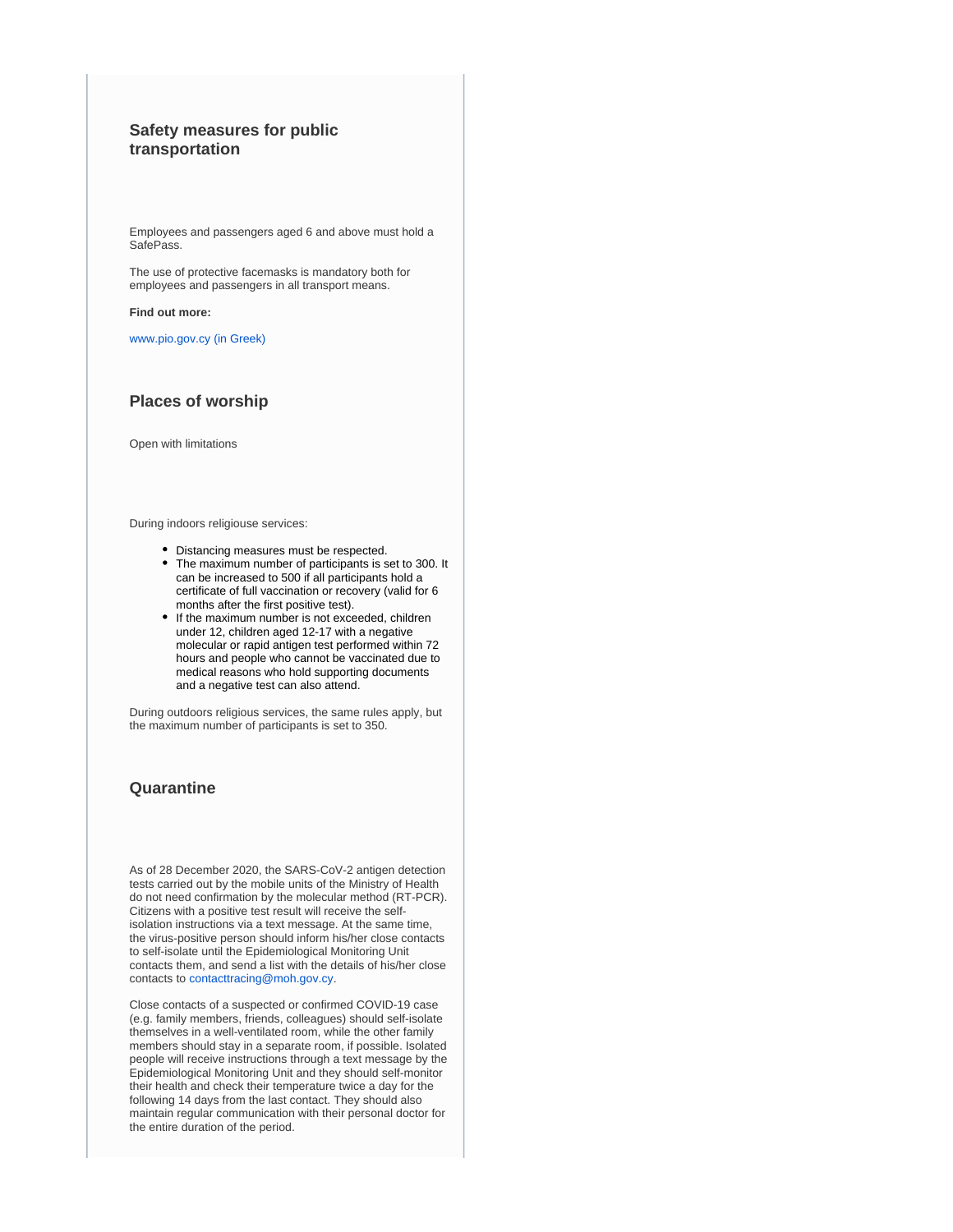### Safety measures for public transportation

Employees and passengers aged 6 and above must hold a SafePass.

The use of protective facemasks is mandatory both for employees and passengers in all transport means.

**Find out more:**

www.pio.gov.cy (in Greek)

### Places of worship

Open with limitations

During indoors religiouse services:

- Distancing measures must be respected.
- The maximum number of participants is set to 300. It can be increased to 500 if all participants hold a certificate of full vaccination or recovery (valid for 6 months after the first positive test).
- If the maximum number is not exceeded, children under 12, children aged 12-17 with a negative molecular or rapid antigen test performed within 72 hours and people who cannot be vaccinated due to medical reasons who hold supporting documents and a negative test can also attend.

During outdoors religious services, the same rules apply, but the maximum number of participants is set to 350.

### Quarantine

As of 28 December 2020, the SARS-CoV-2 antigen detection tests carried out by the mobile units of the Ministry of Health do not need confirmation by the molecular method (RT-PCR). Citizens with a positive test result will receive the self-isolation instructions via a text message. At the same time, the virus-positive person should inform his/her close contacts to self-isolate until the Epidemiological Monitoring Unit contacts them, and send a list with the details of his/her close contacts to contacttracing@moh.gov.cy.

Close contacts of a suspected or confirmed COVID-19 case (e.g. family members, friends, colleagues) should self-isolate themselves in a well-ventilated room, while the other family members should stay in a separate room, if possible. Isolated people will receive instructions through a text message by the Epidemiological Monitoring Unit and they should self-monitor their health and check their temperature twice a day for the following 14 days from the last contact. They should also maintain regular communication with their personal doctor for the entire duration of the period.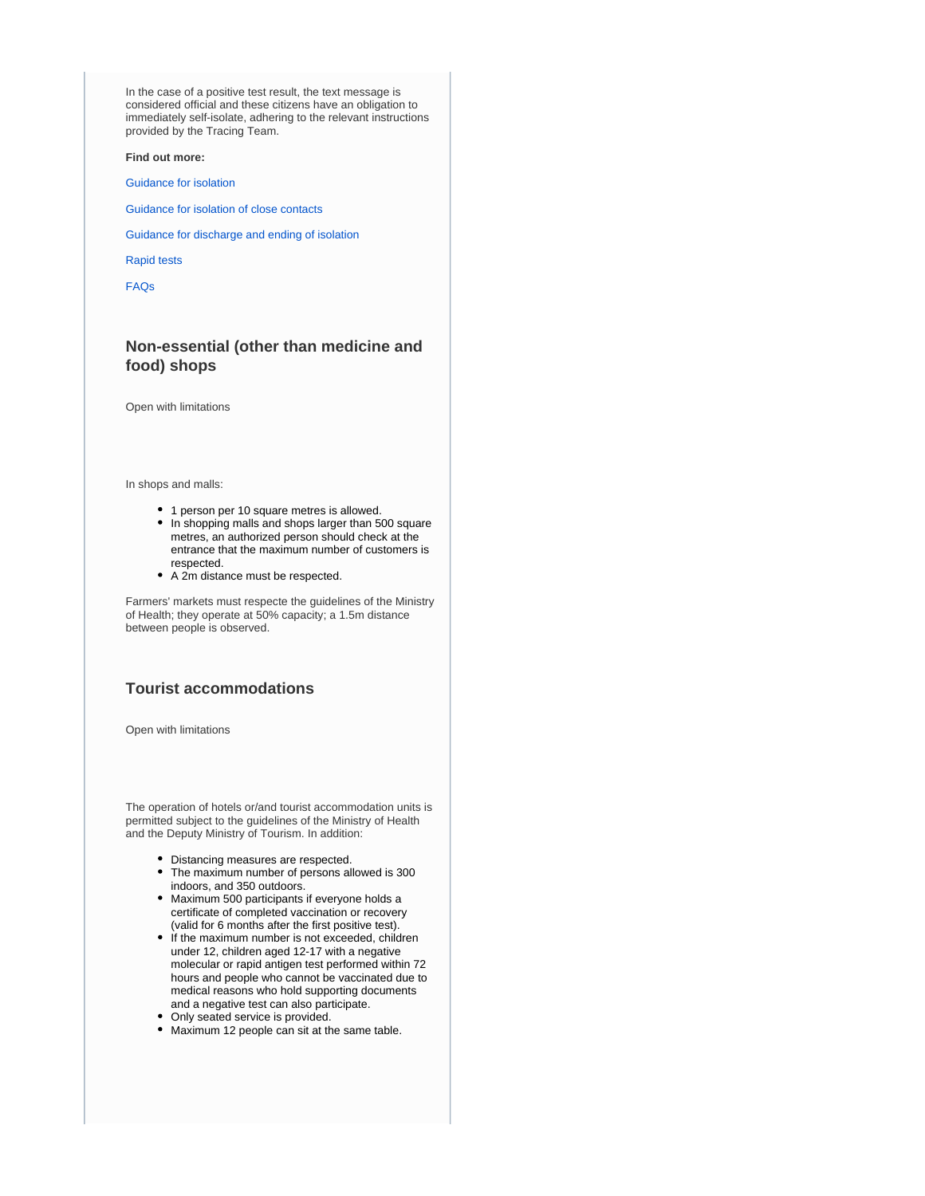In the case of a positive test result, the text message is considered official and these citizens have an obligation to immediately self-isolate, adhering to the relevant instructions provided by the Tracing Team.

**Find out more:**

Guidance for isolation

Guidance for isolation of close contacts

Guidance for discharge and ending of isolation

Rapid tests

FAQs

### Non-essential (other than medicine and food) shops

Open with limitations

In shops and malls:

- 1 person per 10 square metres is allowed.
- In shopping malls and shops larger than 500 square metres, an authorized person should check at the entrance that the maximum number of customers is respected.
- A 2m distance must be respected.

Farmers' markets must respecte the guidelines of the Ministry of Health; they operate at 50% capacity; a 1.5m distance between people is observed.

### Tourist accommodations

Open with limitations

The operation of hotels or/and tourist accommodation units is permitted subject to the guidelines of the Ministry of Health and the Deputy Ministry of Tourism. In addition:

- Distancing measures are respected.
- The maximum number of persons allowed is 300 indoors, and 350 outdoors.
- Maximum 500 participants if everyone holds a certificate of completed vaccination or recovery (valid for 6 months after the first positive test).
- If the maximum number is not exceeded, children under 12, children aged 12-17 with a negative molecular or rapid antigen test performed within 72 hours and people who cannot be vaccinated due to medical reasons who hold supporting documents and a negative test can also participate.
- Only seated service is provided.
- Maximum 12 people can sit at the same table.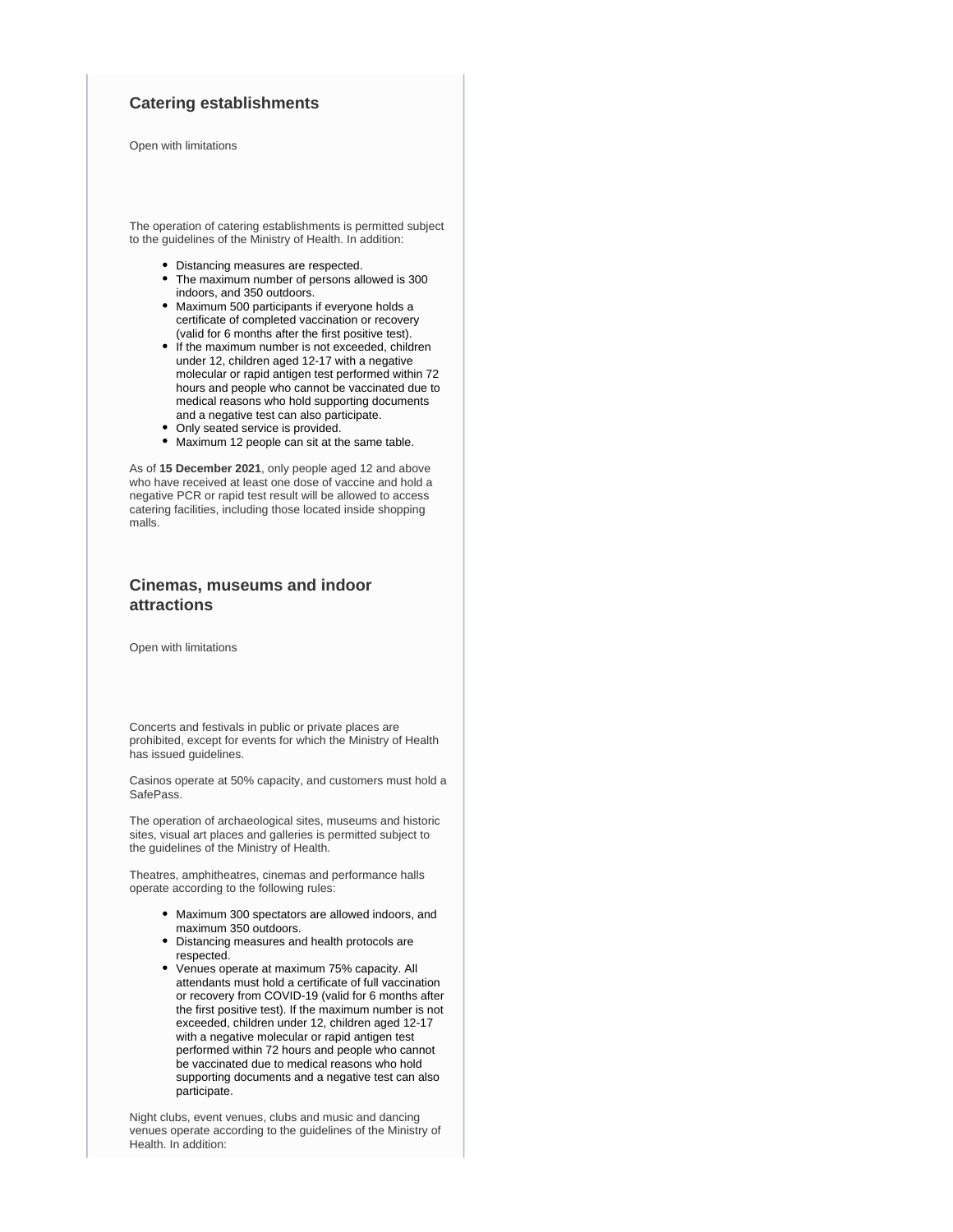### Catering establishments

Open with limitations

The operation of catering establishments is permitted subject to the guidelines of the Ministry of Health. In addition:

- Distancing measures are respected.
- The maximum number of persons allowed is 300 indoors, and 350 outdoors.
- Maximum 500 participants if everyone holds a certificate of completed vaccination or recovery (valid for 6 months after the first positive test).
- If the maximum number is not exceeded, children under 12, children aged 12-17 with a negative molecular or rapid antigen test performed within 72 hours and people who cannot be vaccinated due to medical reasons who hold supporting documents and a negative test can also participate.
- Only seated service is provided.
- Maximum 12 people can sit at the same table.

As of **15 December 2021**, only people aged 12 and above who have received at least one dose of vaccine and hold a negative PCR or rapid test result will be allowed to access catering facilities, including those located inside shopping malls.

### Cinemas, museums and indoor attractions

Open with limitations

Concerts and festivals in public or private places are prohibited, except for events for which the Ministry of Health has issued guidelines.

Casinos operate at 50% capacity, and customers must hold a SafePass.

The operation of archaeological sites, museums and historic sites, visual art places and galleries is permitted subject to the guidelines of the Ministry of Health.

Theatres, amphitheatres, cinemas and performance halls operate according to the following rules:

- Maximum 300 spectators are allowed indoors, and maximum 350 outdoors.
- Distancing measures and health protocols are respected.
- Venues operate at maximum 75% capacity. All attendants must hold a certificate of full vaccination or recovery from COVID-19 (valid for 6 months after the first positive test). If the maximum number is not exceeded, children under 12, children aged 12-17 with a negative molecular or rapid antigen test performed within 72 hours and people who cannot be vaccinated due to medical reasons who hold supporting documents and a negative test can also participate.

Night clubs, event venues, clubs and music and dancing venues operate according to the guidelines of the Ministry of Health. In addition: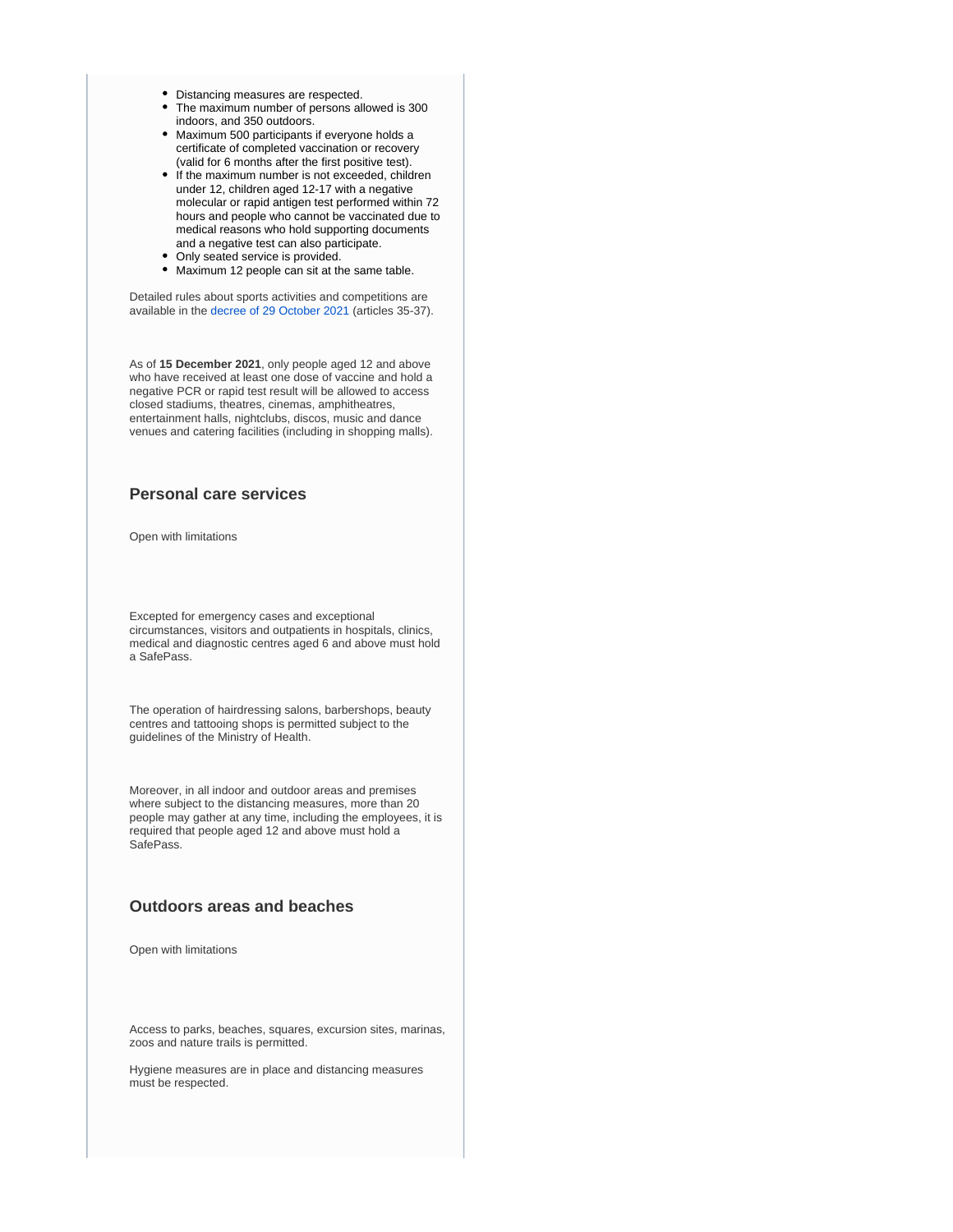- Distancing measures are respected.
- The maximum number of persons allowed is 300 indoors, and 350 outdoors.
- Maximum 500 participants if everyone holds a certificate of completed vaccination or recovery (valid for 6 months after the first positive test).
- If the maximum number is not exceeded, children under 12, children aged 12-17 with a negative molecular or rapid antigen test performed within 72 hours and people who cannot be vaccinated due to medical reasons who hold supporting documents and a negative test can also participate.
- Only seated service is provided.
- Maximum 12 people can sit at the same table.

Detailed rules about sports activities and competitions are available in the decree of 29 October 2021 (articles 35-37).

As of **15 December 2021**, only people aged 12 and above who have received at least one dose of vaccine and hold a negative PCR or rapid test result will be allowed to access closed stadiums, theatres, cinemas, amphitheatres, entertainment halls, nightclubs, discos, music and dance venues and catering facilities (including in shopping malls).

### Personal care services

Open with limitations

Excepted for emergency cases and exceptional circumstances, visitors and outpatients in hospitals, clinics, medical and diagnostic centres aged 6 and above must hold a SafePass.

The operation of hairdressing salons, barbershops, beauty centres and tattooing shops is permitted subject to the guidelines of the Ministry of Health.

Moreover, in all indoor and outdoor areas and premises where subject to the distancing measures, more than 20 people may gather at any time, including the employees, it is required that people aged 12 and above must hold a SafePass.

### Outdoors areas and beaches

Open with limitations

Access to parks, beaches, squares, excursion sites, marinas, zoos and nature trails is permitted.

Hygiene measures are in place and distancing measures must be respected.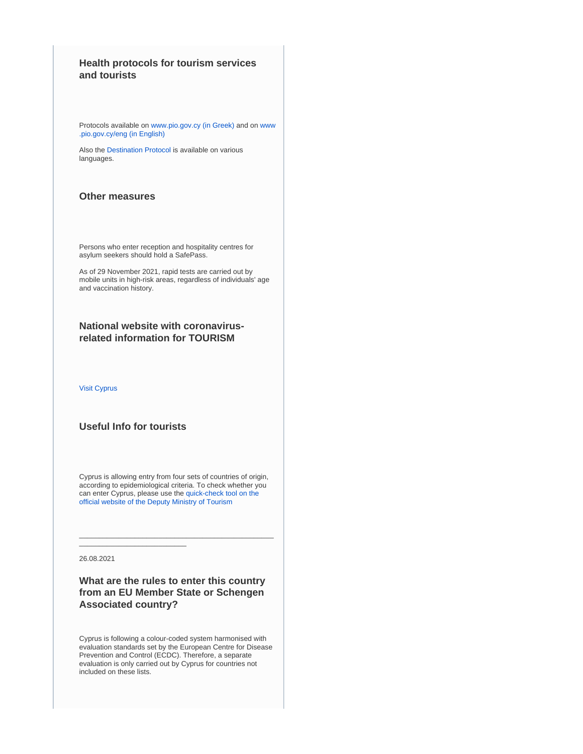### Health protocols for tourism services and tourists

Protocols available on www.pio.gov.cy (in Greek) and on www.pio.gov.cy/eng (in English)

Also the Destination Protocol is available on various languages.

### Other measures

Persons who enter reception and hospitality centres for asylum seekers should hold a SafePass.

As of 29 November 2021, rapid tests are carried out by mobile units in high-risk areas, regardless of individuals' age and vaccination history.

### National website with coronavirus-related information for TOURISM

Visit Cyprus

### Useful Info for tourists

Cyprus is allowing entry from four sets of countries of origin, according to epidemiological criteria. To check whether you can enter Cyprus, please use the quick-check tool on the official website of the Deputy Ministry of Tourism

---

26.08.2021

### What are the rules to enter this country from an EU Member State or Schengen Associated country?

Cyprus is following a colour-coded system harmonised with evaluation standards set by the European Centre for Disease Prevention and Control (ECDC). Therefore, a separate evaluation is only carried out by Cyprus for countries not included on these lists.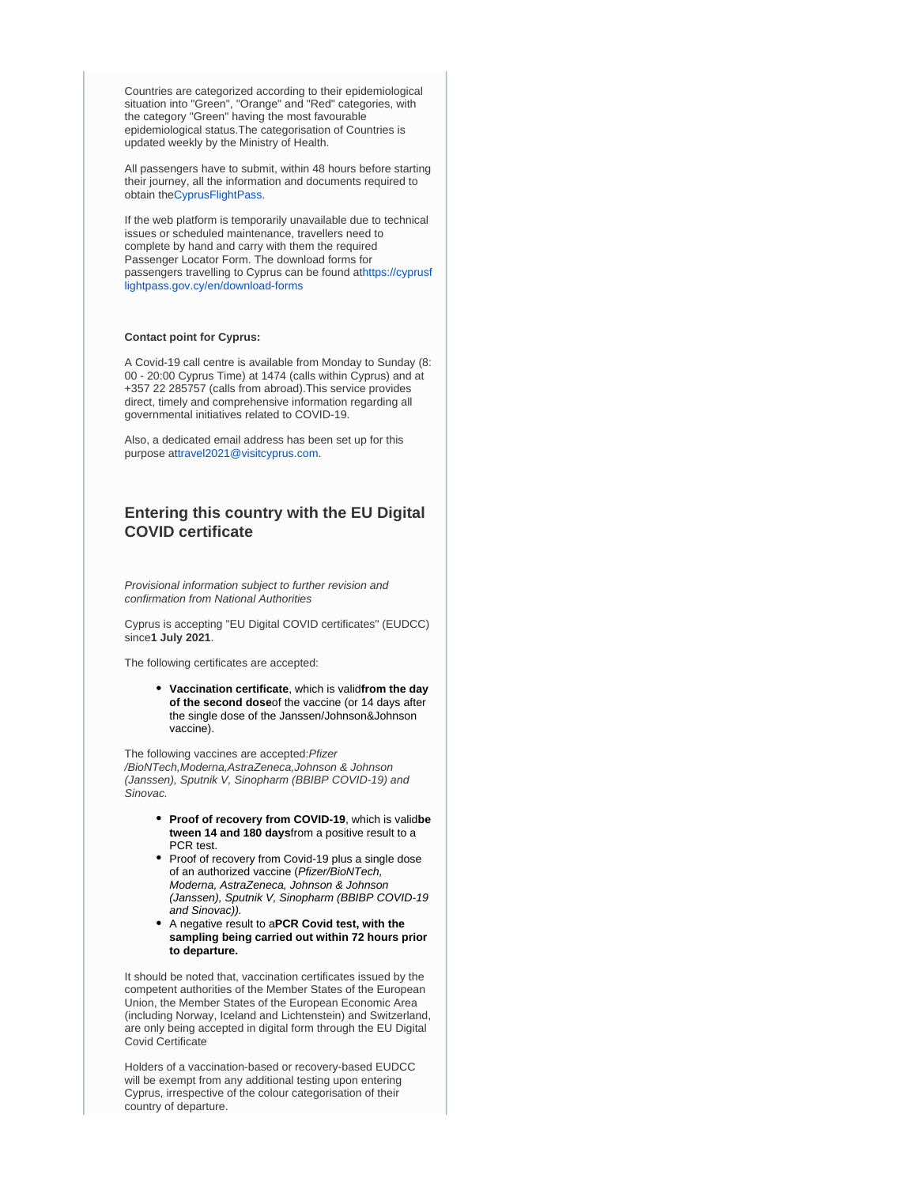Countries are categorized according to their epidemiological situation into "Green", "Orange" and "Red" categories, with the category "Green" having the most favourable epidemiological status.The categorisation of Countries is updated weekly by the Ministry of Health.

All passengers have to submit, within 48 hours before starting their journey, all the information and documents required to obtain theCyprusFlightPass.

If the web platform is temporarily unavailable due to technical issues or scheduled maintenance, travellers need to complete by hand and carry with them the required Passenger Locator Form. The download forms for passengers travelling to Cyprus can be found athttps://cyprusflightpass.gov.cy/en/download-forms

**Contact point for Cyprus:**

A Covid-19 call centre is available from Monday to Sunday (8:00 - 20:00 Cyprus Time) at 1474 (calls within Cyprus) and at +357 22 285757 (calls from abroad).This service provides direct, timely and comprehensive information regarding all governmental initiatives related to COVID-19.

Also, a dedicated email address has been set up for this purpose attravel2021@visitcyprus.com.

## Entering this country with the EU Digital COVID certificate

*Provisional information subject to further revision and confirmation from National Authorities*

Cyprus is accepting "EU Digital COVID certificates" (EUDCC) since**1 July 2021**.

The following certificates are accepted:

- **Vaccination certificate**, which is valid**from the day of the second dose**of the vaccine (or 14 days after the single dose of the Janssen/Johnson&Johnson vaccine).

The following vaccines are accepted:*Pfizer/BioNTech,Moderna,AstraZeneca,Johnson & Johnson (Janssen), Sputnik V, Sinopharm (BBIBP COVID-19) and Sinovac.*

- **Proof of recovery from COVID-19**, which is valid**between 14 and 180 days**from a positive result to a PCR test.
- Proof of recovery from Covid-19 plus a single dose of an authorized vaccine (*Pfizer/BioNTech, Moderna, AstraZeneca, Johnson & Johnson (Janssen), Sputnik V, Sinopharm (BBIBP COVID-19 and Sinovac)).*
- A negative result to a**PCR Covid test, with the sampling being carried out within 72 hours prior to departure.**

It should be noted that, vaccination certificates issued by the competent authorities of the Member States of the European Union, the Member States of the European Economic Area (including Norway, Iceland and Lichtenstein) and Switzerland, are only being accepted in digital form through the EU Digital Covid Certificate

Holders of a vaccination-based or recovery-based EUDCC will be exempt from any additional testing upon entering Cyprus, irrespective of the colour categorisation of their country of departure.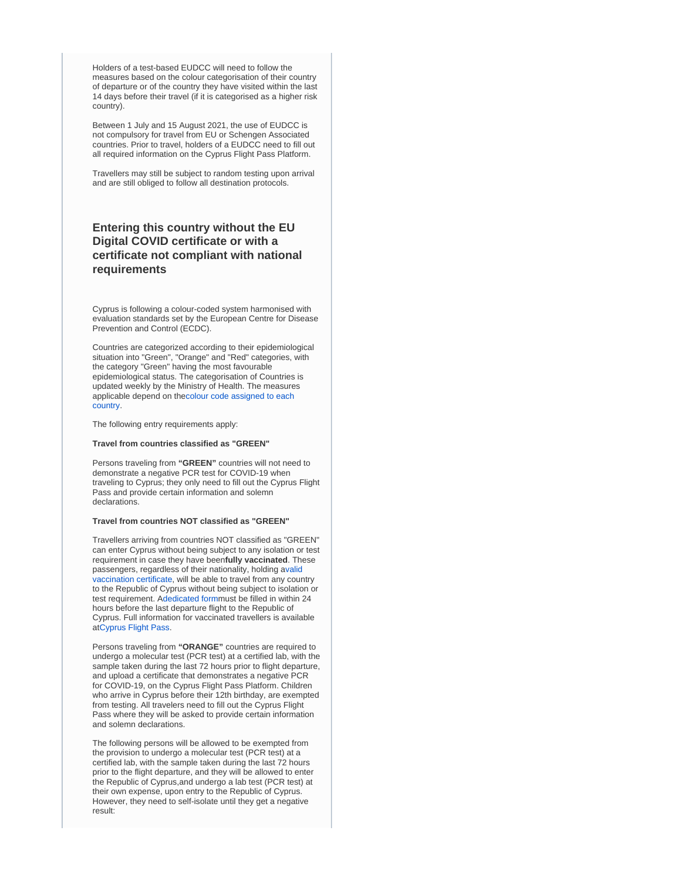Holders of a test-based EUDCC will need to follow the measures based on the colour categorisation of their country of departure or of the country they have visited within the last 14 days before their travel (if it is categorised as a higher risk country).

Between 1 July and 15 August 2021, the use of EUDCC is not compulsory for travel from EU or Schengen Associated countries. Prior to travel, holders of a EUDCC need to fill out all required information on the Cyprus Flight Pass Platform.

Travellers may still be subject to random testing upon arrival and are still obliged to follow all destination protocols.

## Entering this country without the EU Digital COVID certificate or with a certificate not compliant with national requirements

Cyprus is following a colour-coded system harmonised with evaluation standards set by the European Centre for Disease Prevention and Control (ECDC).

Countries are categorized according to their epidemiological situation into "Green", "Orange" and "Red" categories, with the category "Green" having the most favourable epidemiological status. The categorisation of Countries is updated weekly by the Ministry of Health. The measures applicable depend on thecolour code assigned to each country.

The following entry requirements apply:

**Travel from countries classified as "GREEN"**

Persons traveling from **"GREEN"** countries will not need to demonstrate a negative PCR test for COVID-19 when traveling to Cyprus; they only need to fill out the Cyprus Flight Pass and provide certain information and solemn declarations.

**Travel from countries NOT classified as "GREEN"**

Travellers arriving from countries NOT classified as "GREEN" can enter Cyprus without being subject to any isolation or test requirement in case they have been**fully vaccinated**. These passengers, regardless of their nationality, holding avalid vaccination certificate, will be able to travel from any country to the Republic of Cyprus without being subject to isolation or test requirement. Adedicated formmust be filled in within 24 hours before the last departure flight to the Republic of Cyprus. Full information for vaccinated travellers is available atCyprus Flight Pass.

Persons traveling from **"ORANGE"** countries are required to undergo a molecular test (PCR test) at a certified lab, with the sample taken during the last 72 hours prior to flight departure, and upload a certificate that demonstrates a negative PCR for COVID-19, on the Cyprus Flight Pass Platform. Children who arrive in Cyprus before their 12th birthday, are exempted from testing. All travelers need to fill out the Cyprus Flight Pass where they will be asked to provide certain information and solemn declarations.

The following persons will be allowed to be exempted from the provision to undergo a molecular test (PCR test) at a certified lab, with the sample taken during the last 72 hours prior to the flight departure, and they will be allowed to enter the Republic of Cyprus,and undergo a lab test (PCR test) at their own expense, upon entry to the Republic of Cyprus. However, they need to self-isolate until they get a negative result: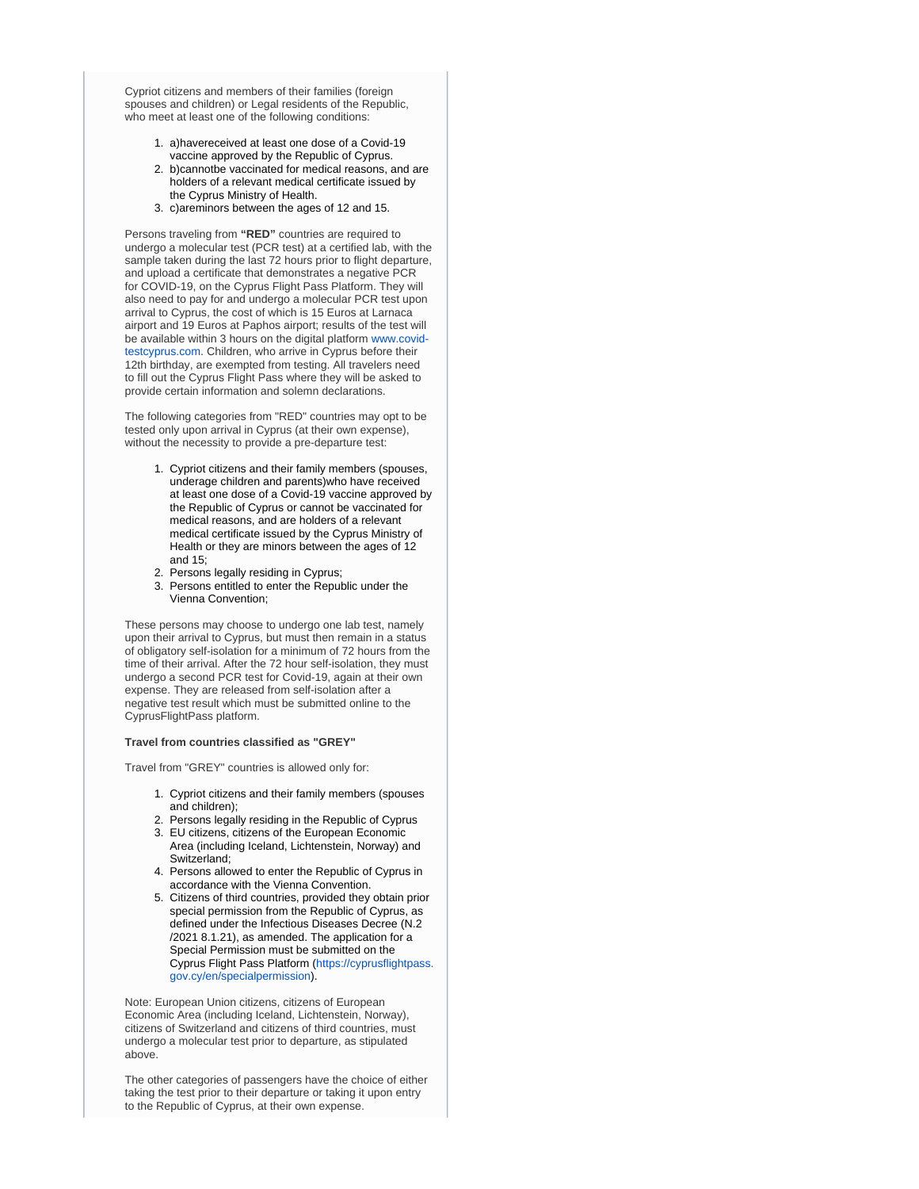Cypriot citizens and members of their families (foreign spouses and children) or Legal residents of the Republic, who meet at least one of the following conditions:

1. a)havereceived at least one dose of a Covid-19 vaccine approved by the Republic of Cyprus.
2. b)cannotbe vaccinated for medical reasons, and are holders of a relevant medical certificate issued by the Cyprus Ministry of Health.
3. c)areminors between the ages of 12 and 15.

Persons traveling from **"RED"** countries are required to undergo a molecular test (PCR test) at a certified lab, with the sample taken during the last 72 hours prior to flight departure, and upload a certificate that demonstrates a negative PCR for COVID-19, on the Cyprus Flight Pass Platform. They will also need to pay for and undergo a molecular PCR test upon arrival to Cyprus, the cost of which is 15 Euros at Larnaca airport and 19 Euros at Paphos airport; results of the test will be available within 3 hours on the digital platform www.covid-testcyprus.com. Children, who arrive in Cyprus before their 12th birthday, are exempted from testing. All travelers need to fill out the Cyprus Flight Pass where they will be asked to provide certain information and solemn declarations.

The following categories from "RED" countries may opt to be tested only upon arrival in Cyprus (at their own expense), without the necessity to provide a pre-departure test:

1. Cypriot citizens and their family members (spouses, underage children and parents)who have received at least one dose of a Covid-19 vaccine approved by the Republic of Cyprus or cannot be vaccinated for medical reasons, and are holders of a relevant medical certificate issued by the Cyprus Ministry of Health or they are minors between the ages of 12 and 15;
2. Persons legally residing in Cyprus;
3. Persons entitled to enter the Republic under the Vienna Convention;

These persons may choose to undergo one lab test, namely upon their arrival to Cyprus, but must then remain in a status of obligatory self-isolation for a minimum of 72 hours from the time of their arrival. After the 72 hour self-isolation, they must undergo a second PCR test for Covid-19, again at their own expense. They are released from self-isolation after a negative test result which must be submitted online to the CyprusFlightPass platform.

**Travel from countries classified as "GREY"**

Travel from "GREY" countries is allowed only for:

1. Cypriot citizens and their family members (spouses and children);
2. Persons legally residing in the Republic of Cyprus
3. EU citizens, citizens of the European Economic Area (including Iceland, Lichtenstein, Norway) and Switzerland;
4. Persons allowed to enter the Republic of Cyprus in accordance with the Vienna Convention.
5. Citizens of third countries, provided they obtain prior special permission from the Republic of Cyprus, as defined under the Infectious Diseases Decree (N.2 /2021 8.1.21), as amended. The application for a Special Permission must be submitted on the Cyprus Flight Pass Platform (https://cyprusflightpass.gov.cy/en/specialpermission).

Note: European Union citizens, citizens of European Economic Area (including Iceland, Lichtenstein, Norway), citizens of Switzerland and citizens of third countries, must undergo a molecular test prior to departure, as stipulated above.

The other categories of passengers have the choice of either taking the test prior to their departure or taking it upon entry to the Republic of Cyprus, at their own expense.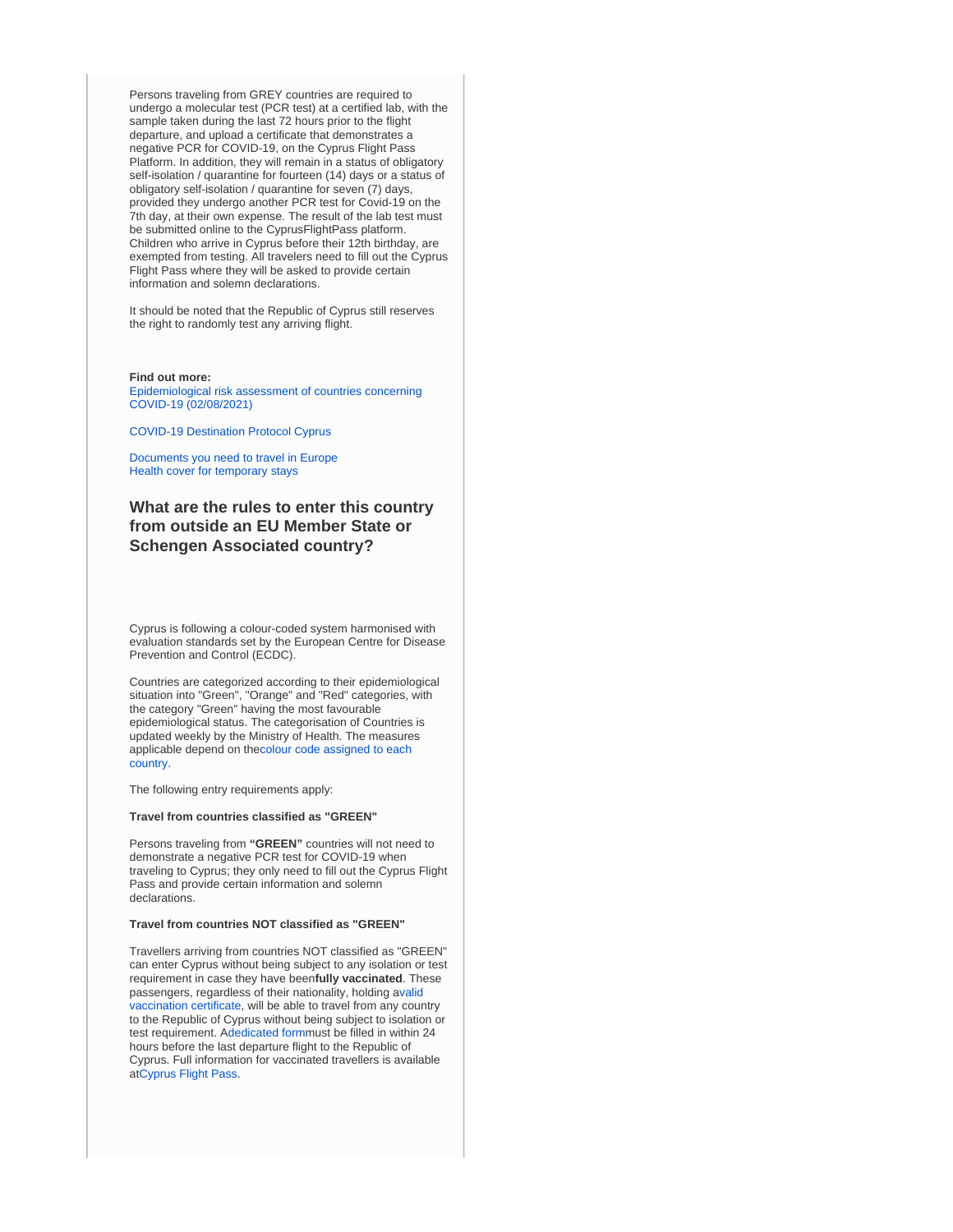Persons traveling from GREY countries are required to undergo a molecular test (PCR test) at a certified lab, with the sample taken during the last 72 hours prior to the flight departure, and upload a certificate that demonstrates a negative PCR for COVID-19, on the Cyprus Flight Pass Platform. In addition, they will remain in a status of obligatory self-isolation / quarantine for fourteen (14) days or a status of obligatory self-isolation / quarantine for seven (7) days, provided they undergo another PCR test for Covid-19 on the 7th day, at their own expense. The result of the lab test must be submitted online to the CyprusFlightPass platform. Children who arrive in Cyprus before their 12th birthday, are exempted from testing. All travelers need to fill out the Cyprus Flight Pass where they will be asked to provide certain information and solemn declarations.

It should be noted that the Republic of Cyprus still reserves the right to randomly test any arriving flight.

**Find out more:**
Epidemiological risk assessment of countries concerning COVID-19 (02/08/2021)

COVID-19 Destination Protocol Cyprus

Documents you need to travel in Europe
Health cover for temporary stays

## What are the rules to enter this country from outside an EU Member State or Schengen Associated country?

Cyprus is following a colour-coded system harmonised with evaluation standards set by the European Centre for Disease Prevention and Control (ECDC).

Countries are categorized according to their epidemiological situation into "Green", "Orange" and "Red" categories, with the category "Green" having the most favourable epidemiological status. The categorisation of Countries is updated weekly by the Ministry of Health. The measures applicable depend on thecolour code assigned to each country.

The following entry requirements apply:

**Travel from countries classified as "GREEN"**

Persons traveling from **"GREEN"** countries will not need to demonstrate a negative PCR test for COVID-19 when traveling to Cyprus; they only need to fill out the Cyprus Flight Pass and provide certain information and solemn declarations.

**Travel from countries NOT classified as "GREEN"**

Travellers arriving from countries NOT classified as "GREEN" can enter Cyprus without being subject to any isolation or test requirement in case they have been**fully vaccinated**. These passengers, regardless of their nationality, holding avalid vaccination certificate, will be able to travel from any country to the Republic of Cyprus without being subject to isolation or test requirement. Adedicated formmust be filled in within 24 hours before the last departure flight to the Republic of Cyprus. Full information for vaccinated travellers is available atCyprus Flight Pass.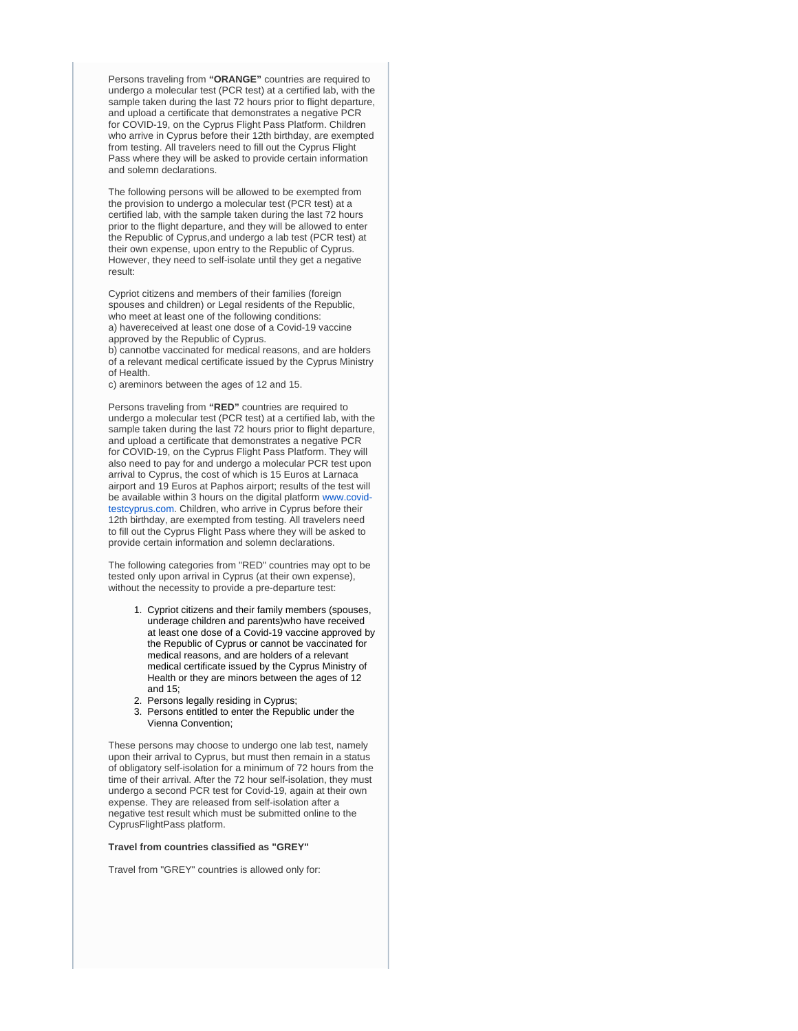Persons traveling from **"ORANGE"** countries are required to undergo a molecular test (PCR test) at a certified lab, with the sample taken during the last 72 hours prior to flight departure, and upload a certificate that demonstrates a negative PCR for COVID-19, on the Cyprus Flight Pass Platform. Children who arrive in Cyprus before their 12th birthday, are exempted from testing. All travelers need to fill out the Cyprus Flight Pass where they will be asked to provide certain information and solemn declarations.

The following persons will be allowed to be exempted from the provision to undergo a molecular test (PCR test) at a certified lab, with the sample taken during the last 72 hours prior to the flight departure, and they will be allowed to enter the Republic of Cyprus,and undergo a lab test (PCR test) at their own expense, upon entry to the Republic of Cyprus. However, they need to self-isolate until they get a negative result:

Cypriot citizens and members of their families (foreign spouses and children) or Legal residents of the Republic, who meet at least one of the following conditions:
a) havereceived at least one dose of a Covid-19 vaccine approved by the Republic of Cyprus.
b) cannotbe vaccinated for medical reasons, and are holders of a relevant medical certificate issued by the Cyprus Ministry of Health.
c) areminors between the ages of 12 and 15.

Persons traveling from **"RED"** countries are required to undergo a molecular test (PCR test) at a certified lab, with the sample taken during the last 72 hours prior to flight departure, and upload a certificate that demonstrates a negative PCR for COVID-19, on the Cyprus Flight Pass Platform. They will also need to pay for and undergo a molecular PCR test upon arrival to Cyprus, the cost of which is 15 Euros at Larnaca airport and 19 Euros at Paphos airport; results of the test will be available within 3 hours on the digital platform www.covid-testcyprus.com. Children, who arrive in Cyprus before their 12th birthday, are exempted from testing. All travelers need to fill out the Cyprus Flight Pass where they will be asked to provide certain information and solemn declarations.

The following categories from "RED" countries may opt to be tested only upon arrival in Cyprus (at their own expense), without the necessity to provide a pre-departure test:

1. Cypriot citizens and their family members (spouses, underage children and parents)who have received at least one dose of a Covid-19 vaccine approved by the Republic of Cyprus or cannot be vaccinated for medical reasons, and are holders of a relevant medical certificate issued by the Cyprus Ministry of Health or they are minors between the ages of 12 and 15;
2. Persons legally residing in Cyprus;
3. Persons entitled to enter the Republic under the Vienna Convention;

These persons may choose to undergo one lab test, namely upon their arrival to Cyprus, but must then remain in a status of obligatory self-isolation for a minimum of 72 hours from the time of their arrival. After the 72 hour self-isolation, they must undergo a second PCR test for Covid-19, again at their own expense. They are released from self-isolation after a negative test result which must be submitted online to the CyprusFlightPass platform.

**Travel from countries classified as "GREY"**

Travel from "GREY" countries is allowed only for: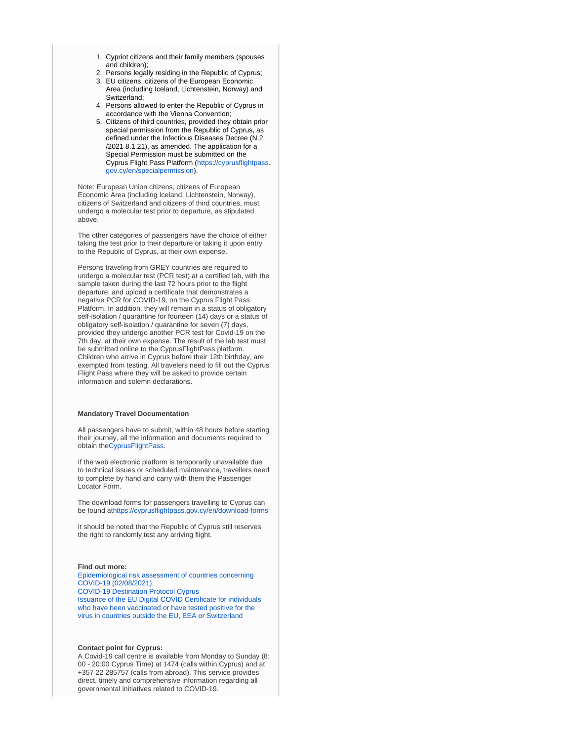1. Cypriot citizens and their family members (spouses and children);
2. Persons legally residing in the Republic of Cyprus;
3. EU citizens, citizens of the European Economic Area (including Iceland, Lichtenstein, Norway) and Switzerland;
4. Persons allowed to enter the Republic of Cyprus in accordance with the Vienna Convention;
5. Citizens of third countries, provided they obtain prior special permission from the Republic of Cyprus, as defined under the Infectious Diseases Decree (N.2 /2021 8.1.21), as amended. The application for a Special Permission must be submitted on the Cyprus Flight Pass Platform (https://cyprusflightpass.gov.cy/en/specialpermission).

Note: European Union citizens, citizens of European Economic Area (including Iceland, Lichtenstein, Norway), citizens of Switzerland and citizens of third countries, must undergo a molecular test prior to departure, as stipulated above.

The other categories of passengers have the choice of either taking the test prior to their departure or taking it upon entry to the Republic of Cyprus, at their own expense.

Persons traveling from GREY countries are required to undergo a molecular test (PCR test) at a certified lab, with the sample taken during the last 72 hours prior to the flight departure, and upload a certificate that demonstrates a negative PCR for COVID-19, on the Cyprus Flight Pass Platform. In addition, they will remain in a status of obligatory self-isolation / quarantine for fourteen (14) days or a status of obligatory self-isolation / quarantine for seven (7) days, provided they undergo another PCR test for Covid-19 on the 7th day, at their own expense. The result of the lab test must be submitted online to the CyprusFlightPass platform. Children who arrive in Cyprus before their 12th birthday, are exempted from testing. All travelers need to fill out the Cyprus Flight Pass where they will be asked to provide certain information and solemn declarations.

**Mandatory Travel Documentation**

All passengers have to submit, within 48 hours before starting their journey, all the information and documents required to obtain theCyprusFlightPass.

If the web electronic platform is temporarily unavailable due to technical issues or scheduled maintenance, travellers need to complete by hand and carry with them the Passenger Locator Form.

The download forms for passengers travelling to Cyprus can be found athttps://cyprusflightpass.gov.cy/en/download-forms

It should be noted that the Republic of Cyprus still reserves the right to randomly test any arriving flight.

**Find out more:**
Epidemiological risk assessment of countries concerning COVID-19 (02/08/2021)
COVID-19 Destination Protocol Cyprus
Issuance of the EU Digital COVID Certificate for individuals who have been vaccinated or have tested positive for the virus in countries outside the EU, EEA or Switzerland

**Contact point for Cyprus:**
A Covid-19 call centre is available from Monday to Sunday (8:00 - 20:00 Cyprus Time) at 1474 (calls within Cyprus) and at +357 22 285757 (calls from abroad). This service provides direct, timely and comprehensive information regarding all governmental initiatives related to COVID-19.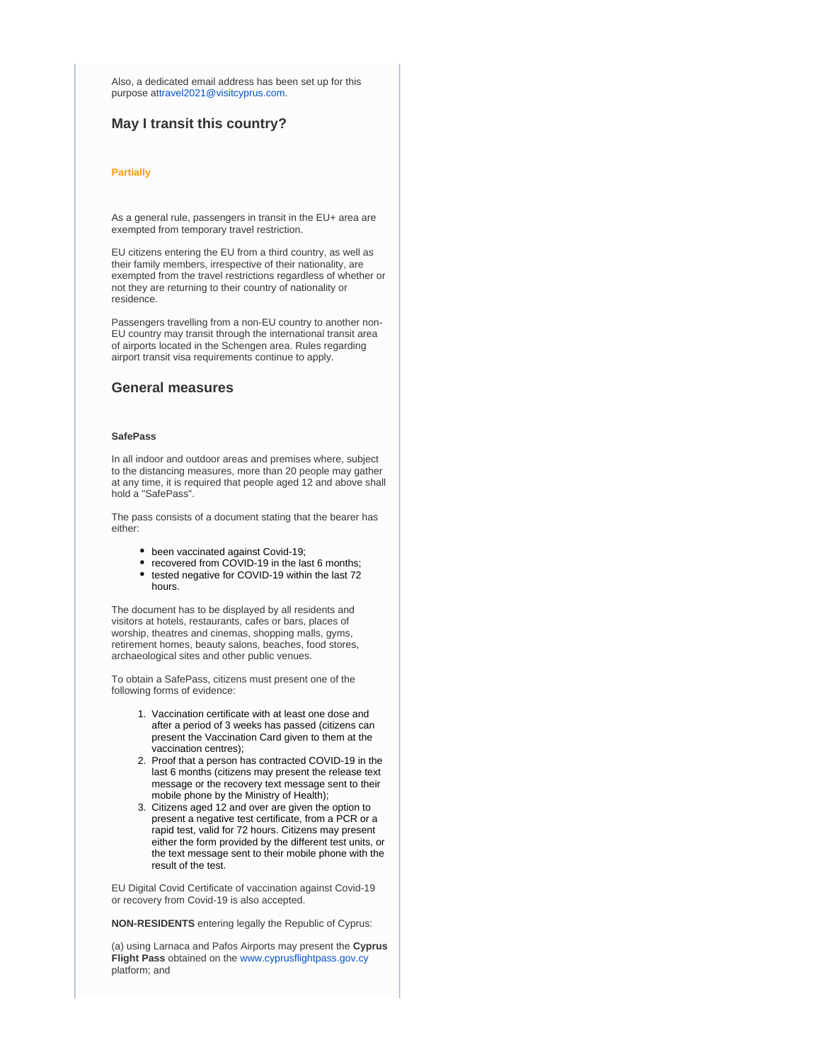Also, a dedicated email address has been set up for this purpose attravel2021@visitcyprus.com.

## May I transit this country?

**Partially**

As a general rule, passengers in transit in the EU+ area are exempted from temporary travel restriction.

EU citizens entering the EU from a third country, as well as their family members, irrespective of their nationality, are exempted from the travel restrictions regardless of whether or not they are returning to their country of nationality or residence.

Passengers travelling from a non-EU country to another non-EU country may transit through the international transit area of airports located in the Schengen area. Rules regarding airport transit visa requirements continue to apply.

## General measures

**SafePass**

In all indoor and outdoor areas and premises where, subject to the distancing measures, more than 20 people may gather at any time, it is required that people aged 12 and above shall hold a "SafePass".

The pass consists of a document stating that the bearer has either:

- been vaccinated against Covid-19;
- recovered from COVID-19 in the last 6 months;
- tested negative for COVID-19 within the last 72 hours.

The document has to be displayed by all residents and visitors at hotels, restaurants, cafes or bars, places of worship, theatres and cinemas, shopping malls, gyms, retirement homes, beauty salons, beaches, food stores, archaeological sites and other public venues.

To obtain a SafePass, citizens must present one of the following forms of evidence:

1. Vaccination certificate with at least one dose and after a period of 3 weeks has passed (citizens can present the Vaccination Card given to them at the vaccination centres);
2. Proof that a person has contracted COVID-19 in the last 6 months (citizens may present the release text message or the recovery text message sent to their mobile phone by the Ministry of Health);
3. Citizens aged 12 and over are given the option to present a negative test certificate, from a PCR or a rapid test, valid for 72 hours. Citizens may present either the form provided by the different test units, or the text message sent to their mobile phone with the result of the test.

EU Digital Covid Certificate of vaccination against Covid-19 or recovery from Covid-19 is also accepted.

**NON-RESIDENTS** entering legally the Republic of Cyprus:

(a) using Larnaca and Pafos Airports may present the **Cyprus Flight Pass** obtained on the www.cyprusflightpass.gov.cy platform; and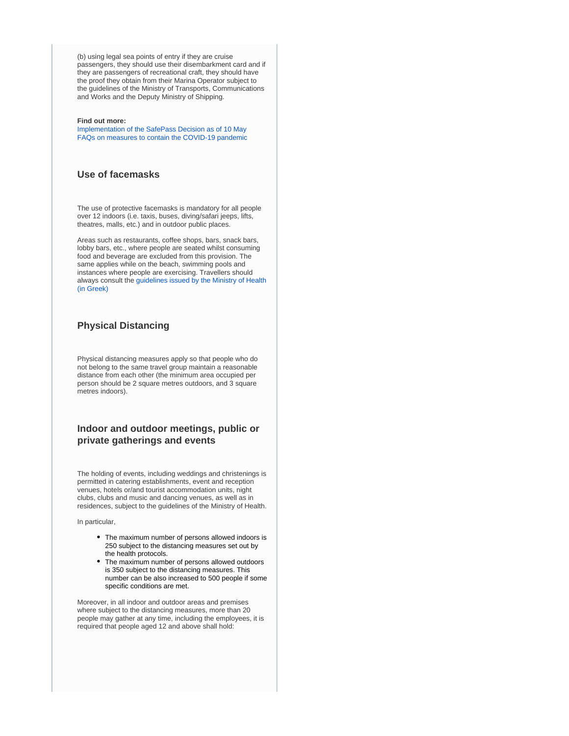(b) using legal sea points of entry if they are cruise passengers, they should use their disembarkment card and if they are passengers of recreational craft, they should have the proof they obtain from their Marina Operator subject to the guidelines of the Ministry of Transports, Communications and Works and the Deputy Ministry of Shipping.

**Find out more:**
Implementation of the SafePass Decision as of 10 May
FAQs on measures to contain the COVID-19 pandemic

### Use of facemasks

The use of protective facemasks is mandatory for all people over 12 indoors (i.e. taxis, buses, diving/safari jeeps, lifts, theatres, malls, etc.) and in outdoor public places.

Areas such as restaurants, coffee shops, bars, snack bars, lobby bars, etc., where people are seated whilst consuming food and beverage are excluded from this provision. The same applies while on the beach, swimming pools and instances where people are exercising. Travellers should always consult the guidelines issued by the Ministry of Health (in Greek)

### Physical Distancing

Physical distancing measures apply so that people who do not belong to the same travel group maintain a reasonable distance from each other (the minimum area occupied per person should be 2 square metres outdoors, and 3 square metres indoors).

### Indoor and outdoor meetings, public or private gatherings and events

The holding of events, including weddings and christenings is permitted in catering establishments, event and reception venues, hotels or/and tourist accommodation units, night clubs, clubs and music and dancing venues, as well as in residences, subject to the guidelines of the Ministry of Health.

In particular,

- The maximum number of persons allowed indoors is 250 subject to the distancing measures set out by the health protocols.
- The maximum number of persons allowed outdoors is 350 subject to the distancing measures. This number can be also increased to 500 people if some specific conditions are met.

Moreover, in all indoor and outdoor areas and premises where subject to the distancing measures, more than 20 people may gather at any time, including the employees, it is required that people aged 12 and above shall hold: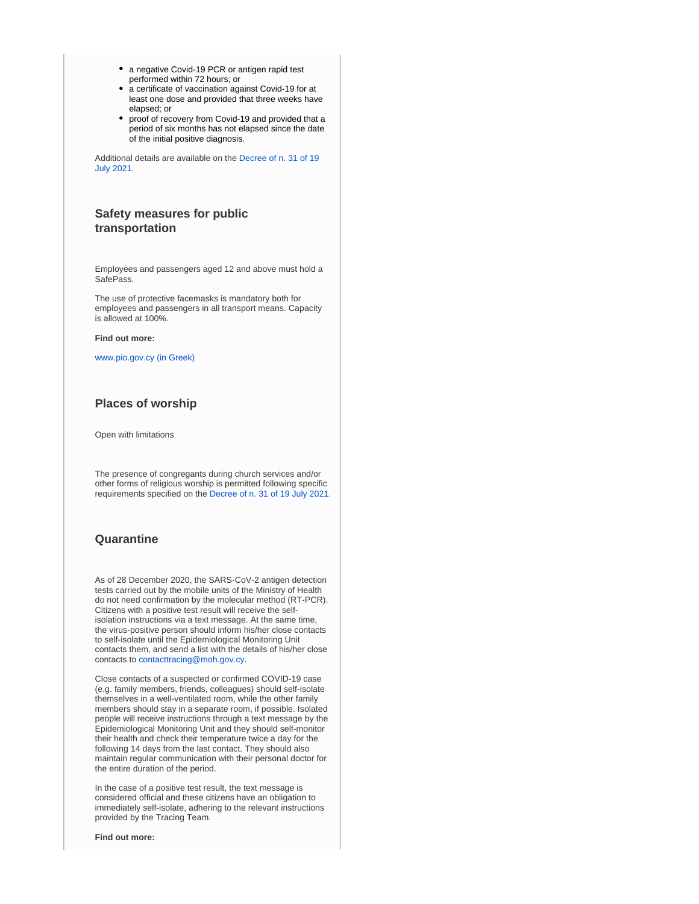- a negative Covid-19 PCR or antigen rapid test performed within 72 hours; or
- a certificate of vaccination against Covid-19 for at least one dose and provided that three weeks have elapsed; or
- proof of recovery from Covid-19 and provided that a period of six months has not elapsed since the date of the initial positive diagnosis.

Additional details are available on the Decree of n. 31 of 19 July 2021.

### Safety measures for public transportation

Employees and passengers aged 12 and above must hold a SafePass.

The use of protective facemasks is mandatory both for employees and passengers in all transport means. Capacity is allowed at 100%.

**Find out more:**

www.pio.gov.cy (in Greek)

### Places of worship

Open with limitations

The presence of congregants during church services and/or other forms of religious worship is permitted following specific requirements specified on the Decree of n. 31 of 19 July 2021.

### Quarantine

As of 28 December 2020, the SARS-CoV-2 antigen detection tests carried out by the mobile units of the Ministry of Health do not need confirmation by the molecular method (RT-PCR). Citizens with a positive test result will receive the self-isolation instructions via a text message. At the same time, the virus-positive person should inform his/her close contacts to self-isolate until the Epidemiological Monitoring Unit contacts them, and send a list with the details of his/her close contacts to contacttracing@moh.gov.cy.

Close contacts of a suspected or confirmed COVID-19 case (e.g. family members, friends, colleagues) should self-isolate themselves in a well-ventilated room, while the other family members should stay in a separate room, if possible. Isolated people will receive instructions through a text message by the Epidemiological Monitoring Unit and they should self-monitor their health and check their temperature twice a day for the following 14 days from the last contact. They should also maintain regular communication with their personal doctor for the entire duration of the period.

In the case of a positive test result, the text message is considered official and these citizens have an obligation to immediately self-isolate, adhering to the relevant instructions provided by the Tracing Team.

**Find out more:**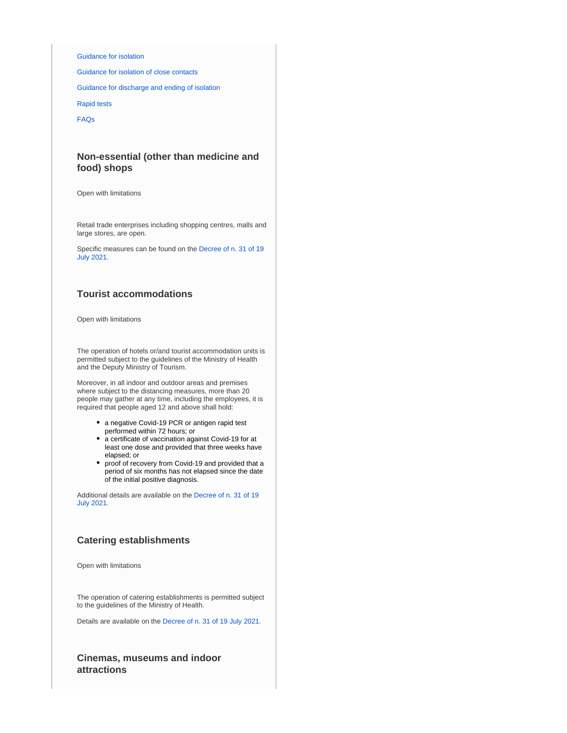Guidance for isolation

Guidance for isolation of close contacts

Guidance for discharge and ending of isolation

Rapid tests

FAQs

### Non-essential (other than medicine and food) shops

Open with limitations

Retail trade enterprises including shopping centres, malls and large stores, are open.

Specific measures can be found on the Decree of n. 31 of 19 July 2021.

### Tourist accommodations

Open with limitations

The operation of hotels or/and tourist accommodation units is permitted subject to the guidelines of the Ministry of Health and the Deputy Ministry of Tourism.

Moreover, in all indoor and outdoor areas and premises where subject to the distancing measures, more than 20 people may gather at any time, including the employees, it is required that people aged 12 and above shall hold:

- a negative Covid-19 PCR or antigen rapid test performed within 72 hours; or
- a certificate of vaccination against Covid-19 for at least one dose and provided that three weeks have elapsed; or
- proof of recovery from Covid-19 and provided that a period of six months has not elapsed since the date of the initial positive diagnosis.

Additional details are available on the Decree of n. 31 of 19 July 2021.

### Catering establishments

Open with limitations

The operation of catering establishments is permitted subject to the guidelines of the Ministry of Health.

Details are available on the Decree of n. 31 of 19 July 2021.

### Cinemas, museums and indoor attractions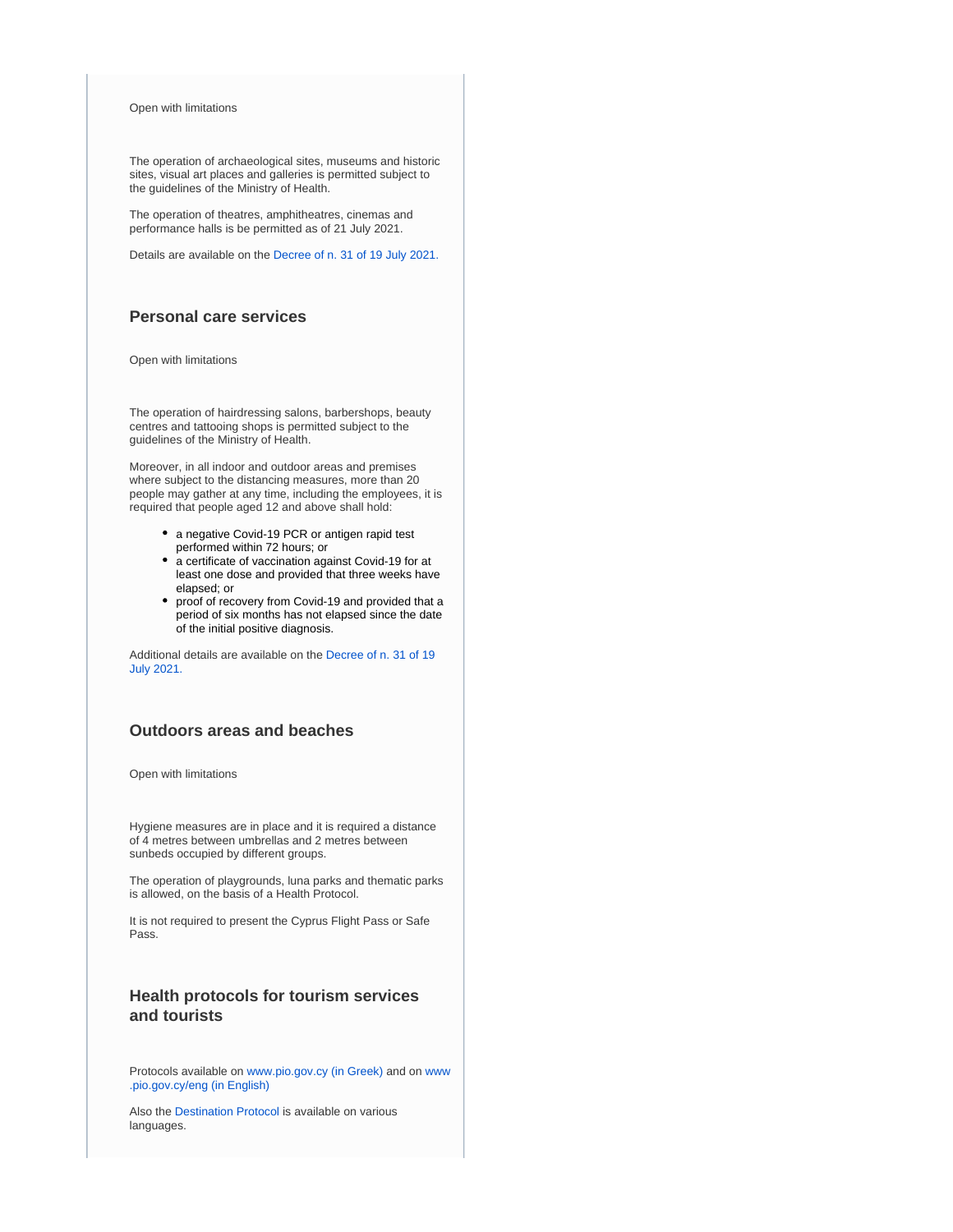Open with limitations

The operation of archaeological sites, museums and historic sites, visual art places and galleries is permitted subject to the guidelines of the Ministry of Health.

The operation of theatres, amphitheatres, cinemas and performance halls is be permitted as of 21 July 2021.

Details are available on the Decree of n. 31 of 19 July 2021.

### Personal care services

Open with limitations

The operation of hairdressing salons, barbershops, beauty centres and tattooing shops is permitted subject to the guidelines of the Ministry of Health.

Moreover, in all indoor and outdoor areas and premises where subject to the distancing measures, more than 20 people may gather at any time, including the employees, it is required that people aged 12 and above shall hold:

- a negative Covid-19 PCR or antigen rapid test performed within 72 hours; or
- a certificate of vaccination against Covid-19 for at least one dose and provided that three weeks have elapsed; or
- proof of recovery from Covid-19 and provided that a period of six months has not elapsed since the date of the initial positive diagnosis.

Additional details are available on the Decree of n. 31 of 19 July 2021.

### Outdoors areas and beaches

Open with limitations

Hygiene measures are in place and it is required a distance of 4 metres between umbrellas and 2 metres between sunbeds occupied by different groups.

The operation of playgrounds, luna parks and thematic parks is allowed, on the basis of a Health Protocol.

It is not required to present the Cyprus Flight Pass or Safe Pass.

### Health protocols for tourism services and tourists

Protocols available on www.pio.gov.cy (in Greek) and on www.pio.gov.cy/eng (in English)

Also the Destination Protocol is available on various languages.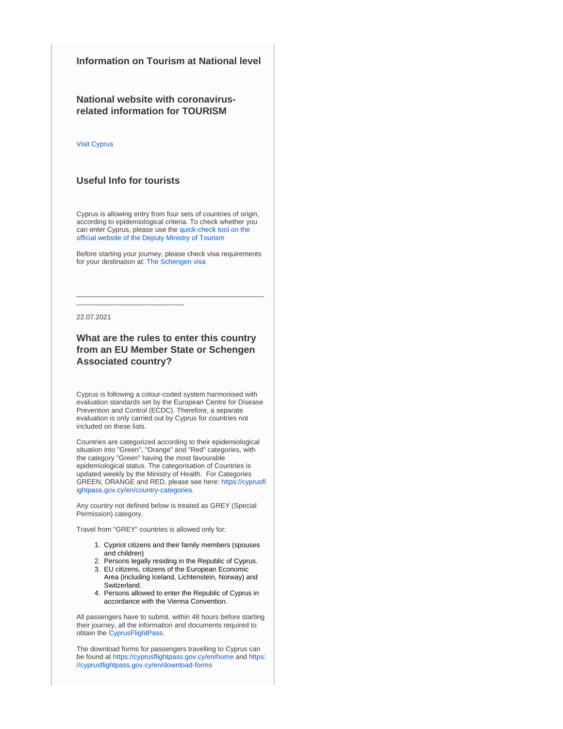### Information on Tourism at National level

### National website with coronavirus-related information for TOURISM

Visit Cyprus

### Useful Info for tourists

Cyprus is allowing entry from four sets of countries of origin, according to epidemiological criteria. To check whether you can enter Cyprus, please use the quick-check tool on the official website of the Deputy Ministry of Tourism

Before starting your journey, please check visa requirements for your destination at: The Schengen visa

---

22.07.2021

### What are the rules to enter this country from an EU Member State or Schengen Associated country?

Cyprus is following a colour-coded system harmonised with evaluation standards set by the European Centre for Disease Prevention and Control (ECDC). Therefore, a separate evaluation is only carried out by Cyprus for countries not included on these lists.

Countries are categorized according to their epidemiological situation into "Green", "Orange" and "Red" categories, with the category "Green" having the most favourable epidemiological status. The categorisation of Countries is updated weekly by the Ministry of Health. For Categories GREEN, ORANGE and RED, please see here: https://cyprusflightpass.gov.cy/en/country-categories.

Any country not defined below is treated as GREY (Special Permission) category.

Travel from "GREY" countries is allowed only for:

1. Cypriot citizens and their family members (spouses and children)
2. Persons legally residing in the Republic of Cyprus.
3. EU citizens, citizens of the European Economic Area (including Iceland, Lichtenstein, Norway) and Switzerland.
4. Persons allowed to enter the Republic of Cyprus in accordance with the Vienna Convention.

All passengers have to submit, within 48 hours before starting their journey, all the information and documents required to obtain the CyprusFlightPass.

The download forms for passengers travelling to Cyprus can be found at https://cyprusflightpass.gov.cy/en/home and https://cyprusflightpass.gov.cy/en/download-forms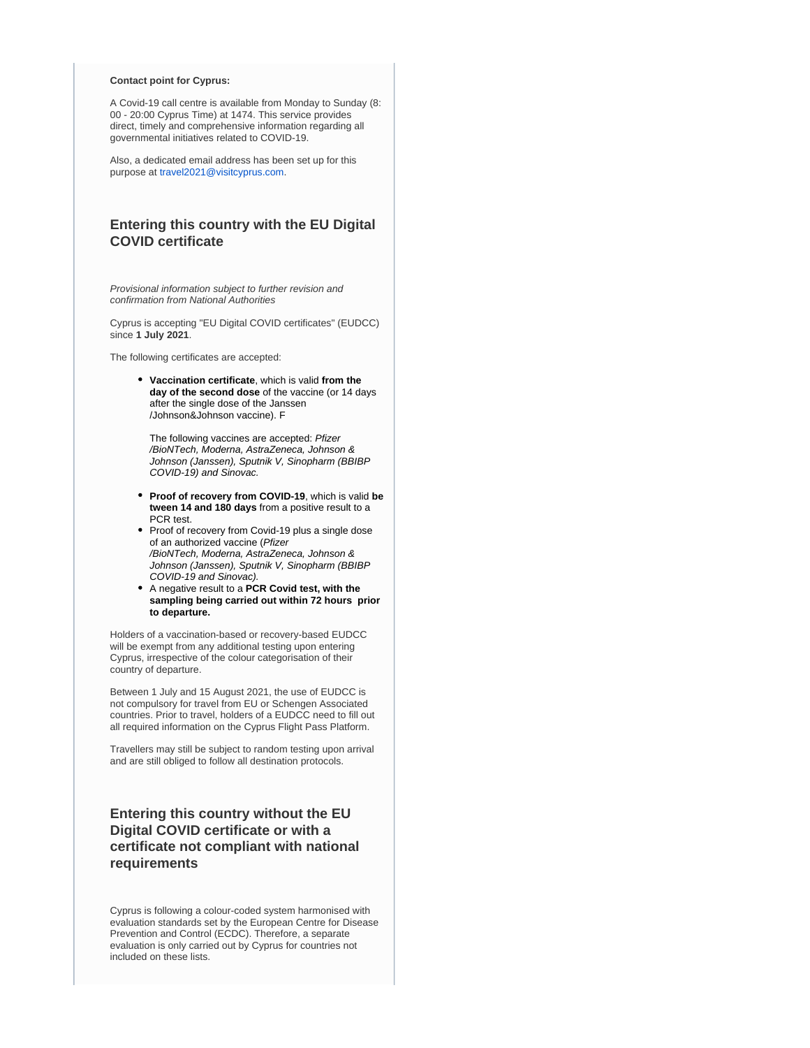**Contact point for Cyprus:**

A Covid-19 call centre is available from Monday to Sunday (8:00 - 20:00 Cyprus Time) at 1474. This service provides direct, timely and comprehensive information regarding all governmental initiatives related to COVID-19.

Also, a dedicated email address has been set up for this purpose at travel2021@visitcyprus.com.

## Entering this country with the EU Digital COVID certificate

*Provisional information subject to further revision and confirmation from National Authorities*

Cyprus is accepting "EU Digital COVID certificates" (EUDCC) since **1 July 2021**.

The following certificates are accepted:

- **Vaccination certificate**, which is valid **from the day of the second dose** of the vaccine (or 14 days after the single dose of the Janssen /Johnson&Johnson vaccine). F

  The following vaccines are accepted: *Pfizer /BioNTech, Moderna, AstraZeneca, Johnson & Johnson (Janssen), Sputnik V, Sinopharm (BBIBP COVID-19) and Sinovac.*

- **Proof of recovery from COVID-19**, which is valid **between 14 and 180 days** from a positive result to a PCR test.
- Proof of recovery from Covid-19 plus a single dose of an authorized vaccine (*Pfizer /BioNTech, Moderna, AstraZeneca, Johnson & Johnson (Janssen), Sputnik V, Sinopharm (BBIBP COVID-19 and Sinovac).*
- A negative result to a **PCR Covid test, with the sampling being carried out within 72 hours prior to departure.**

Holders of a vaccination-based or recovery-based EUDCC will be exempt from any additional testing upon entering Cyprus, irrespective of the colour categorisation of their country of departure.

Between 1 July and 15 August 2021, the use of EUDCC is not compulsory for travel from EU or Schengen Associated countries. Prior to travel, holders of a EUDCC need to fill out all required information on the Cyprus Flight Pass Platform.

Travellers may still be subject to random testing upon arrival and are still obliged to follow all destination protocols.

## Entering this country without the EU Digital COVID certificate or with a certificate not compliant with national requirements

Cyprus is following a colour-coded system harmonised with evaluation standards set by the European Centre for Disease Prevention and Control (ECDC). Therefore, a separate evaluation is only carried out by Cyprus for countries not included on these lists.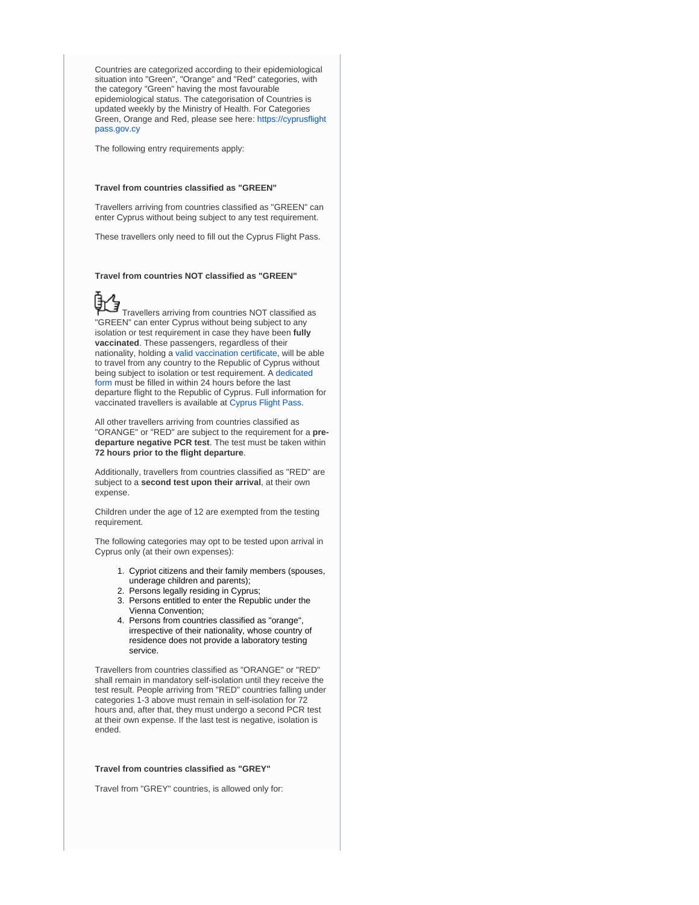Countries are categorized according to their epidemiological situation into "Green", "Orange" and "Red" categories, with the category "Green" having the most favourable epidemiological status. The categorisation of Countries is updated weekly by the Ministry of Health. For Categories Green, Orange and Red, please see here: https://cyprusflightpass.gov.cy

The following entry requirements apply:

**Travel from countries classified as "GREEN"**

Travellers arriving from countries classified as "GREEN" can enter Cyprus without being subject to any test requirement.

These travellers only need to fill out the Cyprus Flight Pass.

**Travel from countries NOT classified as "GREEN"**

Travellers arriving from countries NOT classified as "GREEN" can enter Cyprus without being subject to any isolation or test requirement in case they have been **fully vaccinated**. These passengers, regardless of their nationality, holding a valid vaccination certificate, will be able to travel from any country to the Republic of Cyprus without being subject to isolation or test requirement. A dedicated form must be filled in within 24 hours before the last departure flight to the Republic of Cyprus. Full information for vaccinated travellers is available at Cyprus Flight Pass.

All other travellers arriving from countries classified as "ORANGE" or "RED" are subject to the requirement for a **pre-departure negative PCR test**. The test must be taken within **72 hours prior to the flight departure**.

Additionally, travellers from countries classified as "RED" are subject to a **second test upon their arrival**, at their own expense.

Children under the age of 12 are exempted from the testing requirement.

The following categories may opt to be tested upon arrival in Cyprus only (at their own expenses):

1. Cypriot citizens and their family members (spouses, underage children and parents);
2. Persons legally residing in Cyprus;
3. Persons entitled to enter the Republic under the Vienna Convention;
4. Persons from countries classified as "orange", irrespective of their nationality, whose country of residence does not provide a laboratory testing service.

Travellers from countries classified as "ORANGE" or "RED" shall remain in mandatory self-isolation until they receive the test result. People arriving from "RED" countries falling under categories 1-3 above must remain in self-isolation for 72 hours and, after that, they must undergo a second PCR test at their own expense. If the last test is negative, isolation is ended.

**Travel from countries classified as "GREY"**

Travel from "GREY" countries, is allowed only for: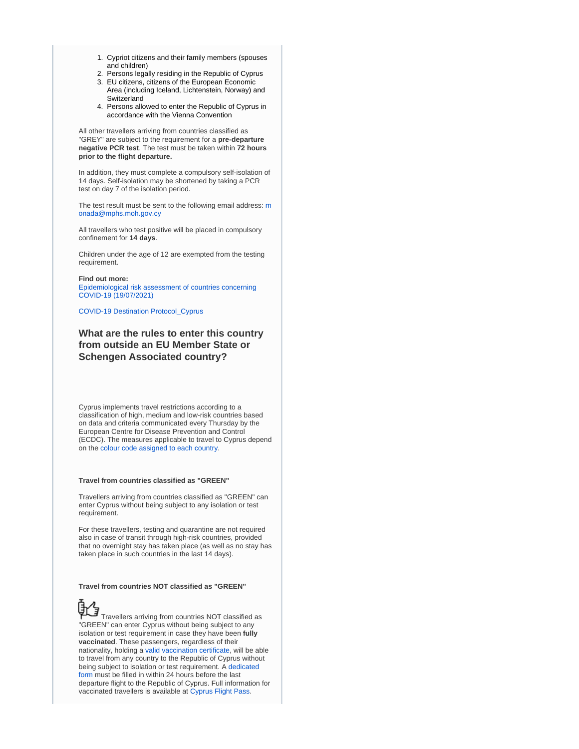1. Cypriot citizens and their family members (spouses and children)
2. Persons legally residing in the Republic of Cyprus
3. EU citizens, citizens of the European Economic Area (including Iceland, Lichtenstein, Norway) and Switzerland
4. Persons allowed to enter the Republic of Cyprus in accordance with the Vienna Convention

All other travellers arriving from countries classified as "GREY" are subject to the requirement for a **pre-departure negative PCR test**. The test must be taken within **72 hours prior to the flight departure.**

In addition, they must complete a compulsory self-isolation of 14 days. Self-isolation may be shortened by taking a PCR test on day 7 of the isolation period.

The test result must be sent to the following email address: monada@mphs.moh.gov.cy

All travellers who test positive will be placed in compulsory confinement for **14 days**.

Children under the age of 12 are exempted from the testing requirement.

**Find out more:**
Epidemiological risk assessment of countries concerning COVID-19 (19/07/2021)

COVID-19 Destination Protocol_Cyprus

### What are the rules to enter this country from outside an EU Member State or Schengen Associated country?

Cyprus implements travel restrictions according to a classification of high, medium and low-risk countries based on data and criteria communicated every Thursday by the European Centre for Disease Prevention and Control (ECDC). The measures applicable to travel to Cyprus depend on the colour code assigned to each country.

**Travel from countries classified as "GREEN"**

Travellers arriving from countries classified as "GREEN" can enter Cyprus without being subject to any isolation or test requirement.

For these travellers, testing and quarantine are not required also in case of transit through high-risk countries, provided that no overnight stay has taken place (as well as no stay has taken place in such countries in the last 14 days).

**Travel from countries NOT classified as "GREEN"**

Travellers arriving from countries NOT classified as "GREEN" can enter Cyprus without being subject to any isolation or test requirement in case they have been **fully vaccinated**. These passengers, regardless of their nationality, holding a valid vaccination certificate, will be able to travel from any country to the Republic of Cyprus without being subject to isolation or test requirement. A dedicated form must be filled in within 24 hours before the last departure flight to the Republic of Cyprus. Full information for vaccinated travellers is available at Cyprus Flight Pass.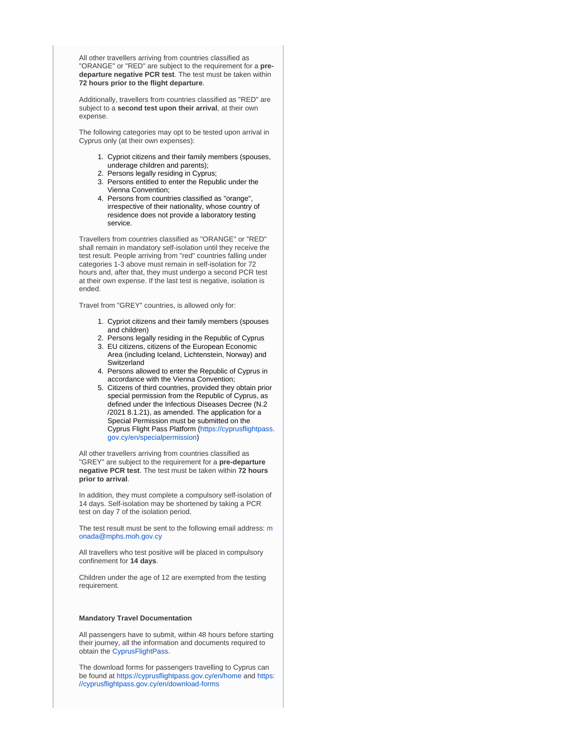All other travellers arriving from countries classified as "ORANGE" or "RED" are subject to the requirement for a **pre-departure negative PCR test**. The test must be taken within **72 hours prior to the flight departure**.

Additionally, travellers from countries classified as "RED" are subject to a **second test upon their arrival**, at their own expense.

The following categories may opt to be tested upon arrival in Cyprus only (at their own expenses):

1. Cypriot citizens and their family members (spouses, underage children and parents);
2. Persons legally residing in Cyprus;
3. Persons entitled to enter the Republic under the Vienna Convention;
4. Persons from countries classified as "orange", irrespective of their nationality, whose country of residence does not provide a laboratory testing service.

Travellers from countries classified as "ORANGE" or "RED" shall remain in mandatory self-isolation until they receive the test result. People arriving from "red" countries falling under categories 1-3 above must remain in self-isolation for 72 hours and, after that, they must undergo a second PCR test at their own expense. If the last test is negative, isolation is ended.

Travel from "GREY" countries, is allowed only for:

1. Cypriot citizens and their family members (spouses and children)
2. Persons legally residing in the Republic of Cyprus
3. EU citizens, citizens of the European Economic Area (including Iceland, Lichtenstein, Norway) and Switzerland
4. Persons allowed to enter the Republic of Cyprus in accordance with the Vienna Convention;
5. Citizens of third countries, provided they obtain prior special permission from the Republic of Cyprus, as defined under the Infectious Diseases Decree (N.2 /2021 8.1.21), as amended. The application for a Special Permission must be submitted on the Cyprus Flight Pass Platform (https://cyprusflightpass.gov.cy/en/specialpermission)

All other travellers arriving from countries classified as "GREY" are subject to the requirement for a **pre-departure negative PCR test**. The test must be taken within **72 hours prior to arrival**.

In addition, they must complete a compulsory self-isolation of 14 days. Self-isolation may be shortened by taking a PCR test on day 7 of the isolation period.

The test result must be sent to the following email address: monada@mphs.moh.gov.cy

All travellers who test positive will be placed in compulsory confinement for **14 days**.

Children under the age of 12 are exempted from the testing requirement.

**Mandatory Travel Documentation**

All passengers have to submit, within 48 hours before starting their journey, all the information and documents required to obtain the CyprusFlightPass.

The download forms for passengers travelling to Cyprus can be found at https://cyprusflightpass.gov.cy/en/home and https://cyprusflightpass.gov.cy/en/download-forms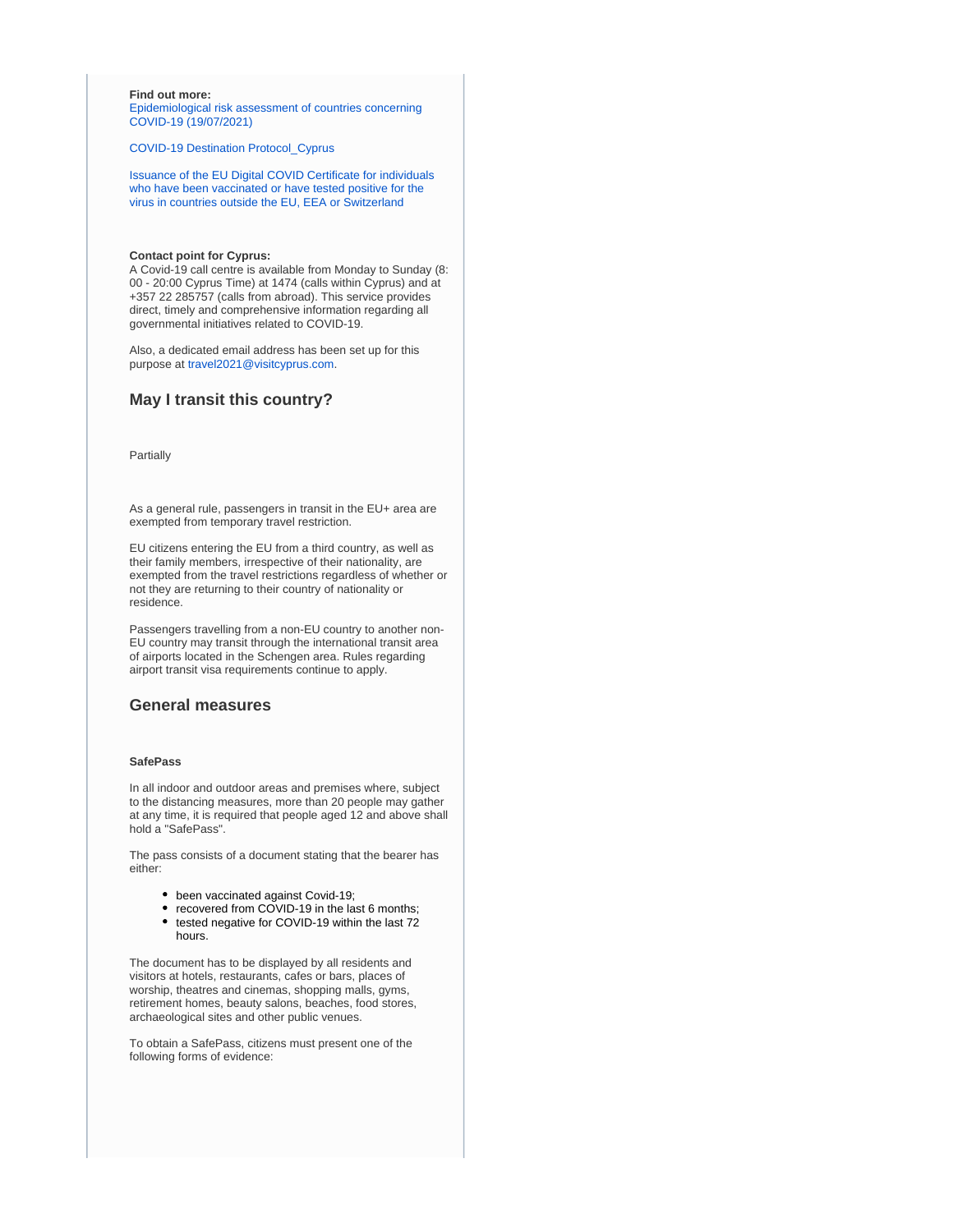**Find out more:**
Epidemiological risk assessment of countries concerning COVID-19 (19/07/2021)

COVID-19 Destination Protocol_Cyprus

Issuance of the EU Digital COVID Certificate for individuals who have been vaccinated or have tested positive for the virus in countries outside the EU, EEA or Switzerland

**Contact point for Cyprus:**
A Covid-19 call centre is available from Monday to Sunday (8:00 - 20:00 Cyprus Time) at 1474 (calls within Cyprus) and at +357 22 285757 (calls from abroad). This service provides direct, timely and comprehensive information regarding all governmental initiatives related to COVID-19.

Also, a dedicated email address has been set up for this purpose at travel2021@visitcyprus.com.

## May I transit this country?

Partially

As a general rule, passengers in transit in the EU+ area are exempted from temporary travel restriction.

EU citizens entering the EU from a third country, as well as their family members, irrespective of their nationality, are exempted from the travel restrictions regardless of whether or not they are returning to their country of nationality or residence.

Passengers travelling from a non-EU country to another non-EU country may transit through the international transit area of airports located in the Schengen area. Rules regarding airport transit visa requirements continue to apply.

## General measures

**SafePass**

In all indoor and outdoor areas and premises where, subject to the distancing measures, more than 20 people may gather at any time, it is required that people aged 12 and above shall hold a "SafePass".

The pass consists of a document stating that the bearer has either:

- been vaccinated against Covid-19;
- recovered from COVID-19 in the last 6 months;
- tested negative for COVID-19 within the last 72 hours.

The document has to be displayed by all residents and visitors at hotels, restaurants, cafes or bars, places of worship, theatres and cinemas, shopping malls, gyms, retirement homes, beauty salons, beaches, food stores, archaeological sites and other public venues.

To obtain a SafePass, citizens must present one of the following forms of evidence: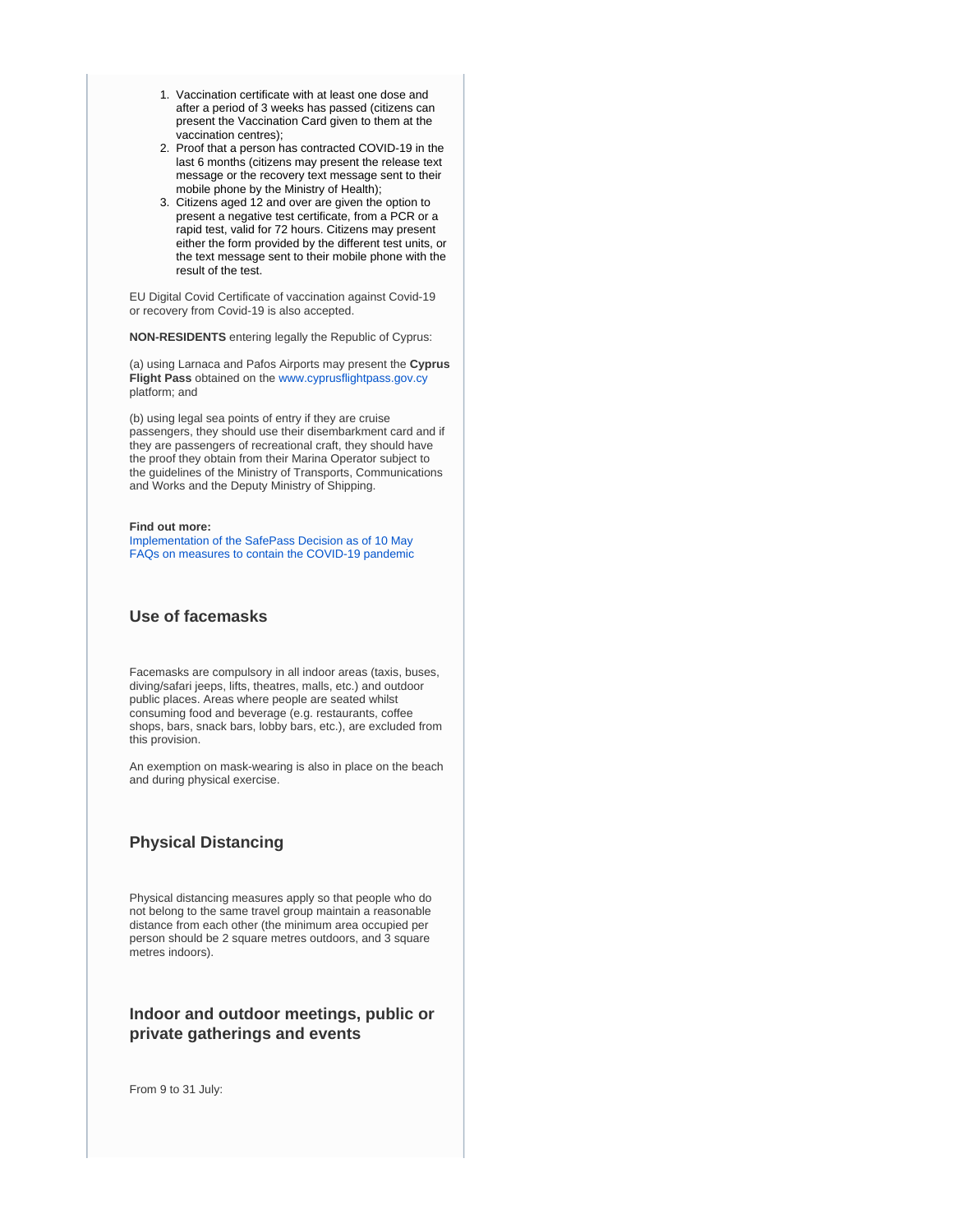1. Vaccination certificate with at least one dose and after a period of 3 weeks has passed (citizens can present the Vaccination Card given to them at the vaccination centres);
2. Proof that a person has contracted COVID-19 in the last 6 months (citizens may present the release text message or the recovery text message sent to their mobile phone by the Ministry of Health);
3. Citizens aged 12 and over are given the option to present a negative test certificate, from a PCR or a rapid test, valid for 72 hours. Citizens may present either the form provided by the different test units, or the text message sent to their mobile phone with the result of the test.

EU Digital Covid Certificate of vaccination against Covid-19 or recovery from Covid-19 is also accepted.

**NON-RESIDENTS** entering legally the Republic of Cyprus:

(a) using Larnaca and Pafos Airports may present the **Cyprus Flight Pass** obtained on the www.cyprusflightpass.gov.cy platform; and

(b) using legal sea points of entry if they are cruise passengers, they should use their disembarkment card and if they are passengers of recreational craft, they should have the proof they obtain from their Marina Operator subject to the guidelines of the Ministry of Transports, Communications and Works and the Deputy Ministry of Shipping.

**Find out more:**
Implementation of the SafePass Decision as of 10 May
FAQs on measures to contain the COVID-19 pandemic

### Use of facemasks

Facemasks are compulsory in all indoor areas (taxis, buses, diving/safari jeeps, lifts, theatres, malls, etc.) and outdoor public places. Areas where people are seated whilst consuming food and beverage (e.g. restaurants, coffee shops, bars, snack bars, lobby bars, etc.), are excluded from this provision.

An exemption on mask-wearing is also in place on the beach and during physical exercise.

### Physical Distancing

Physical distancing measures apply so that people who do not belong to the same travel group maintain a reasonable distance from each other (the minimum area occupied per person should be 2 square metres outdoors, and 3 square metres indoors).

### Indoor and outdoor meetings, public or private gatherings and events

From 9 to 31 July: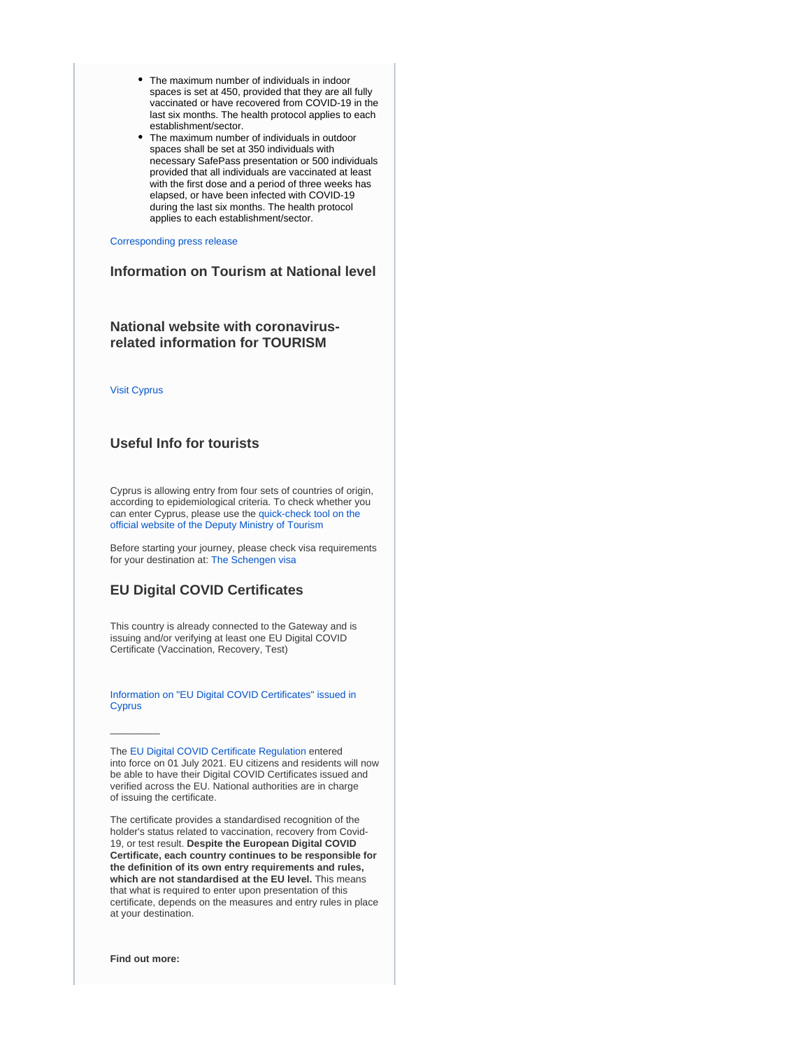- The maximum number of individuals in indoor spaces is set at 450, provided that they are all fully vaccinated or have recovered from COVID-19 in the last six months. The health protocol applies to each establishment/sector.
- The maximum number of individuals in outdoor spaces shall be set at 350 individuals with necessary SafePass presentation or 500 individuals provided that all individuals are vaccinated at least with the first dose and a period of three weeks has elapsed, or have been infected with COVID-19 during the last six months. The health protocol applies to each establishment/sector.

Corresponding press release

### Information on Tourism at National level

### National website with coronavirus-related information for TOURISM

Visit Cyprus

### Useful Info for tourists

Cyprus is allowing entry from four sets of countries of origin, according to epidemiological criteria. To check whether you can enter Cyprus, please use the quick-check tool on the official website of the Deputy Ministry of Tourism

Before starting your journey, please check visa requirements for your destination at: The Schengen visa

### EU Digital COVID Certificates

This country is already connected to the Gateway and is issuing and/or verifying at least one EU Digital COVID Certificate (Vaccination, Recovery, Test)

Information on "EU Digital COVID Certificates" issued in Cyprus

---

The EU Digital COVID Certificate Regulation entered into force on 01 July 2021. EU citizens and residents will now be able to have their Digital COVID Certificates issued and verified across the EU. National authorities are in charge of issuing the certificate.

The certificate provides a standardised recognition of the holder's status related to vaccination, recovery from Covid-19, or test result. **Despite the European Digital COVID Certificate, each country continues to be responsible for the definition of its own entry requirements and rules, which are not standardised at the EU level.** This means that what is required to enter upon presentation of this certificate, depends on the measures and entry rules in place at your destination.

**Find out more:**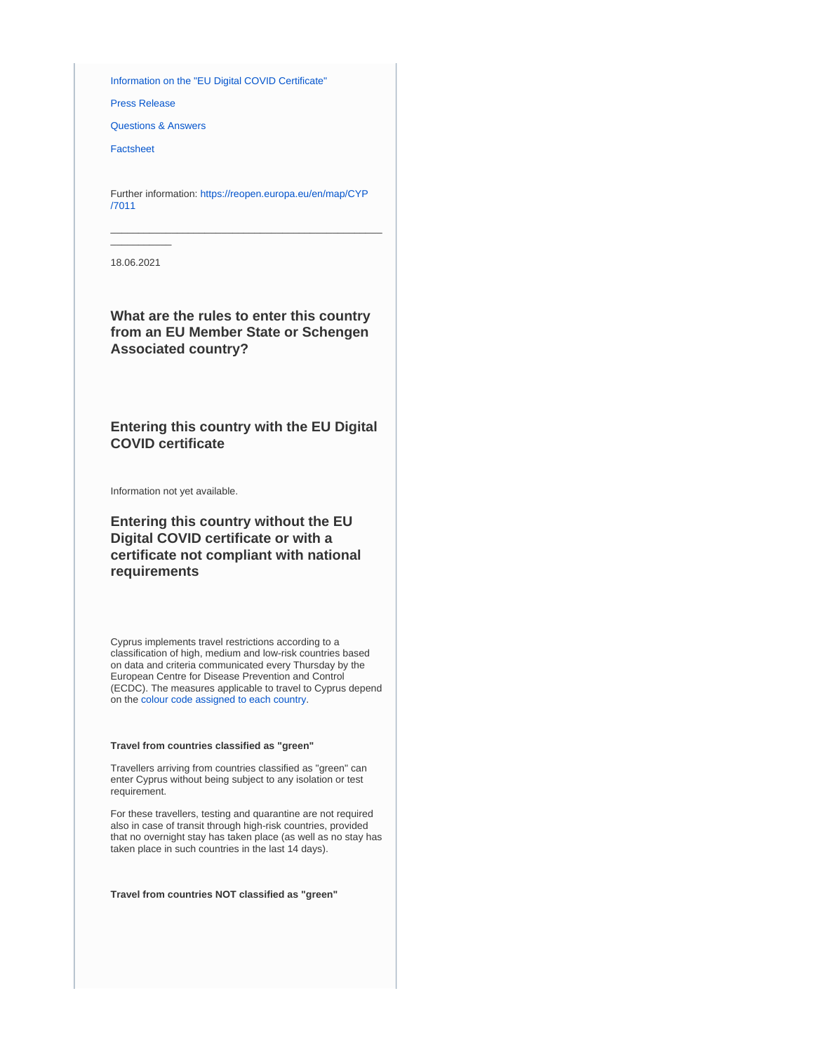[Information on the "EU Digital COVID Certificate"]

[Press Release]

[Questions & Answers]

[Factsheet]

Further information: https://reopen.europa.eu/en/map/CYP/7011

---

18.06.2021

### What are the rules to enter this country from an EU Member State or Schengen Associated country?

### Entering this country with the EU Digital COVID certificate

Information not yet available.

### Entering this country without the EU Digital COVID certificate or with a certificate not compliant with national requirements

Cyprus implements travel restrictions according to a classification of high, medium and low-risk countries based on data and criteria communicated every Thursday by the European Centre for Disease Prevention and Control (ECDC). The measures applicable to travel to Cyprus depend on the [colour code assigned to each country].

**Travel from countries classified as "green"**

Travellers arriving from countries classified as "green" can enter Cyprus without being subject to any isolation or test requirement.

For these travellers, testing and quarantine are not required also in case of transit through high-risk countries, provided that no overnight stay has taken place (as well as no stay has taken place in such countries in the last 14 days).

**Travel from countries NOT classified as "green"**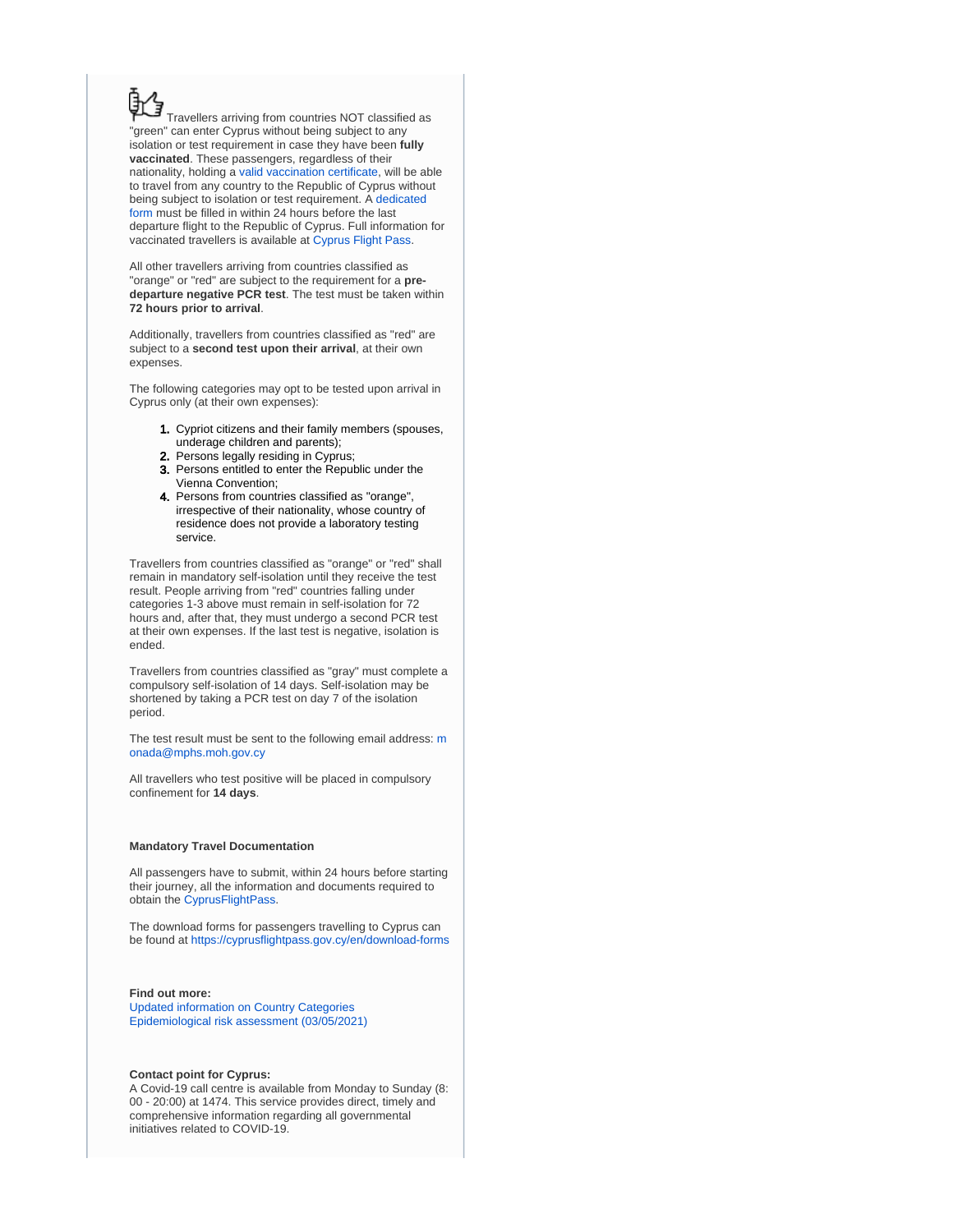Travellers arriving from countries NOT classified as "green" can enter Cyprus without being subject to any isolation or test requirement in case they have been **fully vaccinated**. These passengers, regardless of their nationality, holding a valid vaccination certificate, will be able to travel from any country to the Republic of Cyprus without being subject to isolation or test requirement. A dedicated form must be filled in within 24 hours before the last departure flight to the Republic of Cyprus. Full information for vaccinated travellers is available at Cyprus Flight Pass.

All other travellers arriving from countries classified as "orange" or "red" are subject to the requirement for a **pre-departure negative PCR test**. The test must be taken within **72 hours prior to arrival**.

Additionally, travellers from countries classified as "red" are subject to a **second test upon their arrival**, at their own expenses.

The following categories may opt to be tested upon arrival in Cyprus only (at their own expenses):

1. Cypriot citizens and their family members (spouses, underage children and parents);
2. Persons legally residing in Cyprus;
3. Persons entitled to enter the Republic under the Vienna Convention;
4. Persons from countries classified as "orange", irrespective of their nationality, whose country of residence does not provide a laboratory testing service.

Travellers from countries classified as "orange" or "red" shall remain in mandatory self-isolation until they receive the test result. People arriving from "red" countries falling under categories 1-3 above must remain in self-isolation for 72 hours and, after that, they must undergo a second PCR test at their own expenses. If the last test is negative, isolation is ended.

Travellers from countries classified as "gray" must complete a compulsory self-isolation of 14 days. Self-isolation may be shortened by taking a PCR test on day 7 of the isolation period.

The test result must be sent to the following email address: monada@mphs.moh.gov.cy

All travellers who test positive will be placed in compulsory confinement for **14 days**.

**Mandatory Travel Documentation**

All passengers have to submit, within 24 hours before starting their journey, all the information and documents required to obtain the CyprusFlightPass.

The download forms for passengers travelling to Cyprus can be found at https://cyprusflightpass.gov.cy/en/download-forms

**Find out more:**
Updated information on Country Categories
Epidemiological risk assessment (03/05/2021)

**Contact point for Cyprus:**
A Covid-19 call centre is available from Monday to Sunday (8:00 - 20:00) at 1474. This service provides direct, timely and comprehensive information regarding all governmental initiatives related to COVID-19.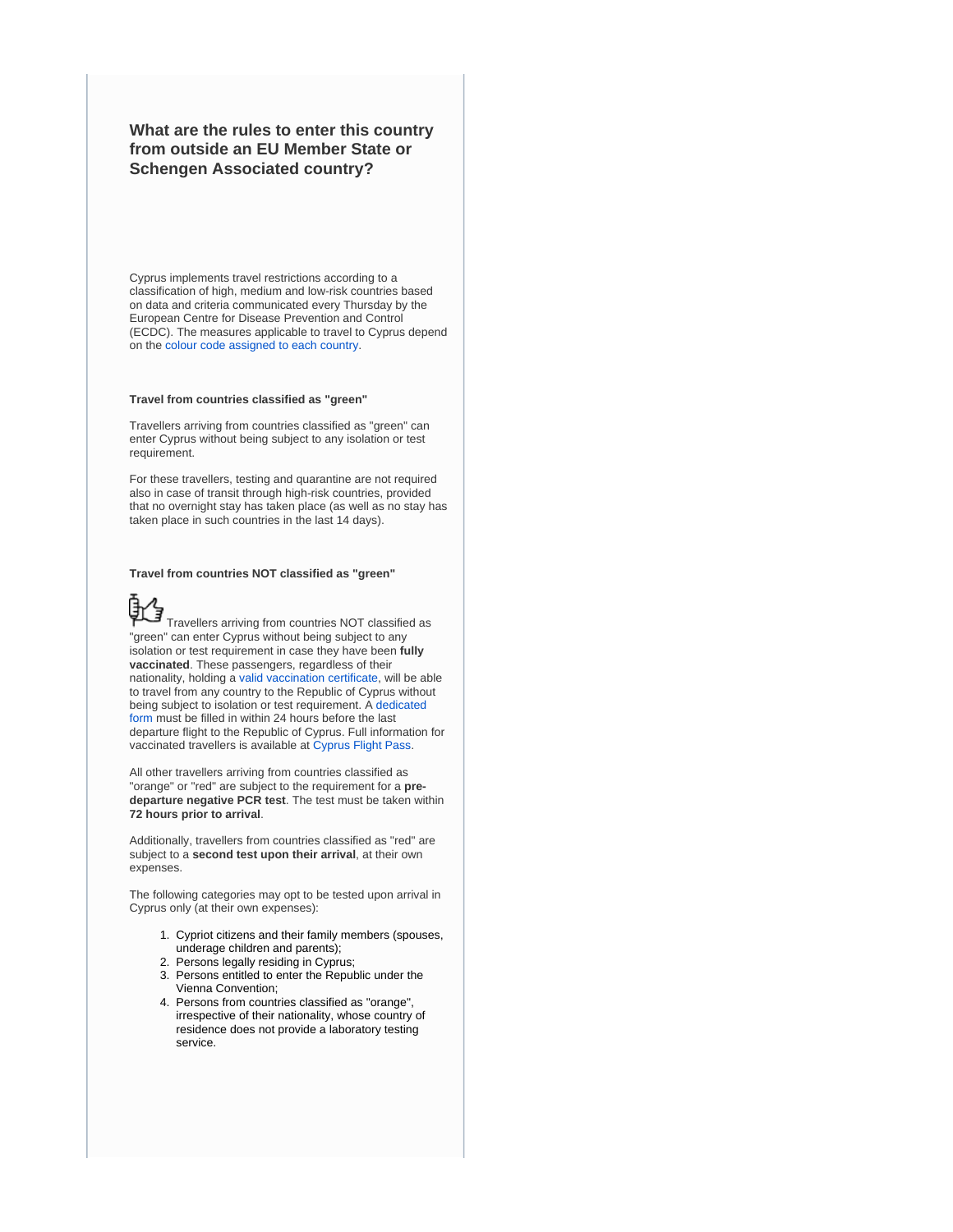### What are the rules to enter this country from outside an EU Member State or Schengen Associated country?

Cyprus implements travel restrictions according to a classification of high, medium and low-risk countries based on data and criteria communicated every Thursday by the European Centre for Disease Prevention and Control (ECDC). The measures applicable to travel to Cyprus depend on the colour code assigned to each country.

**Travel from countries classified as "green"**

Travellers arriving from countries classified as "green" can enter Cyprus without being subject to any isolation or test requirement.

For these travellers, testing and quarantine are not required also in case of transit through high-risk countries, provided that no overnight stay has taken place (as well as no stay has taken place in such countries in the last 14 days).

**Travel from countries NOT classified as "green"**

Travellers arriving from countries NOT classified as "green" can enter Cyprus without being subject to any isolation or test requirement in case they have been **fully vaccinated**. These passengers, regardless of their nationality, holding a valid vaccination certificate, will be able to travel from any country to the Republic of Cyprus without being subject to isolation or test requirement. A dedicated form must be filled in within 24 hours before the last departure flight to the Republic of Cyprus. Full information for vaccinated travellers is available at Cyprus Flight Pass.

All other travellers arriving from countries classified as "orange" or "red" are subject to the requirement for a **pre-departure negative PCR test**. The test must be taken within **72 hours prior to arrival**.

Additionally, travellers from countries classified as "red" are subject to a **second test upon their arrival**, at their own expenses.

The following categories may opt to be tested upon arrival in Cyprus only (at their own expenses):

1. Cypriot citizens and their family members (spouses, underage children and parents);
2. Persons legally residing in Cyprus;
3. Persons entitled to enter the Republic under the Vienna Convention;
4. Persons from countries classified as "orange", irrespective of their nationality, whose country of residence does not provide a laboratory testing service.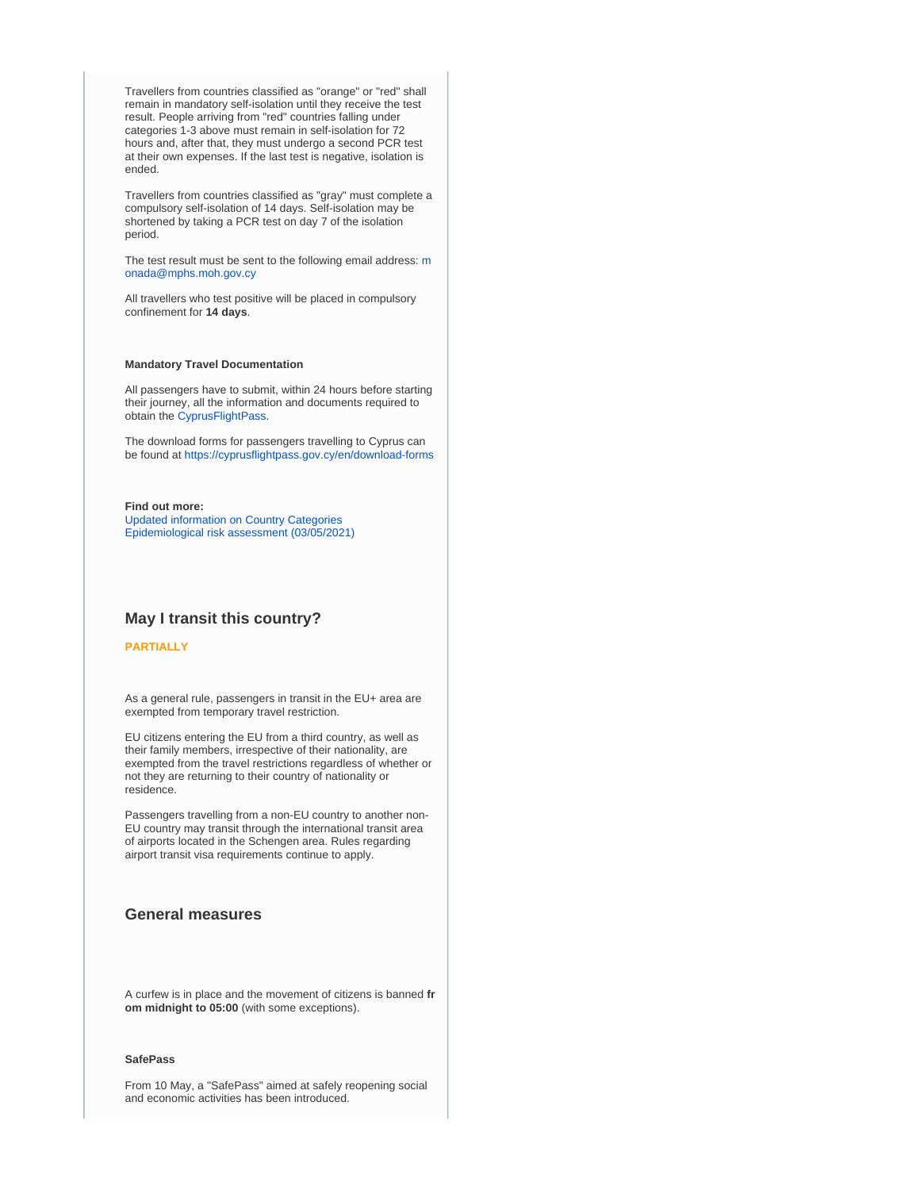Travellers from countries classified as "orange" or "red" shall remain in mandatory self-isolation until they receive the test result. People arriving from "red" countries falling under categories 1-3 above must remain in self-isolation for 72 hours and, after that, they must undergo a second PCR test at their own expenses. If the last test is negative, isolation is ended.

Travellers from countries classified as "gray" must complete a compulsory self-isolation of 14 days. Self-isolation may be shortened by taking a PCR test on day 7 of the isolation period.

The test result must be sent to the following email address: monada@mphs.moh.gov.cy

All travellers who test positive will be placed in compulsory confinement for **14 days**.

**Mandatory Travel Documentation**

All passengers have to submit, within 24 hours before starting their journey, all the information and documents required to obtain the CyprusFlightPass.

The download forms for passengers travelling to Cyprus can be found at https://cyprusflightpass.gov.cy/en/download-forms

**Find out more:**
Updated information on Country Categories
Epidemiological risk assessment (03/05/2021)

## May I transit this country?

**PARTIALLY**

As a general rule, passengers in transit in the EU+ area are exempted from temporary travel restriction.

EU citizens entering the EU from a third country, as well as their family members, irrespective of their nationality, are exempted from the travel restrictions regardless of whether or not they are returning to their country of nationality or residence.

Passengers travelling from a non-EU country to another non-EU country may transit through the international transit area of airports located in the Schengen area. Rules regarding airport transit visa requirements continue to apply.

## General measures

A curfew is in place and the movement of citizens is banned **from midnight to 05:00** (with some exceptions).

**SafePass**

From 10 May, a "SafePass" aimed at safely reopening social and economic activities has been introduced.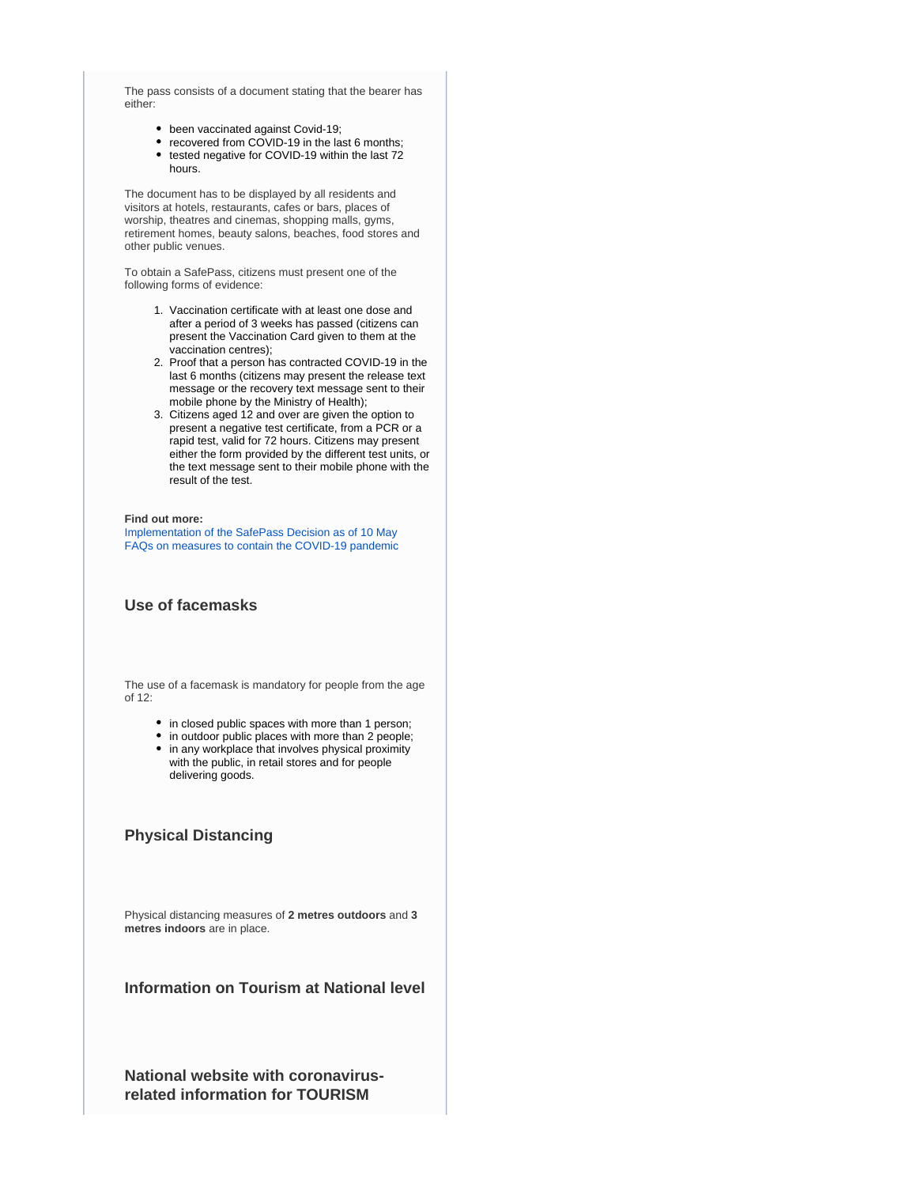The pass consists of a document stating that the bearer has either:

- been vaccinated against Covid-19;
- recovered from COVID-19 in the last 6 months;
- tested negative for COVID-19 within the last 72 hours.

The document has to be displayed by all residents and visitors at hotels, restaurants, cafes or bars, places of worship, theatres and cinemas, shopping malls, gyms, retirement homes, beauty salons, beaches, food stores and other public venues.

To obtain a SafePass, citizens must present one of the following forms of evidence:

1. Vaccination certificate with at least one dose and after a period of 3 weeks has passed (citizens can present the Vaccination Card given to them at the vaccination centres);
2. Proof that a person has contracted COVID-19 in the last 6 months (citizens may present the release text message or the recovery text message sent to their mobile phone by the Ministry of Health);
3. Citizens aged 12 and over are given the option to present a negative test certificate, from a PCR or a rapid test, valid for 72 hours. Citizens may present either the form provided by the different test units, or the text message sent to their mobile phone with the result of the test.

**Find out more:**
Implementation of the SafePass Decision as of 10 May
FAQs on measures to contain the COVID-19 pandemic

### Use of facemasks

The use of a facemask is mandatory for people from the age of 12:

- in closed public spaces with more than 1 person;
- in outdoor public places with more than 2 people;
- in any workplace that involves physical proximity with the public, in retail stores and for people delivering goods.

### Physical Distancing

Physical distancing measures of **2 metres outdoors** and **3 metres indoors** are in place.

### Information on Tourism at National level

### National website with coronavirus-related information for TOURISM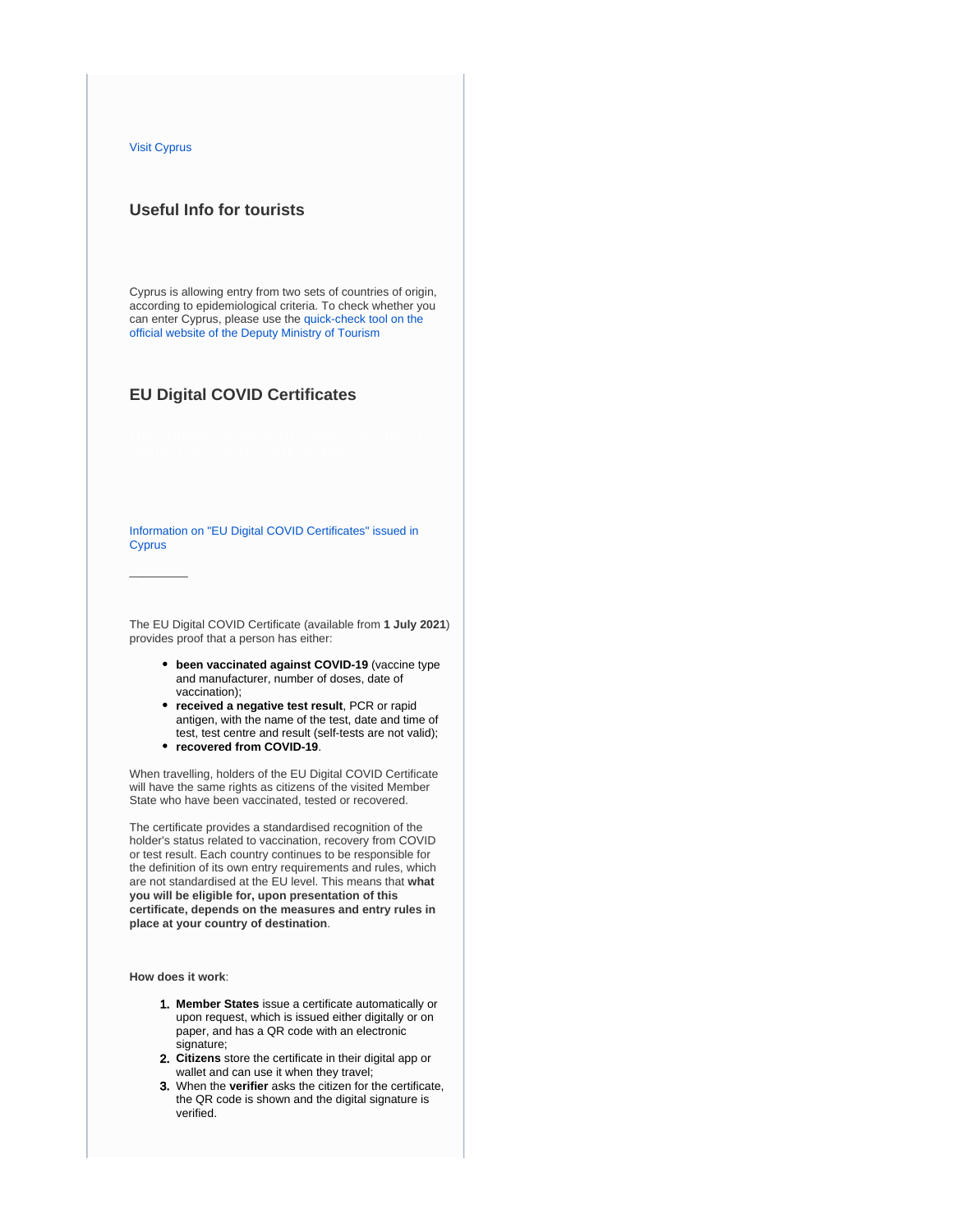Visit Cyprus

## Useful Info for tourists

Cyprus is allowing entry from two sets of countries of origin, according to epidemiological criteria. To check whether you can enter Cyprus, please use the quick-check tool on the official website of the Deputy Ministry of Tourism

## EU Digital COVID Certificates

Information on "EU Digital COVID Certificates" issued in Cyprus

---

The EU Digital COVID Certificate (available from **1 July 2021**) provides proof that a person has either:

- **been vaccinated against COVID-19** (vaccine type and manufacturer, number of doses, date of vaccination);
- **received a negative test result**, PCR or rapid antigen, with the name of the test, date and time of test, test centre and result (self-tests are not valid);
- **recovered from COVID-19**.

When travelling, holders of the EU Digital COVID Certificate will have the same rights as citizens of the visited Member State who have been vaccinated, tested or recovered.

The certificate provides a standardised recognition of the holder's status related to vaccination, recovery from COVID or test result. Each country continues to be responsible for the definition of its own entry requirements and rules, which are not standardised at the EU level. This means that **what you will be eligible for, upon presentation of this certificate, depends on the measures and entry rules in place at your country of destination**.

**How does it work**:

1. **Member States** issue a certificate automatically or upon request, which is issued either digitally or on paper, and has a QR code with an electronic signature;
2. **Citizens** store the certificate in their digital app or wallet and can use it when they travel;
3. When the **verifier** asks the citizen for the certificate, the QR code is shown and the digital signature is verified.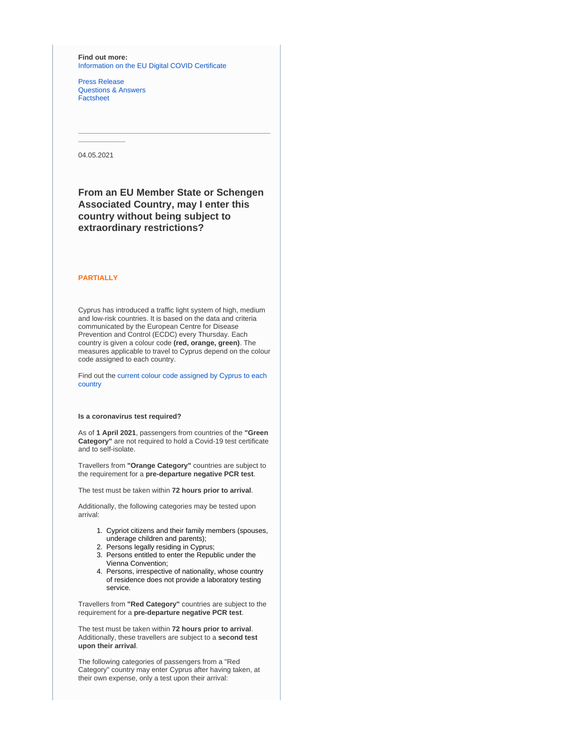**Find out more:**
Information on the EU Digital COVID Certificate

Press Release
Questions & Answers
Factsheet

---

04.05.2021

### From an EU Member State or Schengen Associated Country, may I enter this country without being subject to extraordinary restrictions?

**PARTIALLY**

Cyprus has introduced a traffic light system of high, medium and low-risk countries. It is based on the data and criteria communicated by the European Centre for Disease Prevention and Control (ECDC) every Thursday. Each country is given a colour code **(red, orange, green)**. The measures applicable to travel to Cyprus depend on the colour code assigned to each country.

Find out the current colour code assigned by Cyprus to each country

**Is a coronavirus test required?**

As of **1 April 2021**, passengers from countries of the **"Green Category"** are not required to hold a Covid-19 test certificate and to self-isolate.

Travellers from **"Orange Category"** countries are subject to the requirement for a **pre-departure negative PCR test**.

The test must be taken within **72 hours prior to arrival**.

Additionally, the following categories may be tested upon arrival:

1. Cypriot citizens and their family members (spouses, underage children and parents);
2. Persons legally residing in Cyprus;
3. Persons entitled to enter the Republic under the Vienna Convention;
4. Persons, irrespective of nationality, whose country of residence does not provide a laboratory testing service.

Travellers from **"Red Category"** countries are subject to the requirement for a **pre-departure negative PCR test**.

The test must be taken within **72 hours prior to arrival**. Additionally, these travellers are subject to a **second test upon their arrival**.

The following categories of passengers from a "Red Category" country may enter Cyprus after having taken, at their own expense, only a test upon their arrival: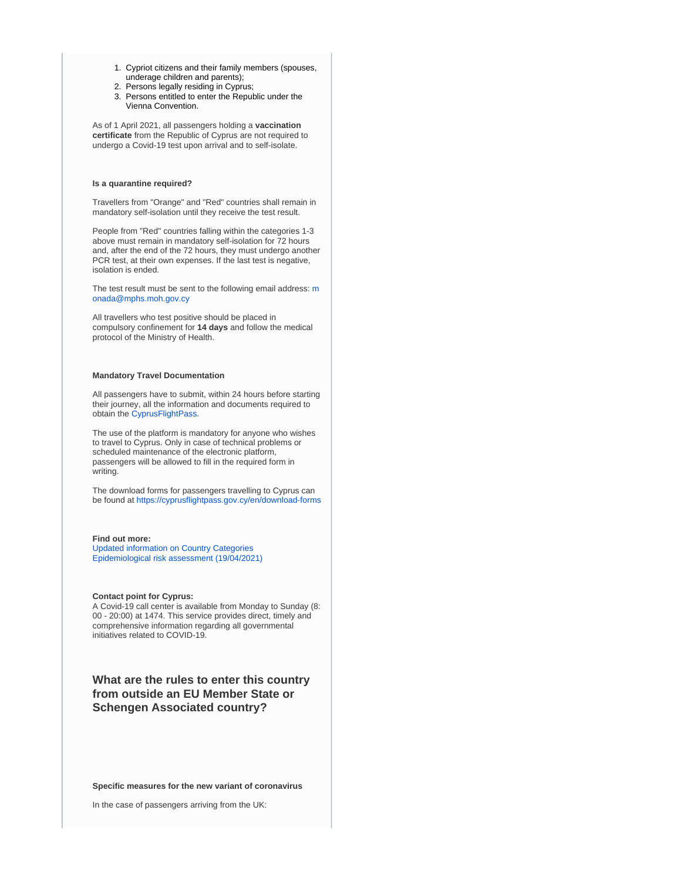1. Cypriot citizens and their family members (spouses, underage children and parents);
2. Persons legally residing in Cyprus;
3. Persons entitled to enter the Republic under the Vienna Convention.

As of 1 April 2021, all passengers holding a **vaccination certificate** from the Republic of Cyprus are not required to undergo a Covid-19 test upon arrival and to self-isolate.

**Is a quarantine required?**

Travellers from "Orange" and "Red" countries shall remain in mandatory self-isolation until they receive the test result.

People from "Red" countries falling within the categories 1-3 above must remain in mandatory self-isolation for 72 hours and, after the end of the 72 hours, they must undergo another PCR test, at their own expenses. If the last test is negative, isolation is ended.

The test result must be sent to the following email address: monada@mphs.moh.gov.cy

All travellers who test positive should be placed in compulsory confinement for **14 days** and follow the medical protocol of the Ministry of Health.

**Mandatory Travel Documentation**

All passengers have to submit, within 24 hours before starting their journey, all the information and documents required to obtain the CyprusFlightPass.

The use of the platform is mandatory for anyone who wishes to travel to Cyprus. Only in case of technical problems or scheduled maintenance of the electronic platform, passengers will be allowed to fill in the required form in writing.

The download forms for passengers travelling to Cyprus can be found at https://cyprusflightpass.gov.cy/en/download-forms

**Find out more:**
Updated information on Country Categories
Epidemiological risk assessment (19/04/2021)

**Contact point for Cyprus:**
A Covid-19 call center is available from Monday to Sunday (8:00 - 20:00) at 1474. This service provides direct, timely and comprehensive information regarding all governmental initiatives related to COVID-19.

## What are the rules to enter this country from outside an EU Member State or Schengen Associated country?

**Specific measures for the new variant of coronavirus**

In the case of passengers arriving from the UK: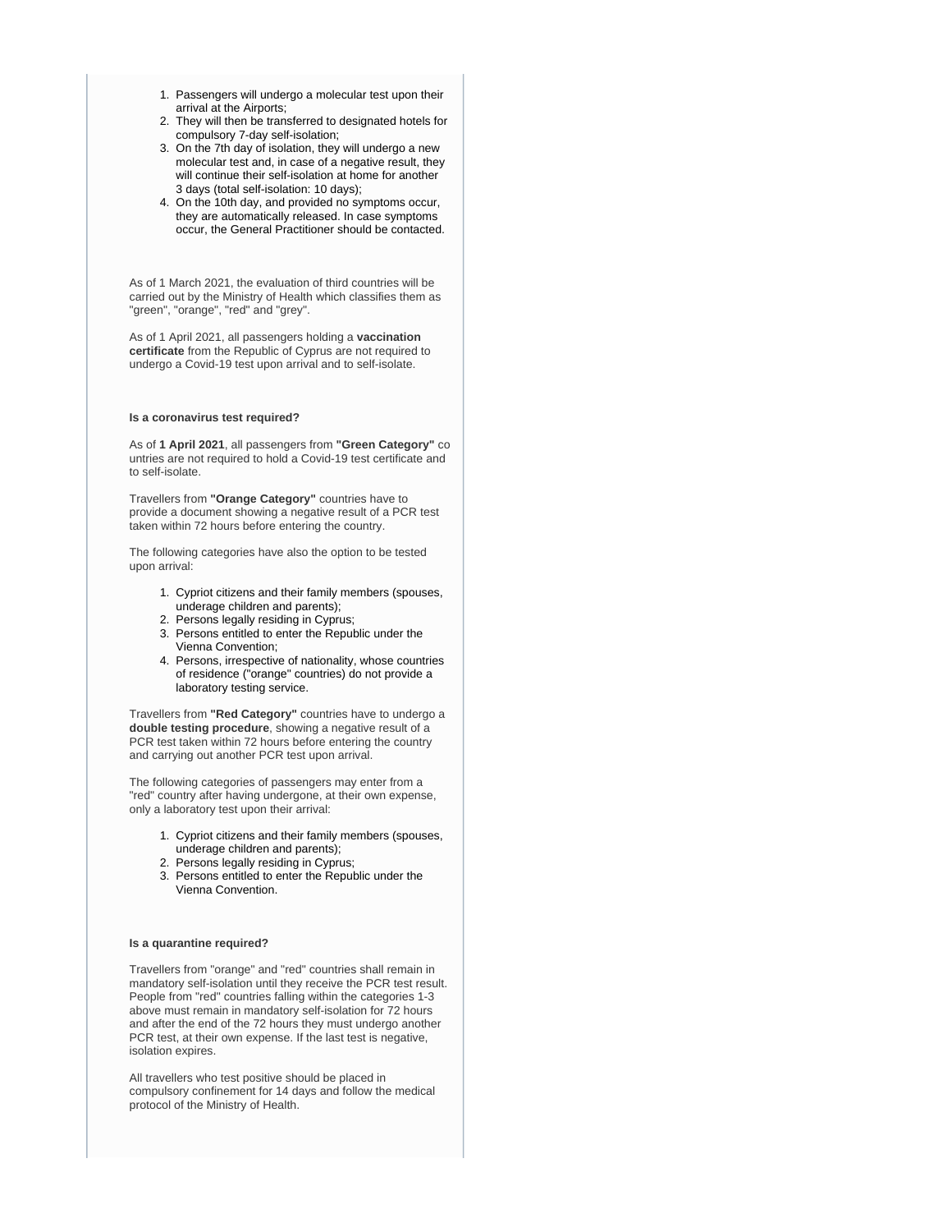1. Passengers will undergo a molecular test upon their arrival at the Airports;
2. They will then be transferred to designated hotels for compulsory 7-day self-isolation;
3. On the 7th day of isolation, they will undergo a new molecular test and, in case of a negative result, they will continue their self-isolation at home for another 3 days (total self-isolation: 10 days);
4. On the 10th day, and provided no symptoms occur, they are automatically released. In case symptoms occur, the General Practitioner should be contacted.

As of 1 March 2021, the evaluation of third countries will be carried out by the Ministry of Health which classifies them as "green", "orange", "red" and "grey".

As of 1 April 2021, all passengers holding a **vaccination certificate** from the Republic of Cyprus are not required to undergo a Covid-19 test upon arrival and to self-isolate.

**Is a coronavirus test required?**

As of **1 April 2021**, all passengers from **"Green Category"** countries are not required to hold a Covid-19 test certificate and to self-isolate.

Travellers from **"Orange Category"** countries have to provide a document showing a negative result of a PCR test taken within 72 hours before entering the country.

The following categories have also the option to be tested upon arrival:

1. Cypriot citizens and their family members (spouses, underage children and parents);
2. Persons legally residing in Cyprus;
3. Persons entitled to enter the Republic under the Vienna Convention;
4. Persons, irrespective of nationality, whose countries of residence ("orange" countries) do not provide a laboratory testing service.

Travellers from **"Red Category"** countries have to undergo a **double testing procedure**, showing a negative result of a PCR test taken within 72 hours before entering the country and carrying out another PCR test upon arrival.

The following categories of passengers may enter from a "red" country after having undergone, at their own expense, only a laboratory test upon their arrival:

1. Cypriot citizens and their family members (spouses, underage children and parents);
2. Persons legally residing in Cyprus;
3. Persons entitled to enter the Republic under the Vienna Convention.

**Is a quarantine required?**

Travellers from "orange" and "red" countries shall remain in mandatory self-isolation until they receive the PCR test result. People from "red" countries falling within the categories 1-3 above must remain in mandatory self-isolation for 72 hours and after the end of the 72 hours they must undergo another PCR test, at their own expense. If the last test is negative, isolation expires.

All travellers who test positive should be placed in compulsory confinement for 14 days and follow the medical protocol of the Ministry of Health.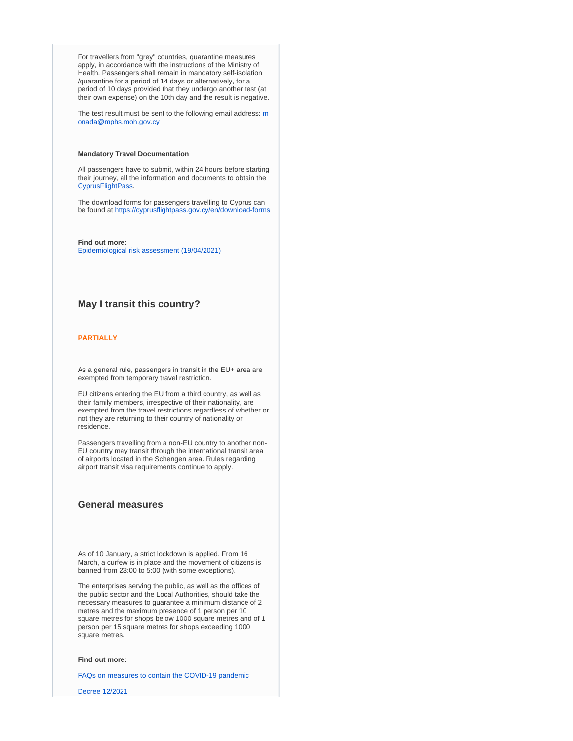For travellers from "grey" countries, quarantine measures apply, in accordance with the instructions of the Ministry of Health. Passengers shall remain in mandatory self-isolation /quarantine for a period of 14 days or alternatively, for a period of 10 days provided that they undergo another test (at their own expense) on the 10th day and the result is negative.

The test result must be sent to the following email address: monada@mphs.moh.gov.cy

**Mandatory Travel Documentation**

All passengers have to submit, within 24 hours before starting their journey, all the information and documents to obtain the CyprusFlightPass.

The download forms for passengers travelling to Cyprus can be found at https://cyprusflightpass.gov.cy/en/download-forms

**Find out more:**
Epidemiological risk assessment (19/04/2021)

## May I transit this country?

**PARTIALLY**

As a general rule, passengers in transit in the EU+ area are exempted from temporary travel restriction.

EU citizens entering the EU from a third country, as well as their family members, irrespective of their nationality, are exempted from the travel restrictions regardless of whether or not they are returning to their country of nationality or residence.

Passengers travelling from a non-EU country to another non-EU country may transit through the international transit area of airports located in the Schengen area. Rules regarding airport transit visa requirements continue to apply.

## General measures

As of 10 January, a strict lockdown is applied. From 16 March, a curfew is in place and the movement of citizens is banned from 23:00 to 5:00 (with some exceptions).

The enterprises serving the public, as well as the offices of the public sector and the Local Authorities, should take the necessary measures to guarantee a minimum distance of 2 metres and the maximum presence of 1 person per 10 square metres for shops below 1000 square metres and of 1 person per 15 square metres for shops exceeding 1000 square metres.

**Find out more:**

FAQs on measures to contain the COVID-19 pandemic

Decree 12/2021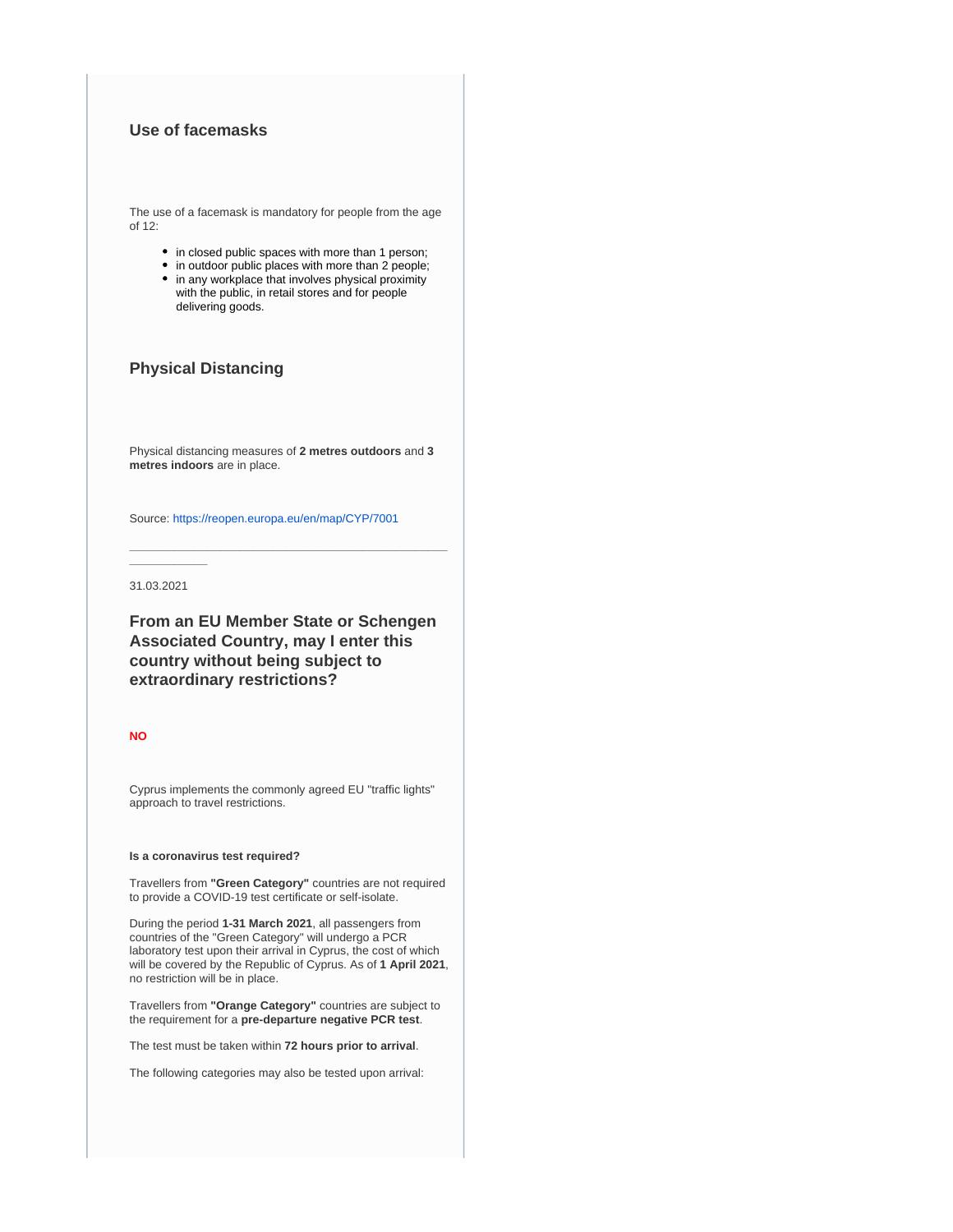### Use of facemasks

The use of a facemask is mandatory for people from the age of 12:

- in closed public spaces with more than 1 person;
- in outdoor public places with more than 2 people;
- in any workplace that involves physical proximity with the public, in retail stores and for people delivering goods.

### Physical Distancing

Physical distancing measures of **2 metres outdoors** and **3 metres indoors** are in place.

Source: https://reopen.europa.eu/en/map/CYP/7001

---

31.03.2021

### From an EU Member State or Schengen Associated Country, may I enter this country without being subject to extraordinary restrictions?

**NO**

Cyprus implements the commonly agreed EU "traffic lights" approach to travel restrictions.

**Is a coronavirus test required?**

Travellers from **"Green Category"** countries are not required to provide a COVID-19 test certificate or self-isolate.

During the period **1-31 March 2021**, all passengers from countries of the "Green Category" will undergo a PCR laboratory test upon their arrival in Cyprus, the cost of which will be covered by the Republic of Cyprus. As of **1 April 2021**, no restriction will be in place.

Travellers from **"Orange Category"** countries are subject to the requirement for a **pre-departure negative PCR test**.

The test must be taken within **72 hours prior to arrival**.

The following categories may also be tested upon arrival: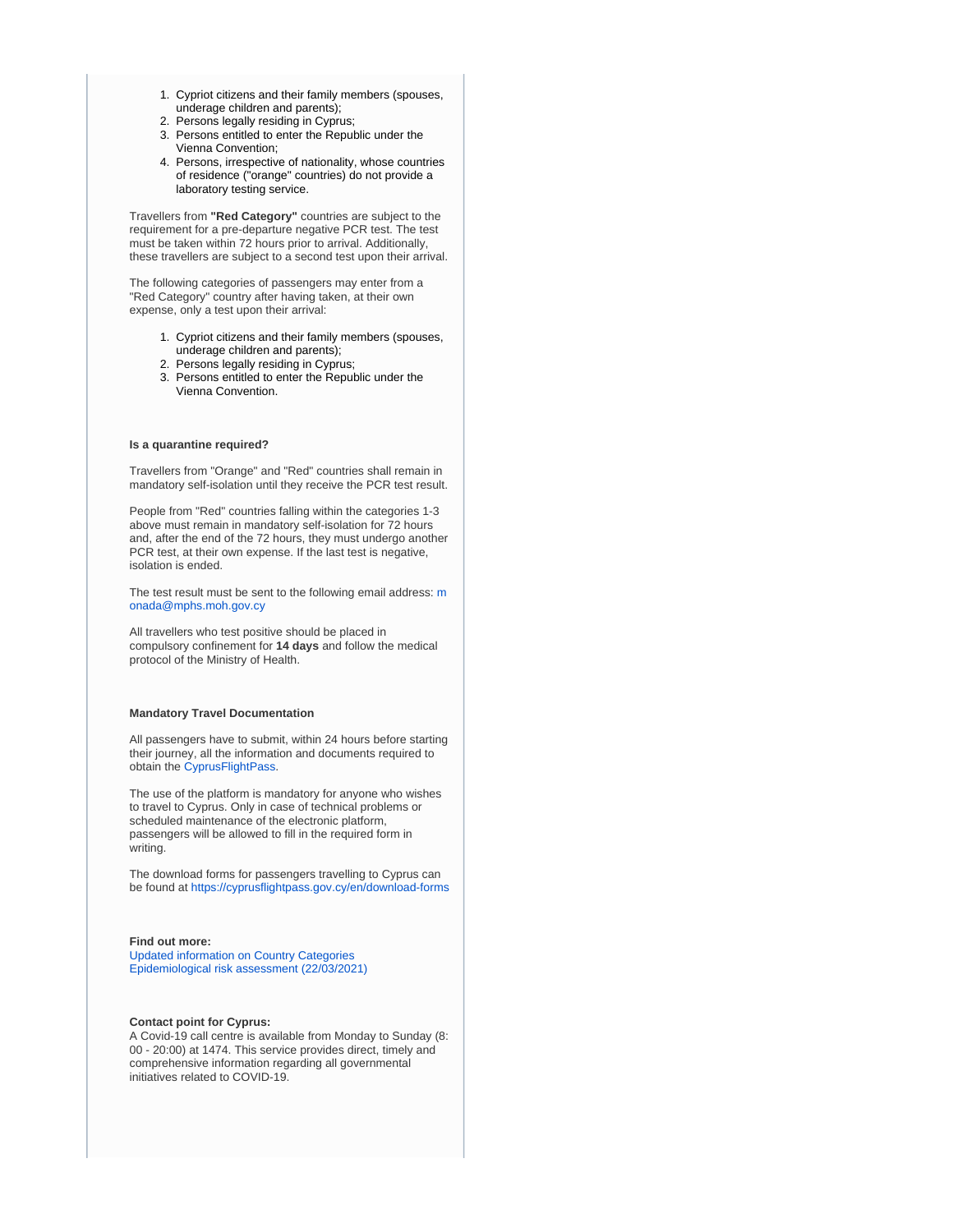1. Cypriot citizens and their family members (spouses, underage children and parents);
2. Persons legally residing in Cyprus;
3. Persons entitled to enter the Republic under the Vienna Convention;
4. Persons, irrespective of nationality, whose countries of residence ("orange" countries) do not provide a laboratory testing service.

Travellers from **"Red Category"** countries are subject to the requirement for a pre-departure negative PCR test. The test must be taken within 72 hours prior to arrival. Additionally, these travellers are subject to a second test upon their arrival.

The following categories of passengers may enter from a "Red Category" country after having taken, at their own expense, only a test upon their arrival:

1. Cypriot citizens and their family members (spouses, underage children and parents);
2. Persons legally residing in Cyprus;
3. Persons entitled to enter the Republic under the Vienna Convention.

**Is a quarantine required?**

Travellers from "Orange" and "Red" countries shall remain in mandatory self-isolation until they receive the PCR test result.

People from "Red" countries falling within the categories 1-3 above must remain in mandatory self-isolation for 72 hours and, after the end of the 72 hours, they must undergo another PCR test, at their own expense. If the last test is negative, isolation is ended.

The test result must be sent to the following email address: monada@mphs.moh.gov.cy

All travellers who test positive should be placed in compulsory confinement for **14 days** and follow the medical protocol of the Ministry of Health.

**Mandatory Travel Documentation**

All passengers have to submit, within 24 hours before starting their journey, all the information and documents required to obtain the CyprusFlightPass.

The use of the platform is mandatory for anyone who wishes to travel to Cyprus. Only in case of technical problems or scheduled maintenance of the electronic platform, passengers will be allowed to fill in the required form in writing.

The download forms for passengers travelling to Cyprus can be found at https://cyprusflightpass.gov.cy/en/download-forms

**Find out more:**
Updated information on Country Categories
Epidemiological risk assessment (22/03/2021)

**Contact point for Cyprus:**
A Covid-19 call centre is available from Monday to Sunday (8:00 - 20:00) at 1474. This service provides direct, timely and comprehensive information regarding all governmental initiatives related to COVID-19.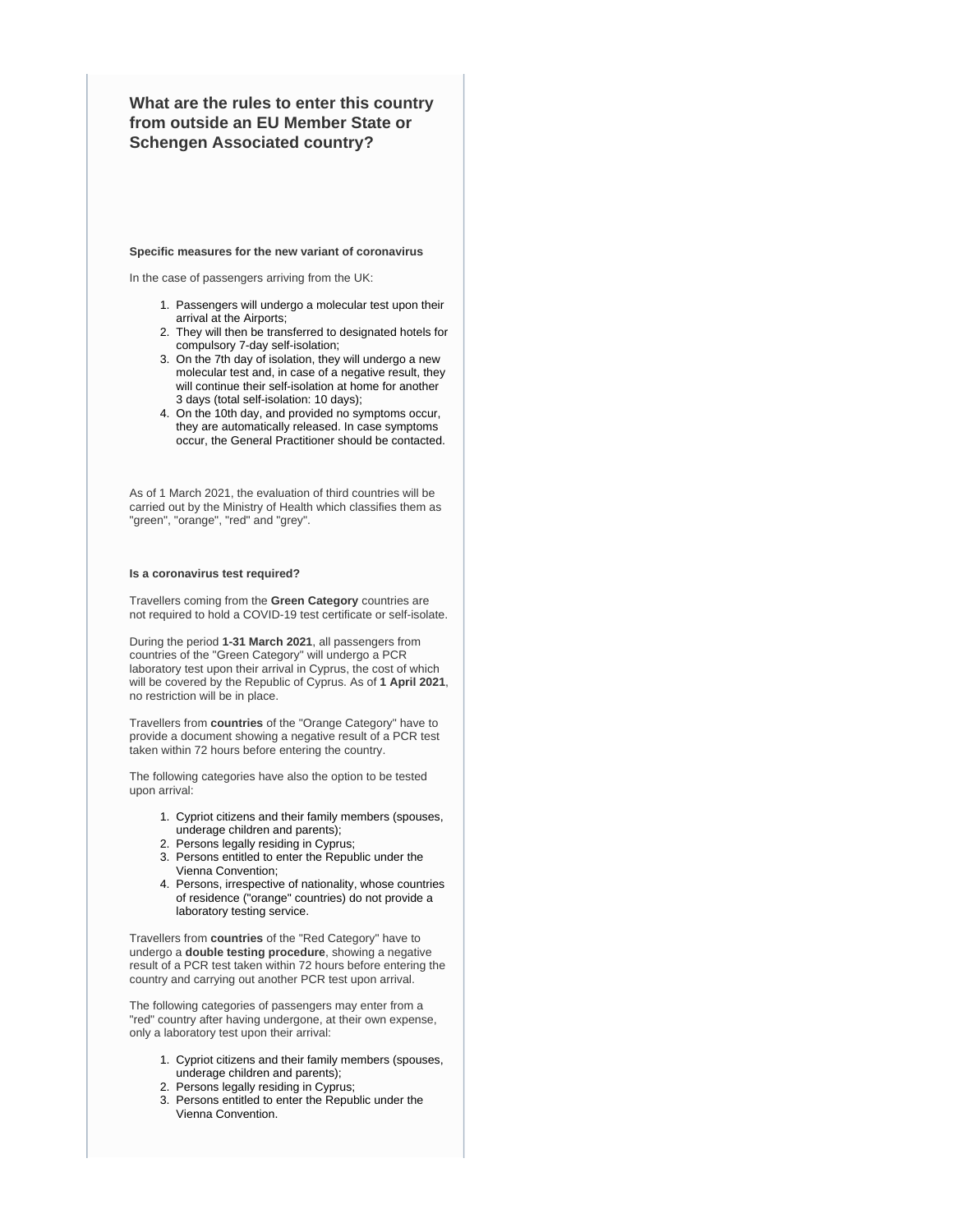## What are the rules to enter this country from outside an EU Member State or Schengen Associated country?

**Specific measures for the new variant of coronavirus**

In the case of passengers arriving from the UK:

1. Passengers will undergo a molecular test upon their arrival at the Airports;
2. They will then be transferred to designated hotels for compulsory 7-day self-isolation;
3. On the 7th day of isolation, they will undergo a new molecular test and, in case of a negative result, they will continue their self-isolation at home for another 3 days (total self-isolation: 10 days);
4. On the 10th day, and provided no symptoms occur, they are automatically released. In case symptoms occur, the General Practitioner should be contacted.

As of 1 March 2021, the evaluation of third countries will be carried out by the Ministry of Health which classifies them as "green", "orange", "red" and "grey".

**Is a coronavirus test required?**

Travellers coming from the **Green Category** countries are not required to hold a COVID-19 test certificate or self-isolate.

During the period **1-31 March 2021**, all passengers from countries of the "Green Category" will undergo a PCR laboratory test upon their arrival in Cyprus, the cost of which will be covered by the Republic of Cyprus. As of **1 April 2021**, no restriction will be in place.

Travellers from **countries** of the "Orange Category" have to provide a document showing a negative result of a PCR test taken within 72 hours before entering the country.

The following categories have also the option to be tested upon arrival:

1. Cypriot citizens and their family members (spouses, underage children and parents);
2. Persons legally residing in Cyprus;
3. Persons entitled to enter the Republic under the Vienna Convention;
4. Persons, irrespective of nationality, whose countries of residence ("orange" countries) do not provide a laboratory testing service.

Travellers from **countries** of the "Red Category" have to undergo a **double testing procedure**, showing a negative result of a PCR test taken within 72 hours before entering the country and carrying out another PCR test upon arrival.

The following categories of passengers may enter from a "red" country after having undergone, at their own expense, only a laboratory test upon their arrival:

1. Cypriot citizens and their family members (spouses, underage children and parents);
2. Persons legally residing in Cyprus;
3. Persons entitled to enter the Republic under the Vienna Convention.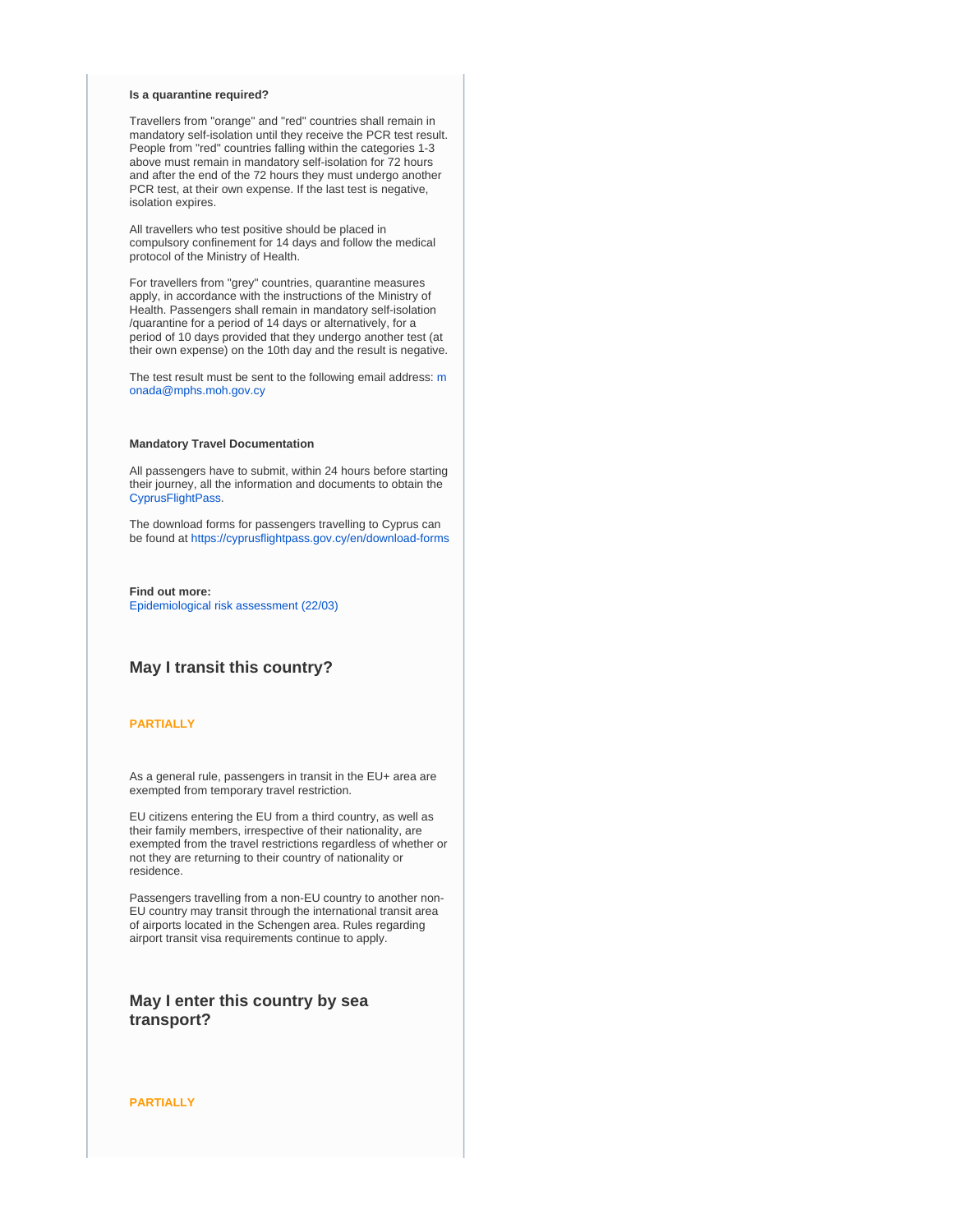**Is a quarantine required?**

Travellers from "orange" and "red" countries shall remain in mandatory self-isolation until they receive the PCR test result. People from "red" countries falling within the categories 1-3 above must remain in mandatory self-isolation for 72 hours and after the end of the 72 hours they must undergo another PCR test, at their own expense. If the last test is negative, isolation expires.

All travellers who test positive should be placed in compulsory confinement for 14 days and follow the medical protocol of the Ministry of Health.

For travellers from "grey" countries, quarantine measures apply, in accordance with the instructions of the Ministry of Health. Passengers shall remain in mandatory self-isolation /quarantine for a period of 14 days or alternatively, for a period of 10 days provided that they undergo another test (at their own expense) on the 10th day and the result is negative.

The test result must be sent to the following email address: monada@mphs.moh.gov.cy

**Mandatory Travel Documentation**

All passengers have to submit, within 24 hours before starting their journey, all the information and documents to obtain the CyprusFlightPass.

The download forms for passengers travelling to Cyprus can be found at https://cyprusflightpass.gov.cy/en/download-forms

**Find out more:**
Epidemiological risk assessment (22/03)

## May I transit this country?

**PARTIALLY**

As a general rule, passengers in transit in the EU+ area are exempted from temporary travel restriction.

EU citizens entering the EU from a third country, as well as their family members, irrespective of their nationality, are exempted from the travel restrictions regardless of whether or not they are returning to their country of nationality or residence.

Passengers travelling from a non-EU country to another non-EU country may transit through the international transit area of airports located in the Schengen area. Rules regarding airport transit visa requirements continue to apply.

## May I enter this country by sea transport?

**PARTIALLY**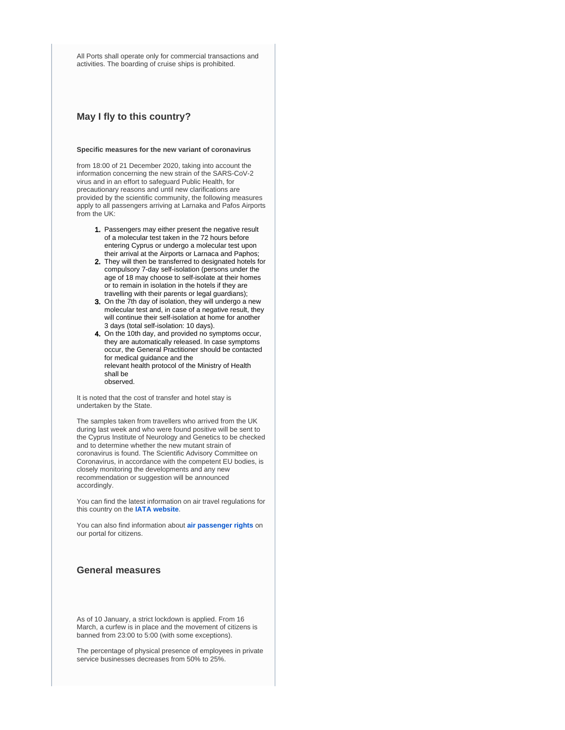All Ports shall operate only for commercial transactions and activities. The boarding of cruise ships is prohibited.

## May I fly to this country?

#### Specific measures for the new variant of coronavirus

from 18:00 of 21 December 2020, taking into account the information concerning the new strain of the SARS-CoV-2 virus and in an effort to safeguard Public Health, for precautionary reasons and until new clarifications are provided by the scientific community, the following measures apply to all passengers arriving at Larnaka and Pafos Airports from the UK:

1. Passengers may either present the negative result of a molecular test taken in the 72 hours before entering Cyprus or undergo a molecular test upon their arrival at the Airports or Larnaca and Paphos;
2. They will then be transferred to designated hotels for compulsory 7-day self-isolation (persons under the age of 18 may choose to self-isolate at their homes or to remain in isolation in the hotels if they are travelling with their parents or legal guardians);
3. On the 7th day of isolation, they will undergo a new molecular test and, in case of a negative result, they will continue their self-isolation at home for another 3 days (total self-isolation: 10 days).
4. On the 10th day, and provided no symptoms occur, they are automatically released. In case symptoms occur, the General Practitioner should be contacted for medical guidance and the relevant health protocol of the Ministry of Health shall be observed.

It is noted that the cost of transfer and hotel stay is undertaken by the State.

The samples taken from travellers who arrived from the UK during last week and who were found positive will be sent to the Cyprus Institute of Neurology and Genetics to be checked and to determine whether the new mutant strain of coronavirus is found. The Scientific Advisory Committee on Coronavirus, in accordance with the competent EU bodies, is closely monitoring the developments and any new recommendation or suggestion will be announced accordingly.

You can find the latest information on air travel regulations for this country on the **IATA website**.

You can also find information about **air passenger rights** on our portal for citizens.

## General measures

As of 10 January, a strict lockdown is applied. From 16 March, a curfew is in place and the movement of citizens is banned from 23:00 to 5:00 (with some exceptions).

The percentage of physical presence of employees in private service businesses decreases from 50% to 25%.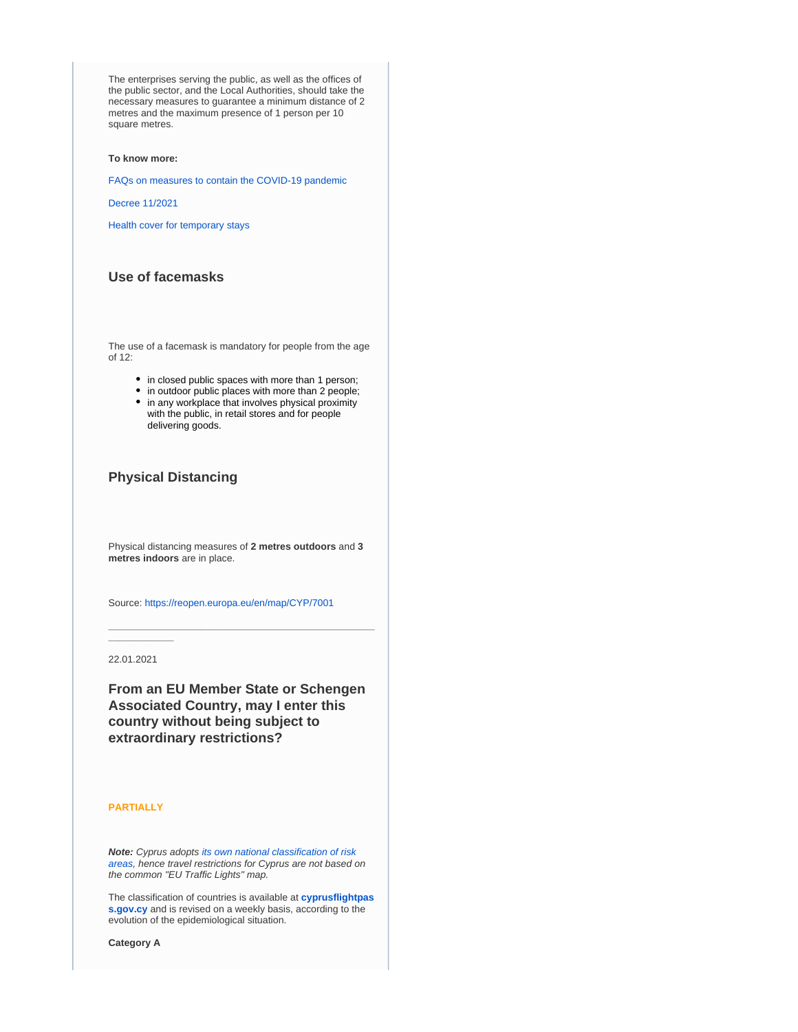The enterprises serving the public, as well as the offices of the public sector, and the Local Authorities, should take the necessary measures to guarantee a minimum distance of 2 metres and the maximum presence of 1 person per 10 square metres.

**To know more:**

FAQs on measures to contain the COVID-19 pandemic

Decree 11/2021

Health cover for temporary stays

### Use of facemasks

The use of a facemask is mandatory for people from the age of 12:

- in closed public spaces with more than 1 person;
- in outdoor public places with more than 2 people;
- in any workplace that involves physical proximity with the public, in retail stores and for people delivering goods.

### Physical Distancing

Physical distancing measures of **2 metres outdoors** and **3 metres indoors** are in place.

Source: https://reopen.europa.eu/en/map/CYP/7001

---

22.01.2021

### From an EU Member State or Schengen Associated Country, may I enter this country without being subject to extraordinary restrictions?

**PARTIALLY**

***Note:*** *Cyprus adopts its own national classification of risk areas, hence travel restrictions for Cyprus are not based on the common "EU Traffic Lights" map.*

The classification of countries is available at **cyprusflightpass.gov.cy** and is revised on a weekly basis, according to the evolution of the epidemiological situation.

**Category A**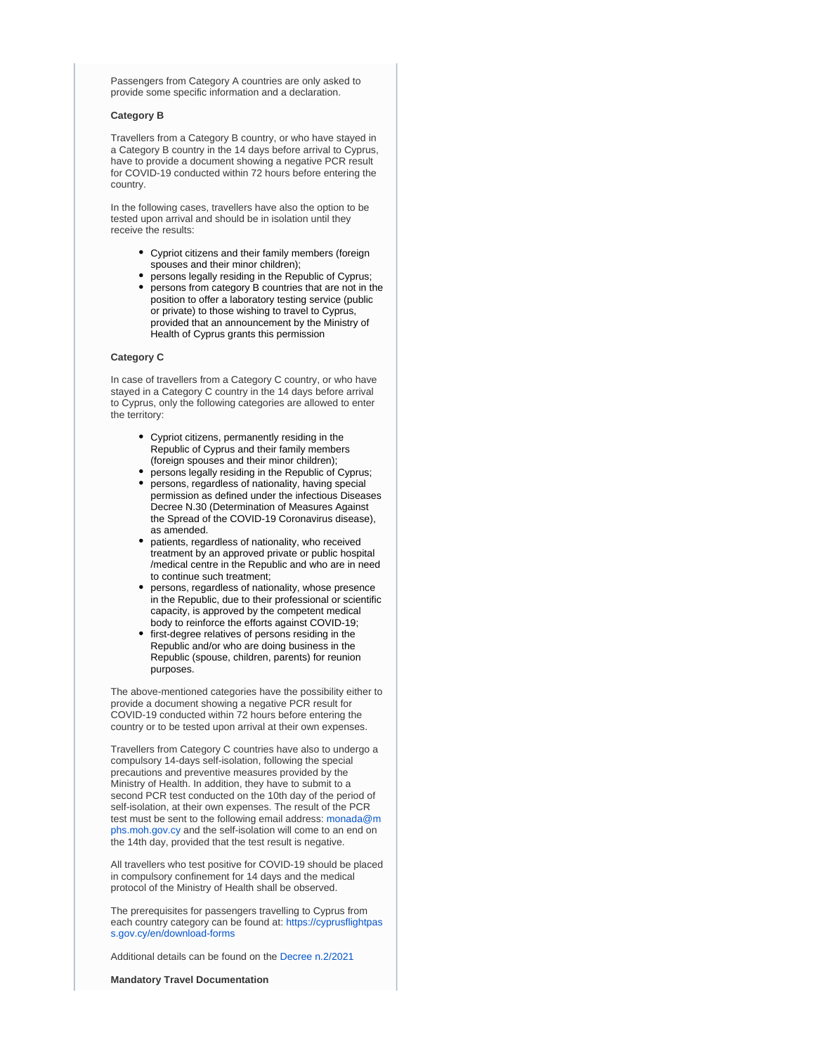Passengers from Category A countries are only asked to provide some specific information and a declaration.

**Category B**

Travellers from a Category B country, or who have stayed in a Category B country in the 14 days before arrival to Cyprus, have to provide a document showing a negative PCR result for COVID-19 conducted within 72 hours before entering the country.

In the following cases, travellers have also the option to be tested upon arrival and should be in isolation until they receive the results:

- Cypriot citizens and their family members (foreign spouses and their minor children);
- persons legally residing in the Republic of Cyprus;
- persons from category B countries that are not in the position to offer a laboratory testing service (public or private) to those wishing to travel to Cyprus, provided that an announcement by the Ministry of Health of Cyprus grants this permission

**Category C**

In case of travellers from a Category C country, or who have stayed in a Category C country in the 14 days before arrival to Cyprus, only the following categories are allowed to enter the territory:

- Cypriot citizens, permanently residing in the Republic of Cyprus and their family members (foreign spouses and their minor children);
- persons legally residing in the Republic of Cyprus;
- persons, regardless of nationality, having special permission as defined under the infectious Diseases Decree N.30 (Determination of Measures Against the Spread of the COVID-19 Coronavirus disease), as amended.
- patients, regardless of nationality, who received treatment by an approved private or public hospital /medical centre in the Republic and who are in need to continue such treatment;
- persons, regardless of nationality, whose presence in the Republic, due to their professional or scientific capacity, is approved by the competent medical body to reinforce the efforts against COVID-19;
- first-degree relatives of persons residing in the Republic and/or who are doing business in the Republic (spouse, children, parents) for reunion purposes.

The above-mentioned categories have the possibility either to provide a document showing a negative PCR result for COVID-19 conducted within 72 hours before entering the country or to be tested upon arrival at their own expenses.

Travellers from Category C countries have also to undergo a compulsory 14-days self-isolation, following the special precautions and preventive measures provided by the Ministry of Health. In addition, they have to submit to a second PCR test conducted on the 10th day of the period of self-isolation, at their own expenses. The result of the PCR test must be sent to the following email address: monada@mphs.moh.gov.cy and the self-isolation will come to an end on the 14th day, provided that the test result is negative.

All travellers who test positive for COVID-19 should be placed in compulsory confinement for 14 days and the medical protocol of the Ministry of Health shall be observed.

The prerequisites for passengers travelling to Cyprus from each country category can be found at: https://cyprusflightpass.gov.cy/en/download-forms

Additional details can be found on the Decree n.2/2021

**Mandatory Travel Documentation**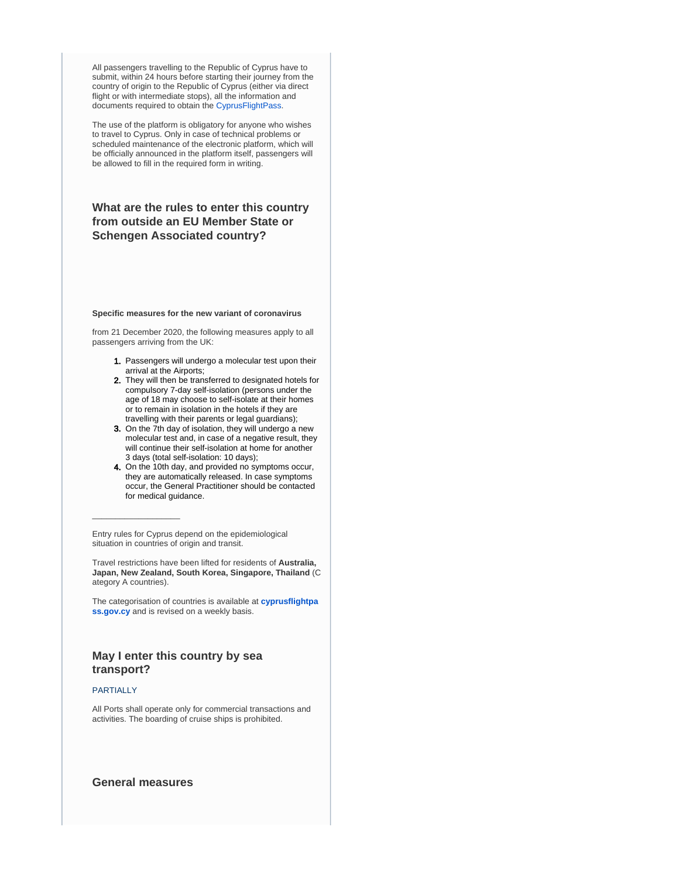All passengers travelling to the Republic of Cyprus have to submit, within 24 hours before starting their journey from the country of origin to the Republic of Cyprus (either via direct flight or with intermediate stops), all the information and documents required to obtain the CyprusFlightPass.

The use of the platform is obligatory for anyone who wishes to travel to Cyprus. Only in case of technical problems or scheduled maintenance of the electronic platform, which will be officially announced in the platform itself, passengers will be allowed to fill in the required form in writing.

### What are the rules to enter this country from outside an EU Member State or Schengen Associated country?

**Specific measures for the new variant of coronavirus**

from 21 December 2020, the following measures apply to all passengers arriving from the UK:

1. Passengers will undergo a molecular test upon their arrival at the Airports;
2. They will then be transferred to designated hotels for compulsory 7-day self-isolation (persons under the age of 18 may choose to self-isolate at their homes or to remain in isolation in the hotels if they are travelling with their parents or legal guardians);
3. On the 7th day of isolation, they will undergo a new molecular test and, in case of a negative result, they will continue their self-isolation at home for another 3 days (total self-isolation: 10 days);
4. On the 10th day, and provided no symptoms occur, they are automatically released. In case symptoms occur, the General Practitioner should be contacted for medical guidance.

___________________

Entry rules for Cyprus depend on the epidemiological situation in countries of origin and transit.

Travel restrictions have been lifted for residents of **Australia, Japan, New Zealand, South Korea, Singapore, Thailand** (Category A countries).

The categorisation of countries is available at **cyprusflightpass.gov.cy** and is revised on a weekly basis.

### May I enter this country by sea transport?

PARTIALLY

All Ports shall operate only for commercial transactions and activities. The boarding of cruise ships is prohibited.

### General measures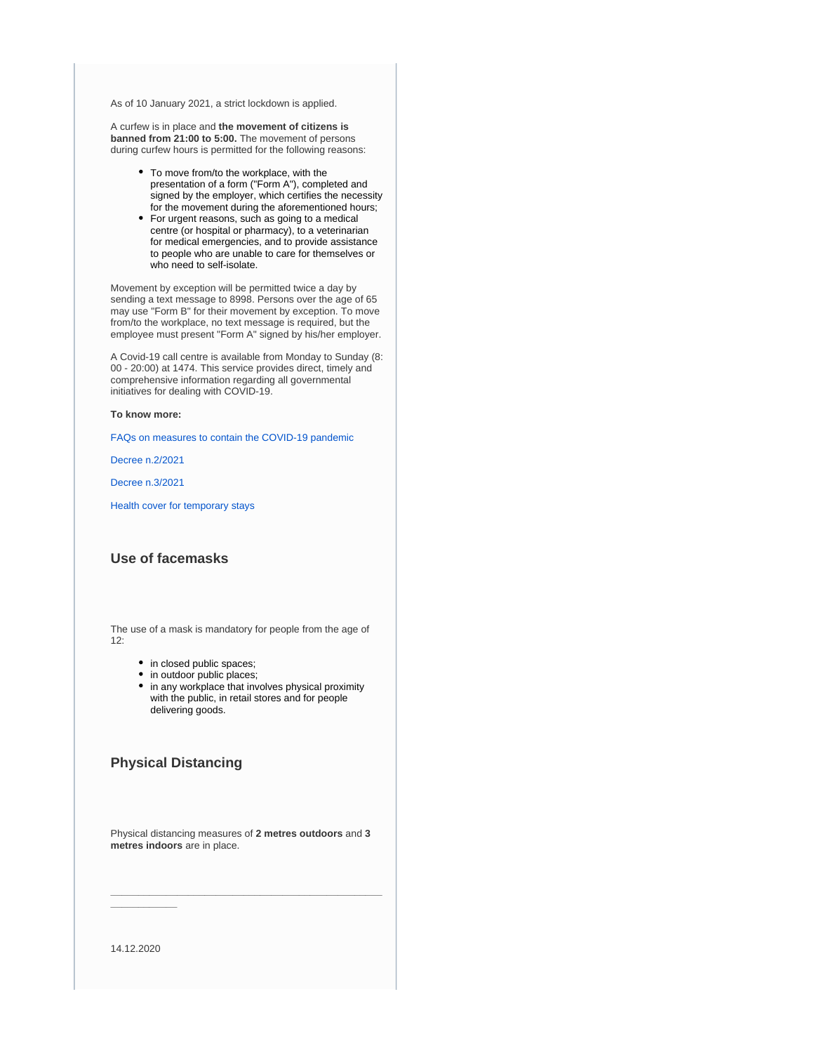As of 10 January 2021, a strict lockdown is applied.

A curfew is in place and **the movement of citizens is banned from 21:00 to 5:00.** The movement of persons during curfew hours is permitted for the following reasons:

- To move from/to the workplace, with the presentation of a form ("Form A"), completed and signed by the employer, which certifies the necessity for the movement during the aforementioned hours;
- For urgent reasons, such as going to a medical centre (or hospital or pharmacy), to a veterinarian for medical emergencies, and to provide assistance to people who are unable to care for themselves or who need to self-isolate.

Movement by exception will be permitted twice a day by sending a text message to 8998. Persons over the age of 65 may use "Form B" for their movement by exception. To move from/to the workplace, no text message is required, but the employee must present "Form A" signed by his/her employer.

A Covid-19 call centre is available from Monday to Sunday (8:00 - 20:00) at 1474. This service provides direct, timely and comprehensive information regarding all governmental initiatives for dealing with COVID-19.

**To know more:**

FAQs on measures to contain the COVID-19 pandemic

Decree n.2/2021

Decree n.3/2021

Health cover for temporary stays

### Use of facemasks

The use of a mask is mandatory for people from the age of 12:

- in closed public spaces;
- in outdoor public places;
- in any workplace that involves physical proximity with the public, in retail stores and for people delivering goods.

### Physical Distancing

Physical distancing measures of **2 metres outdoors** and **3 metres indoors** are in place.

---

14.12.2020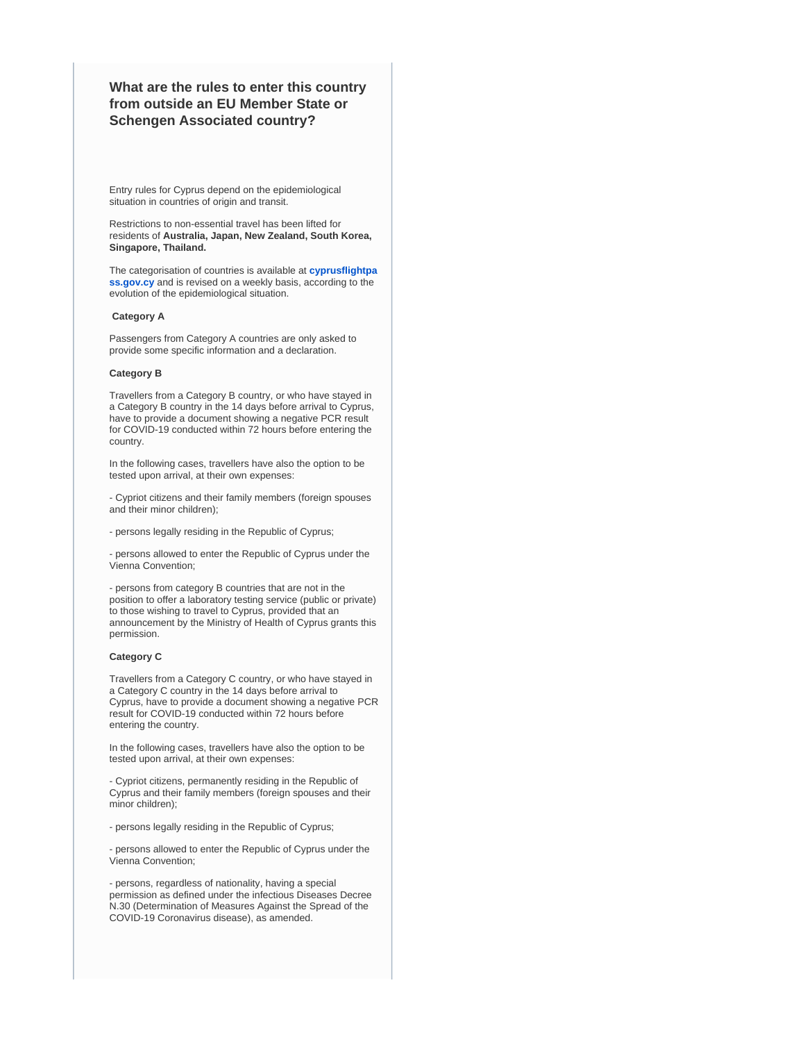## What are the rules to enter this country from outside an EU Member State or Schengen Associated country?

Entry rules for Cyprus depend on the epidemiological situation in countries of origin and transit.

Restrictions to non-essential travel has been lifted for residents of **Australia, Japan, New Zealand, South Korea, Singapore, Thailand.**

The categorisation of countries is available at **cyprusflightpass.gov.cy** and is revised on a weekly basis, according to the evolution of the epidemiological situation.

**Category A**

Passengers from Category A countries are only asked to provide some specific information and a declaration.

**Category B**

Travellers from a Category B country, or who have stayed in a Category B country in the 14 days before arrival to Cyprus, have to provide a document showing a negative PCR result for COVID-19 conducted within 72 hours before entering the country.

In the following cases, travellers have also the option to be tested upon arrival, at their own expenses:

- Cypriot citizens and their family members (foreign spouses and their minor children);

- persons legally residing in the Republic of Cyprus;

- persons allowed to enter the Republic of Cyprus under the Vienna Convention;

- persons from category B countries that are not in the position to offer a laboratory testing service (public or private) to those wishing to travel to Cyprus, provided that an announcement by the Ministry of Health of Cyprus grants this permission.

**Category C**

Travellers from a Category C country, or who have stayed in a Category C country in the 14 days before arrival to Cyprus, have to provide a document showing a negative PCR result for COVID-19 conducted within 72 hours before entering the country.

In the following cases, travellers have also the option to be tested upon arrival, at their own expenses:

- Cypriot citizens, permanently residing in the Republic of Cyprus and their family members (foreign spouses and their minor children);

- persons legally residing in the Republic of Cyprus;

- persons allowed to enter the Republic of Cyprus under the Vienna Convention;

- persons, regardless of nationality, having a special permission as defined under the infectious Diseases Decree N.30 (Determination of Measures Against the Spread of the COVID-19 Coronavirus disease), as amended.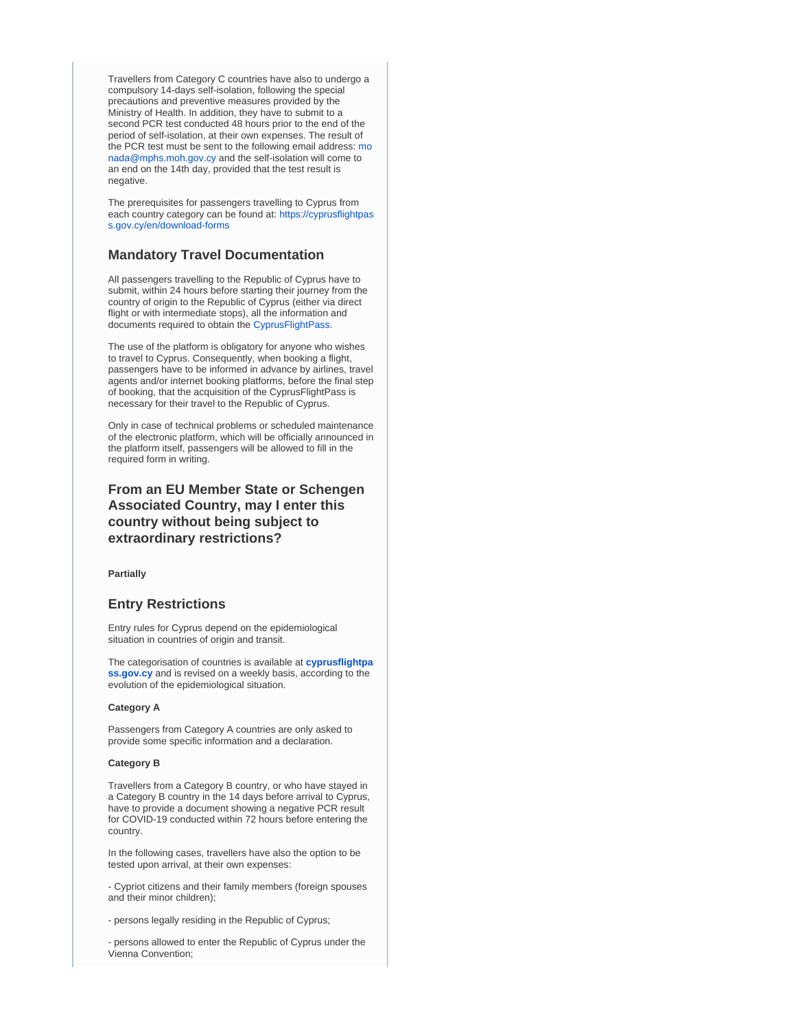Travellers from Category C countries have also to undergo a compulsory 14-days self-isolation, following the special precautions and preventive measures provided by the Ministry of Health. In addition, they have to submit to a second PCR test conducted 48 hours prior to the end of the period of self-isolation, at their own expenses. The result of the PCR test must be sent to the following email address: monada@mphs.moh.gov.cy and the self-isolation will come to an end on the 14th day, provided that the test result is negative.

The prerequisites for passengers travelling to Cyprus from each country category can be found at: https://cyprusflightpass.gov.cy/en/download-forms

## Mandatory Travel Documentation

All passengers travelling to the Republic of Cyprus have to submit, within 24 hours before starting their journey from the country of origin to the Republic of Cyprus (either via direct flight or with intermediate stops), all the information and documents required to obtain the CyprusFlightPass.

The use of the platform is obligatory for anyone who wishes to travel to Cyprus. Consequently, when booking a flight, passengers have to be informed in advance by airlines, travel agents and/or internet booking platforms, before the final step of booking, that the acquisition of the CyprusFlightPass is necessary for their travel to the Republic of Cyprus.

Only in case of technical problems or scheduled maintenance of the electronic platform, which will be officially announced in the platform itself, passengers will be allowed to fill in the required form in writing.

## From an EU Member State or Schengen Associated Country, may I enter this country without being subject to extraordinary restrictions?

**Partially**

## Entry Restrictions

Entry rules for Cyprus depend on the epidemiological situation in countries of origin and transit.

The categorisation of countries is available at **cyprusflightpass.gov.cy** and is revised on a weekly basis, according to the evolution of the epidemiological situation.

**Category A**

Passengers from Category A countries are only asked to provide some specific information and a declaration.

**Category B**

Travellers from a Category B country, or who have stayed in a Category B country in the 14 days before arrival to Cyprus, have to provide a document showing a negative PCR result for COVID-19 conducted within 72 hours before entering the country.

In the following cases, travellers have also the option to be tested upon arrival, at their own expenses:

- Cypriot citizens and their family members (foreign spouses and their minor children);

- persons legally residing in the Republic of Cyprus;

- persons allowed to enter the Republic of Cyprus under the Vienna Convention;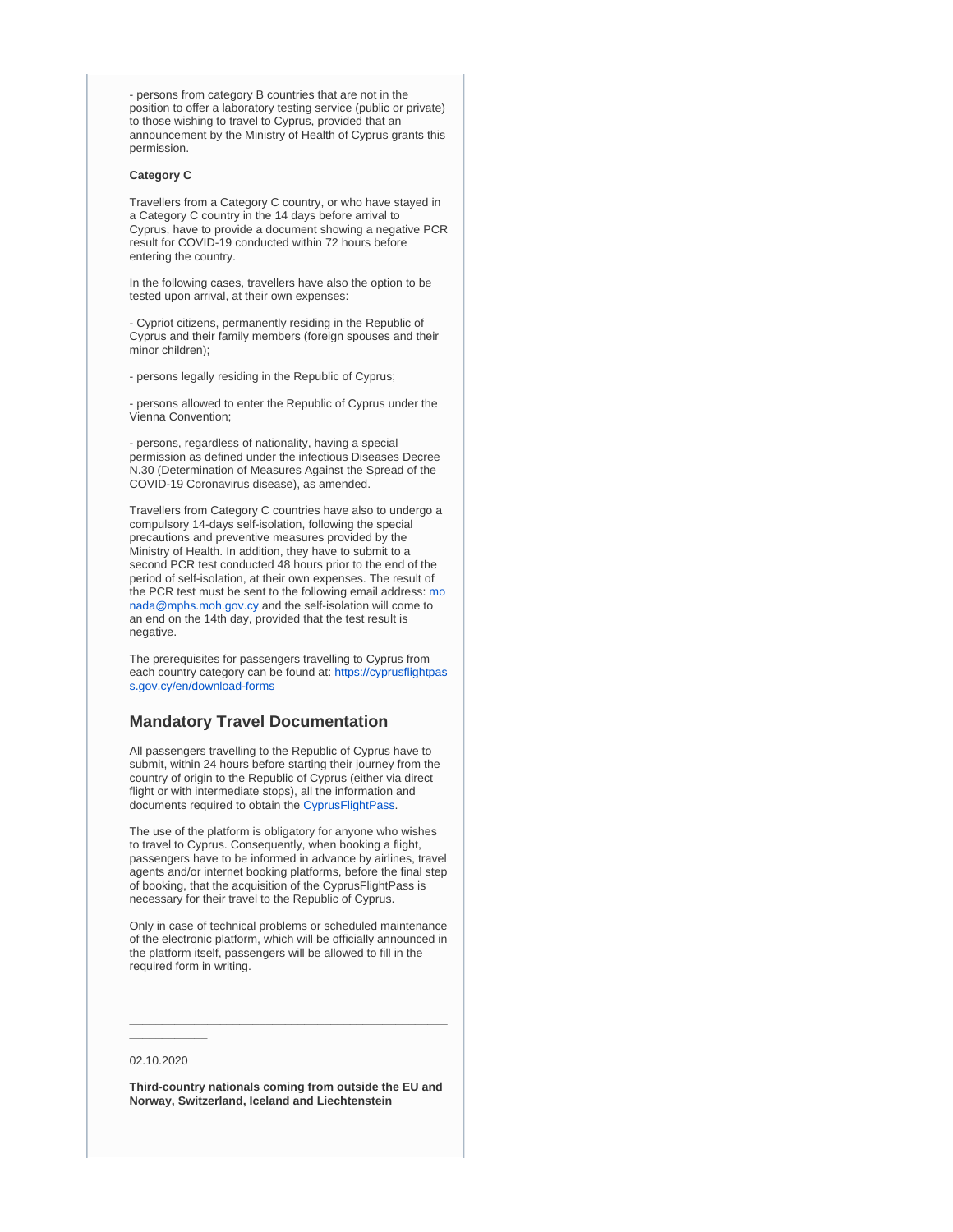- persons from category B countries that are not in the position to offer a laboratory testing service (public or private) to those wishing to travel to Cyprus, provided that an announcement by the Ministry of Health of Cyprus grants this permission.

**Category C**

Travellers from a Category C country, or who have stayed in a Category C country in the 14 days before arrival to Cyprus, have to provide a document showing a negative PCR result for COVID-19 conducted within 72 hours before entering the country.

In the following cases, travellers have also the option to be tested upon arrival, at their own expenses:

- Cypriot citizens, permanently residing in the Republic of Cyprus and their family members (foreign spouses and their minor children);

- persons legally residing in the Republic of Cyprus;

- persons allowed to enter the Republic of Cyprus under the Vienna Convention;

- persons, regardless of nationality, having a special permission as defined under the infectious Diseases Decree N.30 (Determination of Measures Against the Spread of the COVID-19 Coronavirus disease), as amended.

Travellers from Category C countries have also to undergo a compulsory 14-days self-isolation, following the special precautions and preventive measures provided by the Ministry of Health. In addition, they have to submit to a second PCR test conducted 48 hours prior to the end of the period of self-isolation, at their own expenses. The result of the PCR test must be sent to the following email address: monada@mphs.moh.gov.cy and the self-isolation will come to an end on the 14th day, provided that the test result is negative.

The prerequisites for passengers travelling to Cyprus from each country category can be found at: https://cyprusflightpass.gov.cy/en/download-forms

## Mandatory Travel Documentation

All passengers travelling to the Republic of Cyprus have to submit, within 24 hours before starting their journey from the country of origin to the Republic of Cyprus (either via direct flight or with intermediate stops), all the information and documents required to obtain the CyprusFlightPass.

The use of the platform is obligatory for anyone who wishes to travel to Cyprus. Consequently, when booking a flight, passengers have to be informed in advance by airlines, travel agents and/or internet booking platforms, before the final step of booking, that the acquisition of the CyprusFlightPass is necessary for their travel to the Republic of Cyprus.

Only in case of technical problems or scheduled maintenance of the electronic platform, which will be officially announced in the platform itself, passengers will be allowed to fill in the required form in writing.

---

02.10.2020

**Third-country nationals coming from outside the EU and Norway, Switzerland, Iceland and Liechtenstein**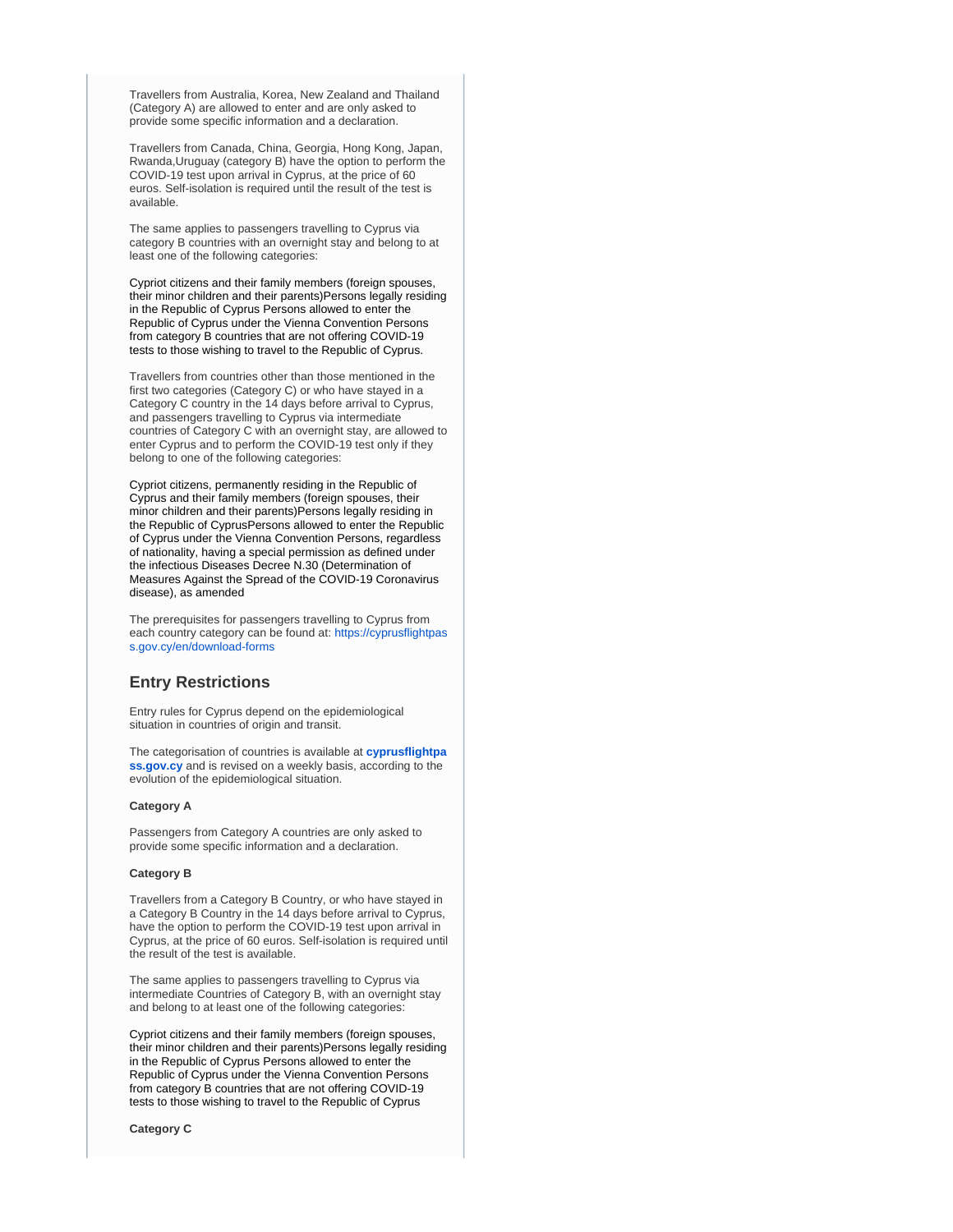Travellers from Australia, Korea, New Zealand and Thailand (Category A) are allowed to enter and are only asked to provide some specific information and a declaration.

Travellers from Canada, China, Georgia, Hong Kong, Japan, Rwanda,Uruguay (category B) have the option to perform the COVID-19 test upon arrival in Cyprus, at the price of 60 euros. Self-isolation is required until the result of the test is available.

The same applies to passengers travelling to Cyprus via category B countries with an overnight stay and belong to at least one of the following categories:

Cypriot citizens and their family members (foreign spouses, their minor children and their parents)Persons legally residing in the Republic of Cyprus Persons allowed to enter the Republic of Cyprus under the Vienna Convention Persons from category B countries that are not offering COVID-19 tests to those wishing to travel to the Republic of Cyprus.

Travellers from countries other than those mentioned in the first two categories (Category C) or who have stayed in a Category C country in the 14 days before arrival to Cyprus, and passengers travelling to Cyprus via intermediate countries of Category C with an overnight stay, are allowed to enter Cyprus and to perform the COVID-19 test only if they belong to one of the following categories:

Cypriot citizens, permanently residing in the Republic of Cyprus and their family members (foreign spouses, their minor children and their parents)Persons legally residing in the Republic of CyprusPersons allowed to enter the Republic of Cyprus under the Vienna Convention Persons, regardless of nationality, having a special permission as defined under the infectious Diseases Decree N.30 (Determination of Measures Against the Spread of the COVID-19 Coronavirus disease), as amended

The prerequisites for passengers travelling to Cyprus from each country category can be found at: https://cyprusflightpass.gov.cy/en/download-forms

## Entry Restrictions

Entry rules for Cyprus depend on the epidemiological situation in countries of origin and transit.

The categorisation of countries is available at **cyprusflightpass.gov.cy** and is revised on a weekly basis, according to the evolution of the epidemiological situation.

**Category A**

Passengers from Category A countries are only asked to provide some specific information and a declaration.

**Category B**

Travellers from a Category B Country, or who have stayed in a Category B Country in the 14 days before arrival to Cyprus, have the option to perform the COVID-19 test upon arrival in Cyprus, at the price of 60 euros. Self-isolation is required until the result of the test is available.

The same applies to passengers travelling to Cyprus via intermediate Countries of Category B, with an overnight stay and belong to at least one of the following categories:

Cypriot citizens and their family members (foreign spouses, their minor children and their parents)Persons legally residing in the Republic of Cyprus Persons allowed to enter the Republic of Cyprus under the Vienna Convention Persons from category B countries that are not offering COVID-19 tests to those wishing to travel to the Republic of Cyprus

**Category C**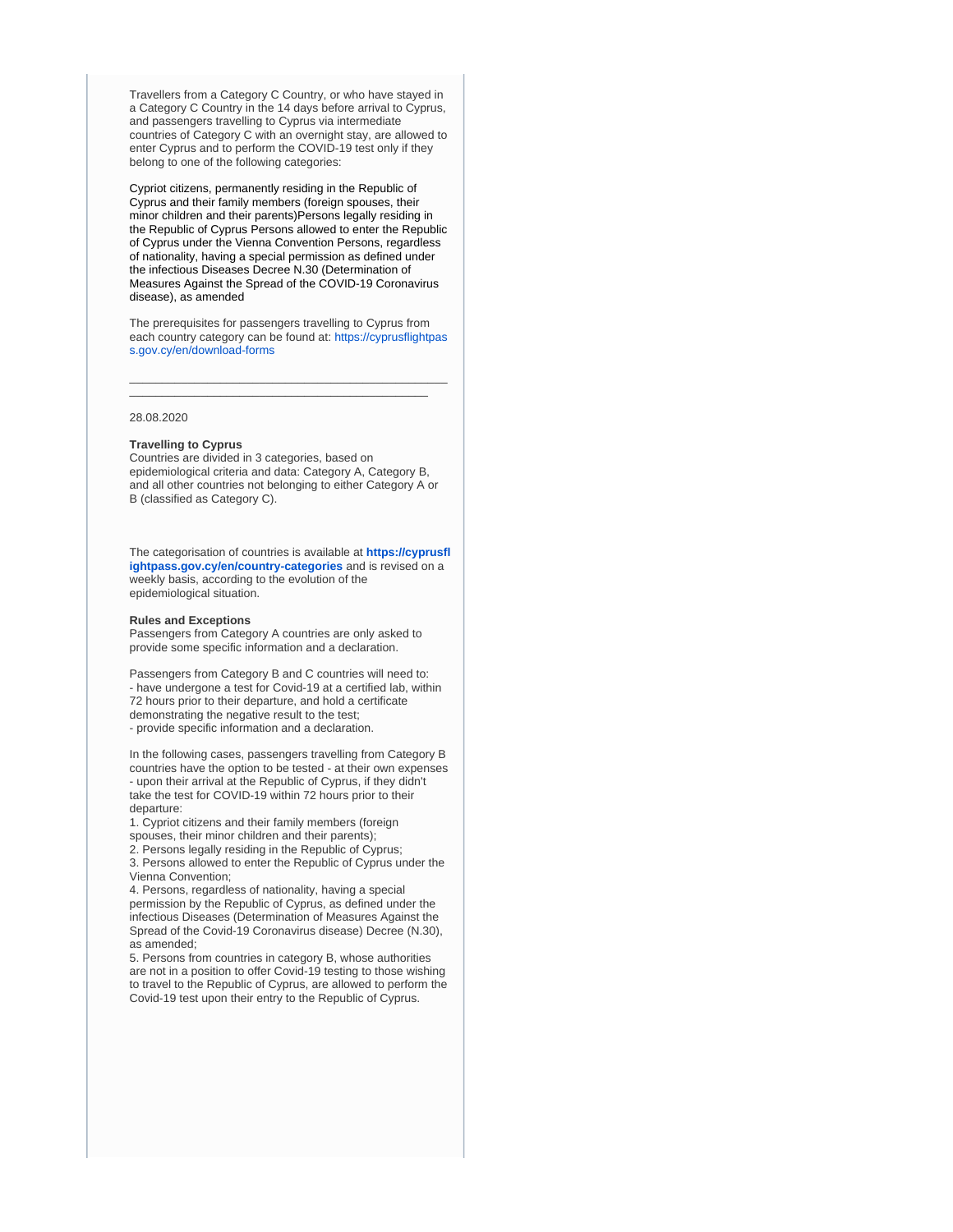Travellers from a Category C Country, or who have stayed in a Category C Country in the 14 days before arrival to Cyprus, and passengers travelling to Cyprus via intermediate countries of Category C with an overnight stay, are allowed to enter Cyprus and to perform the COVID-19 test only if they belong to one of the following categories:

Cypriot citizens, permanently residing in the Republic of Cyprus and their family members (foreign spouses, their minor children and their parents)Persons legally residing in the Republic of Cyprus Persons allowed to enter the Republic of Cyprus under the Vienna Convention Persons, regardless of nationality, having a special permission as defined under the infectious Diseases Decree N.30 (Determination of Measures Against the Spread of the COVID-19 Coronavirus disease), as amended

The prerequisites for passengers travelling to Cyprus from each country category can be found at: https://cyprusflightpass.gov.cy/en/download-forms

---

28.08.2020

**Travelling to Cyprus**
Countries are divided in 3 categories, based on epidemiological criteria and data: Category A, Category B, and all other countries not belonging to either Category A or B (classified as Category C).

The categorisation of countries is available at **https://cyprusflightpass.gov.cy/en/country-categories** and is revised on a weekly basis, according to the evolution of the epidemiological situation.

**Rules and Exceptions**
Passengers from Category A countries are only asked to provide some specific information and a declaration.

Passengers from Category B and C countries will need to:
- have undergone a test for Covid-19 at a certified lab, within 72 hours prior to their departure, and hold a certificate demonstrating the negative result to the test;
- provide specific information and a declaration.

In the following cases, passengers travelling from Category B countries have the option to be tested - at their own expenses - upon their arrival at the Republic of Cyprus, if they didn't take the test for COVID-19 within 72 hours prior to their departure:

1. Cypriot citizens and their family members (foreign spouses, their minor children and their parents);
2. Persons legally residing in the Republic of Cyprus;
3. Persons allowed to enter the Republic of Cyprus under the Vienna Convention;
4. Persons, regardless of nationality, having a special permission by the Republic of Cyprus, as defined under the infectious Diseases (Determination of Measures Against the Spread of the Covid-19 Coronavirus disease) Decree (N.30), as amended;
5. Persons from countries in category B, whose authorities are not in a position to offer Covid-19 testing to those wishing to travel to the Republic of Cyprus, are allowed to perform the Covid-19 test upon their entry to the Republic of Cyprus.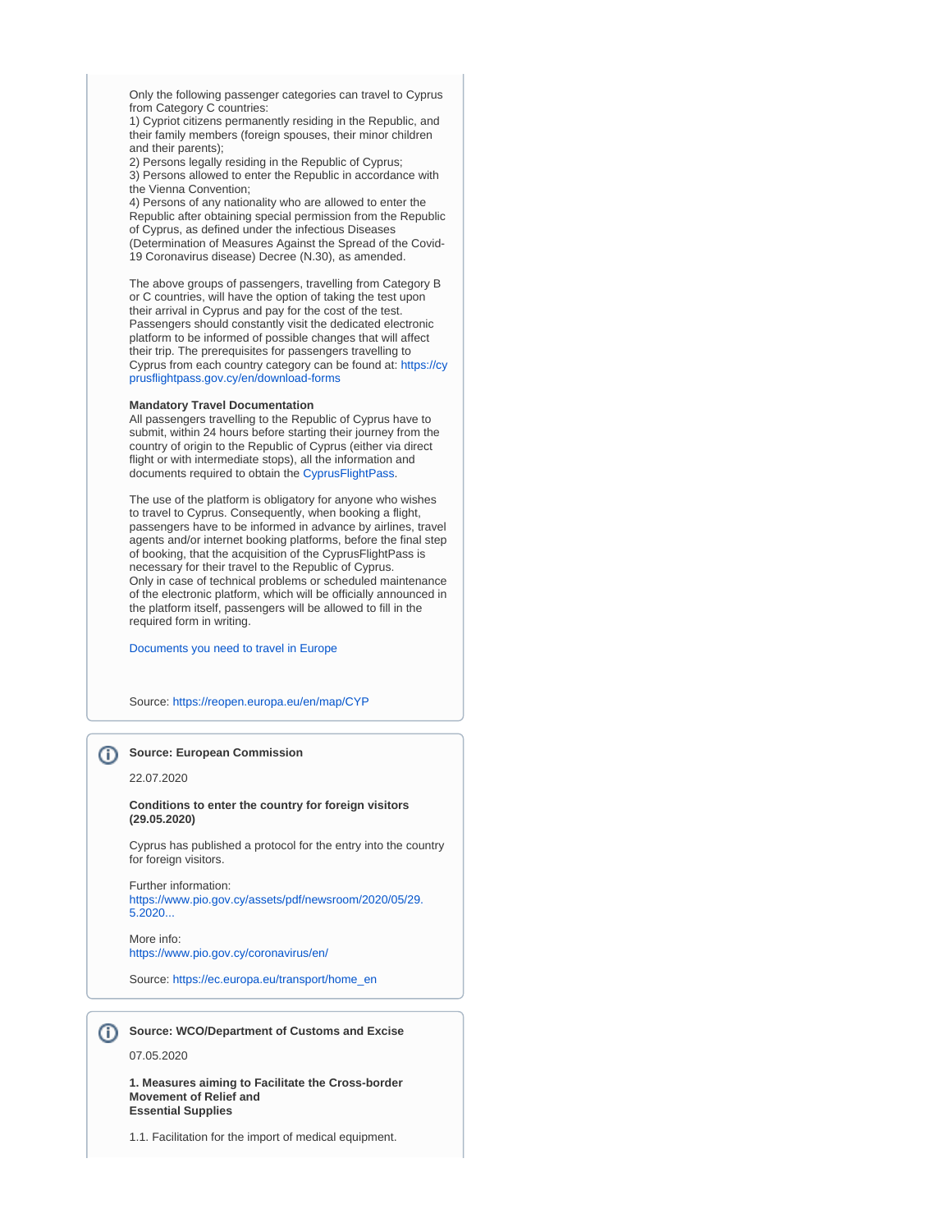Only the following passenger categories can travel to Cyprus from Category C countries:
1) Cypriot citizens permanently residing in the Republic, and their family members (foreign spouses, their minor children and their parents);
2) Persons legally residing in the Republic of Cyprus;
3) Persons allowed to enter the Republic in accordance with the Vienna Convention;
4) Persons of any nationality who are allowed to enter the Republic after obtaining special permission from the Republic of Cyprus, as defined under the infectious Diseases (Determination of Measures Against the Spread of the Covid-19 Coronavirus disease) Decree (N.30), as amended.

The above groups of passengers, travelling from Category B or C countries, will have the option of taking the test upon their arrival in Cyprus and pay for the cost of the test. Passengers should constantly visit the dedicated electronic platform to be informed of possible changes that will affect their trip. The prerequisites for passengers travelling to Cyprus from each country category can be found at: https://cyprusflightpass.gov.cy/en/download-forms

**Mandatory Travel Documentation**
All passengers travelling to the Republic of Cyprus have to submit, within 24 hours before starting their journey from the country of origin to the Republic of Cyprus (either via direct flight or with intermediate stops), all the information and documents required to obtain the CyprusFlightPass.

The use of the platform is obligatory for anyone who wishes to travel to Cyprus. Consequently, when booking a flight, passengers have to be informed in advance by airlines, travel agents and/or internet booking platforms, before the final step of booking, that the acquisition of the CyprusFlightPass is necessary for their travel to the Republic of Cyprus.
Only in case of technical problems or scheduled maintenance of the electronic platform, which will be officially announced in the platform itself, passengers will be allowed to fill in the required form in writing.

Documents you need to travel in Europe

Source: https://reopen.europa.eu/en/map/CYP

**Source: European Commission**

22.07.2020

**Conditions to enter the country for foreign visitors (29.05.2020)**

Cyprus has published a protocol for the entry into the country for foreign visitors.

Further information:
https://www.pio.gov.cy/assets/pdf/newsroom/2020/05/29.5.2020...

More info:
https://www.pio.gov.cy/coronavirus/en/

Source: https://ec.europa.eu/transport/home_en

**Source: WCO/Department of Customs and Excise**

07.05.2020

**1. Measures aiming to Facilitate the Cross-border Movement of Relief and Essential Supplies**

1.1. Facilitation for the import of medical equipment.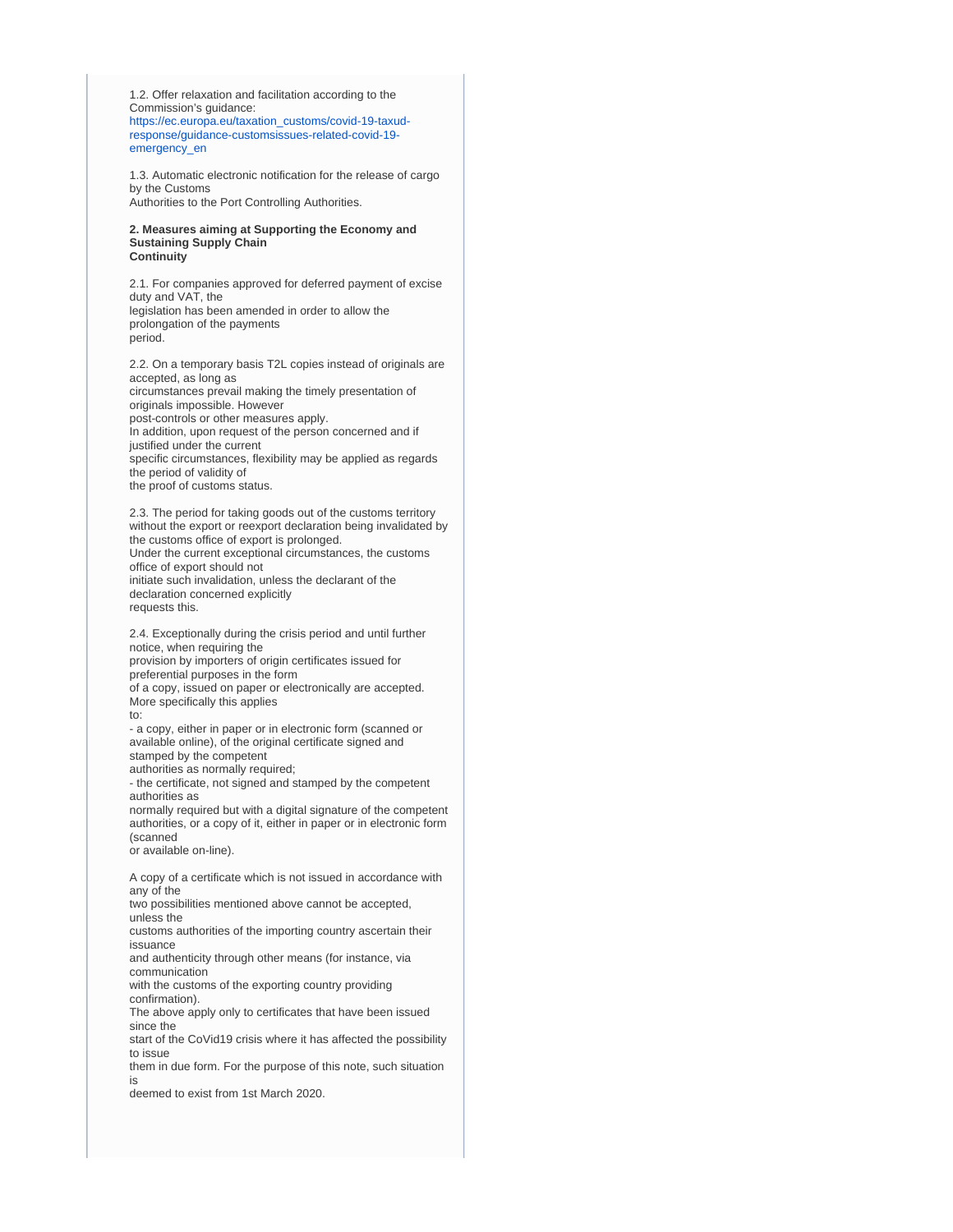1.2. Offer relaxation and facilitation according to the Commission's guidance: https://ec.europa.eu/taxation_customs/covid-19-taxud-response/guidance-customsissues-related-covid-19-emergency_en

1.3. Automatic electronic notification for the release of cargo by the Customs Authorities to the Port Controlling Authorities.

**2. Measures aiming at Supporting the Economy and Sustaining Supply Chain Continuity**

2.1. For companies approved for deferred payment of excise duty and VAT, the legislation has been amended in order to allow the prolongation of the payments period.

2.2. On a temporary basis T2L copies instead of originals are accepted, as long as circumstances prevail making the timely presentation of originals impossible. However post-controls or other measures apply.
In addition, upon request of the person concerned and if justified under the current specific circumstances, flexibility may be applied as regards the period of validity of the proof of customs status.

2.3. The period for taking goods out of the customs territory without the export or reexport declaration being invalidated by the customs office of export is prolonged.
Under the current exceptional circumstances, the customs office of export should not initiate such invalidation, unless the declarant of the declaration concerned explicitly requests this.

2.4. Exceptionally during the crisis period and until further notice, when requiring the provision by importers of origin certificates issued for preferential purposes in the form of a copy, issued on paper or electronically are accepted. More specifically this applies to:
- a copy, either in paper or in electronic form (scanned or available online), of the original certificate signed and stamped by the competent authorities as normally required;
- the certificate, not signed and stamped by the competent authorities as normally required but with a digital signature of the competent authorities, or a copy of it, either in paper or in electronic form (scanned or available on-line).

A copy of a certificate which is not issued in accordance with any of the two possibilities mentioned above cannot be accepted, unless the customs authorities of the importing country ascertain their issuance and authenticity through other means (for instance, via communication with the customs of the exporting country providing confirmation).
The above apply only to certificates that have been issued since the start of the CoVid19 crisis where it has affected the possibility to issue them in due form. For the purpose of this note, such situation is deemed to exist from 1st March 2020.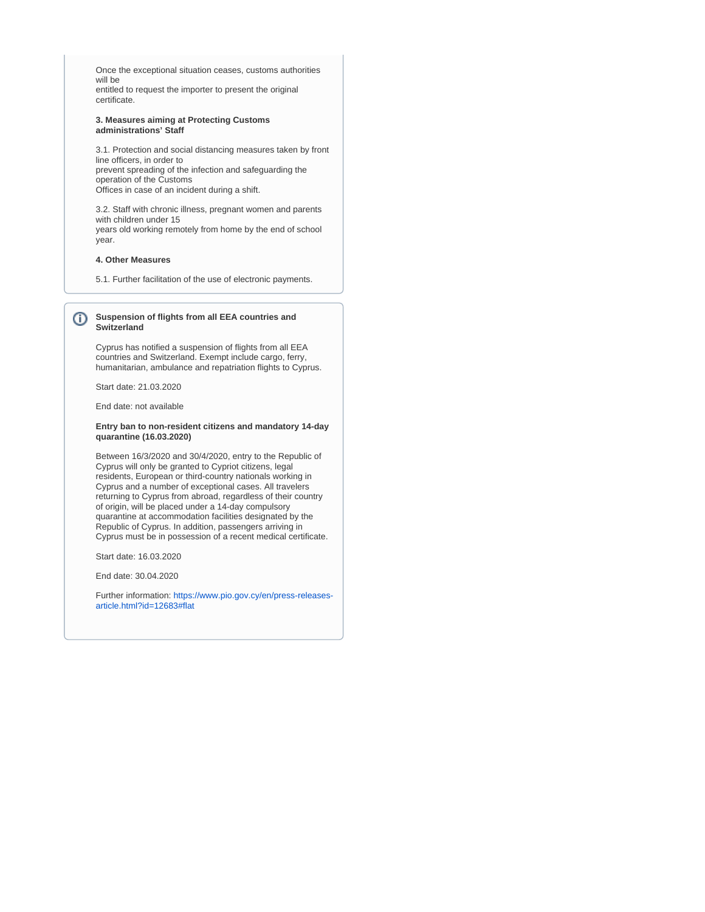Once the exceptional situation ceases, customs authorities will be entitled to request the importer to present the original certificate.

**3. Measures aiming at Protecting Customs administrations' Staff**

3.1. Protection and social distancing measures taken by front line officers, in order to prevent spreading of the infection and safeguarding the operation of the Customs Offices in case of an incident during a shift.

3.2. Staff with chronic illness, pregnant women and parents with children under 15 years old working remotely from home by the end of school year.

**4. Other Measures**

5.1. Further facilitation of the use of electronic payments.

**Suspension of flights from all EEA countries and Switzerland**

Cyprus has notified a suspension of flights from all EEA countries and Switzerland. Exempt include cargo, ferry, humanitarian, ambulance and repatriation flights to Cyprus.

Start date: 21.03.2020

End date: not available

**Entry ban to non-resident citizens and mandatory 14-day quarantine (16.03.2020)**

Between 16/3/2020 and 30/4/2020, entry to the Republic of Cyprus will only be granted to Cypriot citizens, legal residents, European or third-country nationals working in Cyprus and a number of exceptional cases. All travelers returning to Cyprus from abroad, regardless of their country of origin, will be placed under a 14-day compulsory quarantine at accommodation facilities designated by the Republic of Cyprus. In addition, passengers arriving in Cyprus must be in possession of a recent medical certificate.

Start date: 16.03.2020

End date: 30.04.2020

Further information: https://www.pio.gov.cy/en/press-releases-article.html?id=12683#flat